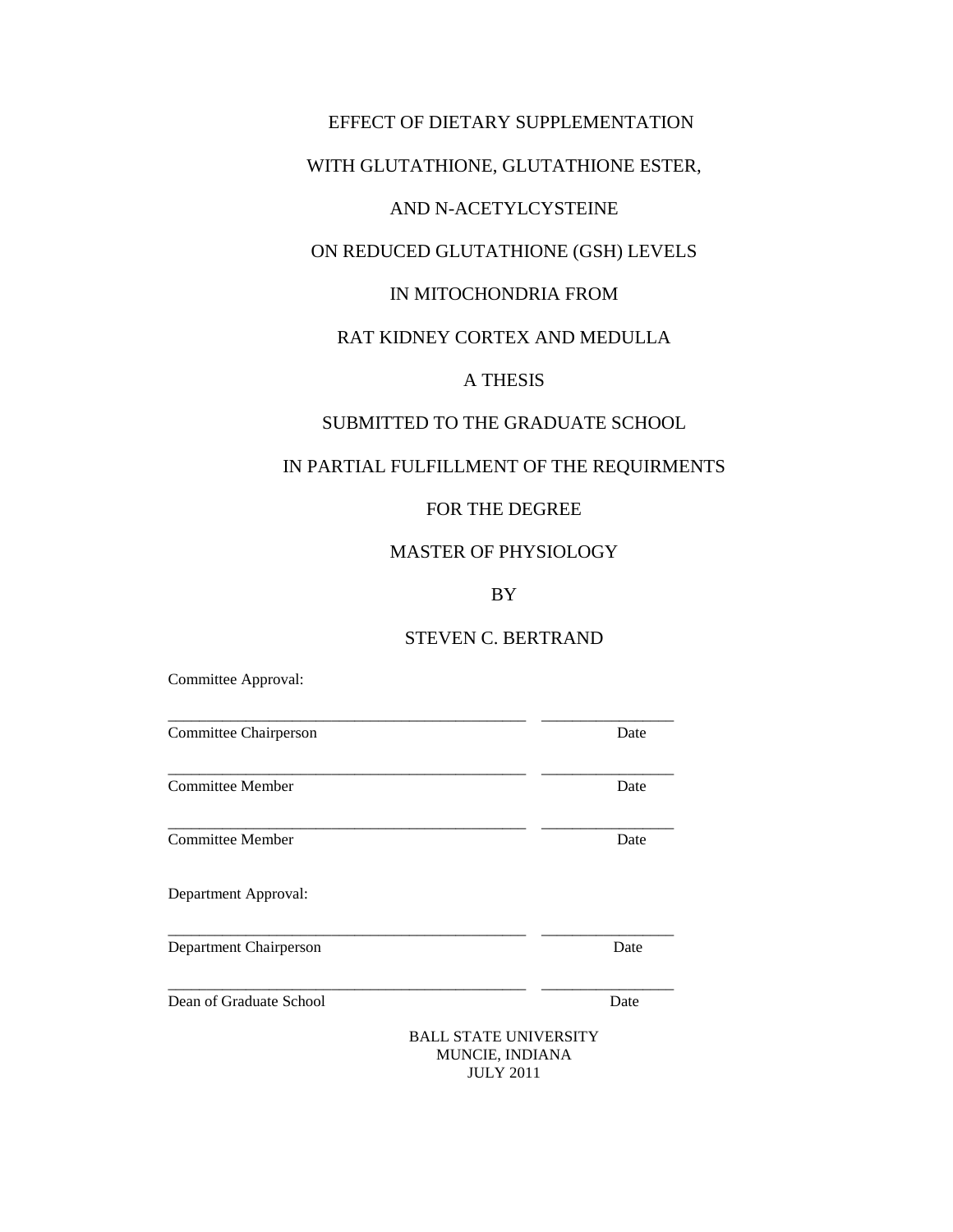# EFFECT OF DIETARY SUPPLEMENTATION WITH GLUTATHIONE, GLUTATHIONE ESTER, AND N-ACETYLCYSTEINE ON REDUCED GLUTATHIONE (GSH) LEVELS IN MITOCHONDRIA FROM RAT KIDNEY CORTEX AND MEDULLA

A THESIS

SUBMITTED TO THE GRADUATE SCHOOL

IN PARTIAL FULFILLMENT OF THE REQUIRMENTS

FOR THE DEGREE

MASTER OF PHYSIOLOGY

BY

STEVEN C. BERTRAND

Committee Approval:

______________________________ ____________
Committee Chairperson Date

______________________________ ____________
Committee Member Date

______________________________ ____________
Committee Member Date

Department Approval:

______________________________ ____________
Department Chairperson Date

______________________________ ____________
Dean of Graduate School Date

BALL STATE UNIVERSITY
MUNCIE, INDIANA
JULY 2011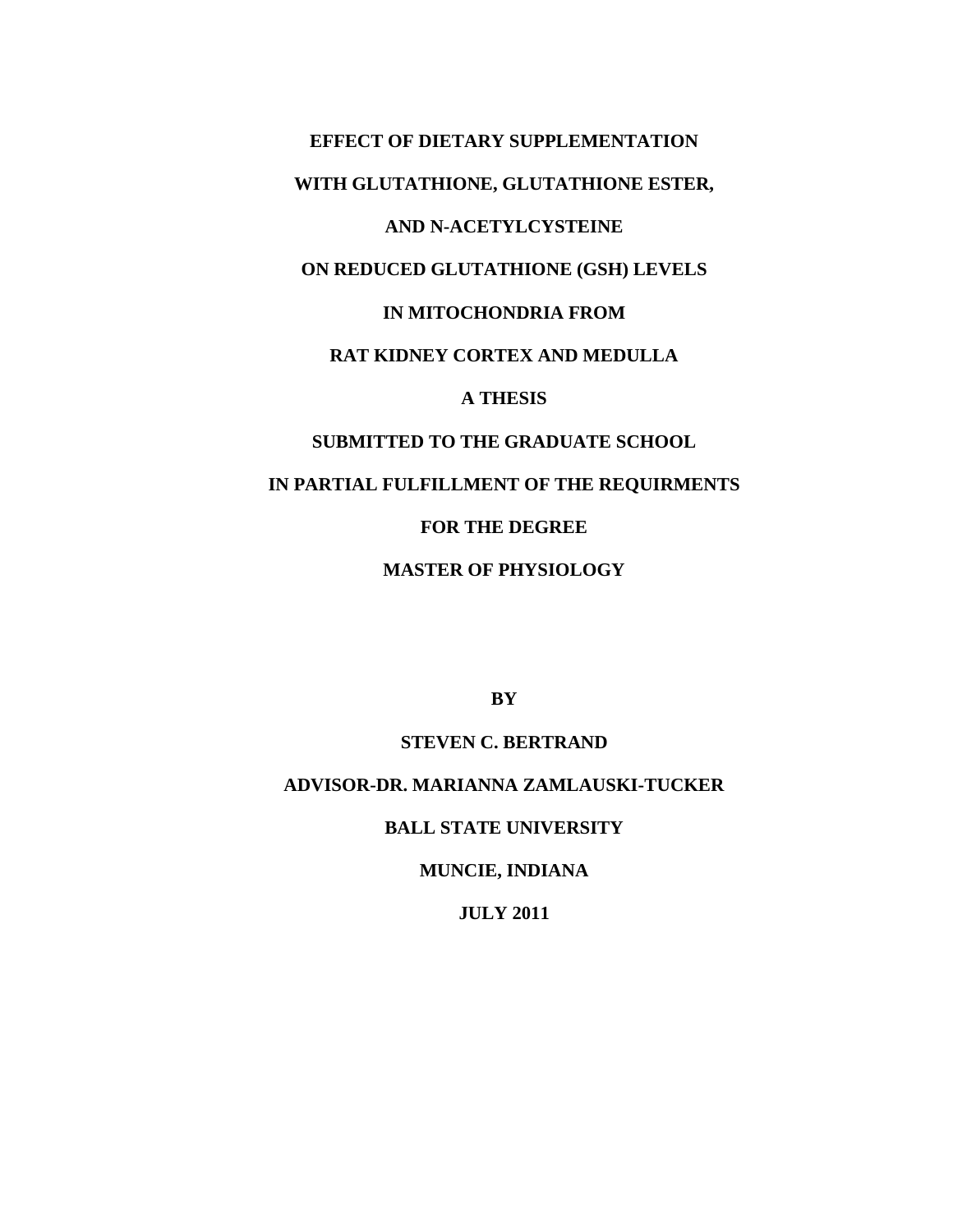**EFFECT OF DIETARY SUPPLEMENTATION**

**WITH GLUTATHIONE, GLUTATHIONE ESTER,**

**AND N-ACETYLCYSTEINE**

**ON REDUCED GLUTATHIONE (GSH) LEVELS**

**IN MITOCHONDRIA FROM**

**RAT KIDNEY CORTEX AND MEDULLA**

**A THESIS**

**SUBMITTED TO THE GRADUATE SCHOOL**

**IN PARTIAL FULFILLMENT OF THE REQUIRMENTS**

**FOR THE DEGREE**

**MASTER OF PHYSIOLOGY**

**BY**

**STEVEN C. BERTRAND**

**ADVISOR-DR. MARIANNA ZAMLAUSKI-TUCKER**

**BALL STATE UNIVERSITY**

**MUNCIE, INDIANA**

**JULY 2011**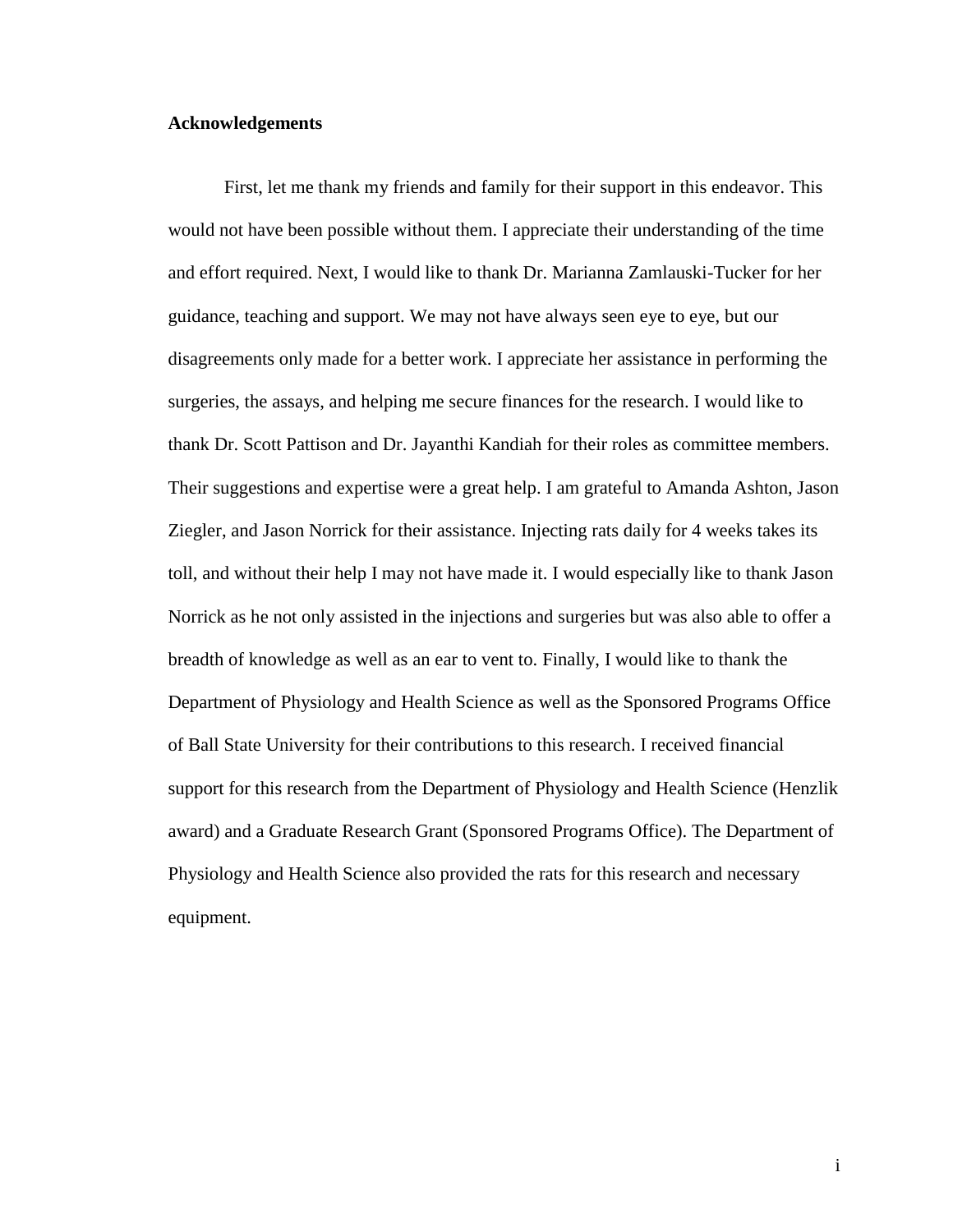## Acknowledgements

First, let me thank my friends and family for their support in this endeavor. This would not have been possible without them. I appreciate their understanding of the time and effort required. Next, I would like to thank Dr. Marianna Zamlauski-Tucker for her guidance, teaching and support. We may not have always seen eye to eye, but our disagreements only made for a better work. I appreciate her assistance in performing the surgeries, the assays, and helping me secure finances for the research. I would like to thank Dr. Scott Pattison and Dr. Jayanthi Kandiah for their roles as committee members. Their suggestions and expertise were a great help. I am grateful to Amanda Ashton, Jason Ziegler, and Jason Norrick for their assistance. Injecting rats daily for 4 weeks takes its toll, and without their help I may not have made it. I would especially like to thank Jason Norrick as he not only assisted in the injections and surgeries but was also able to offer a breadth of knowledge as well as an ear to vent to. Finally, I would like to thank the Department of Physiology and Health Science as well as the Sponsored Programs Office of Ball State University for their contributions to this research. I received financial support for this research from the Department of Physiology and Health Science (Henzlik award) and a Graduate Research Grant (Sponsored Programs Office). The Department of Physiology and Health Science also provided the rats for this research and necessary equipment.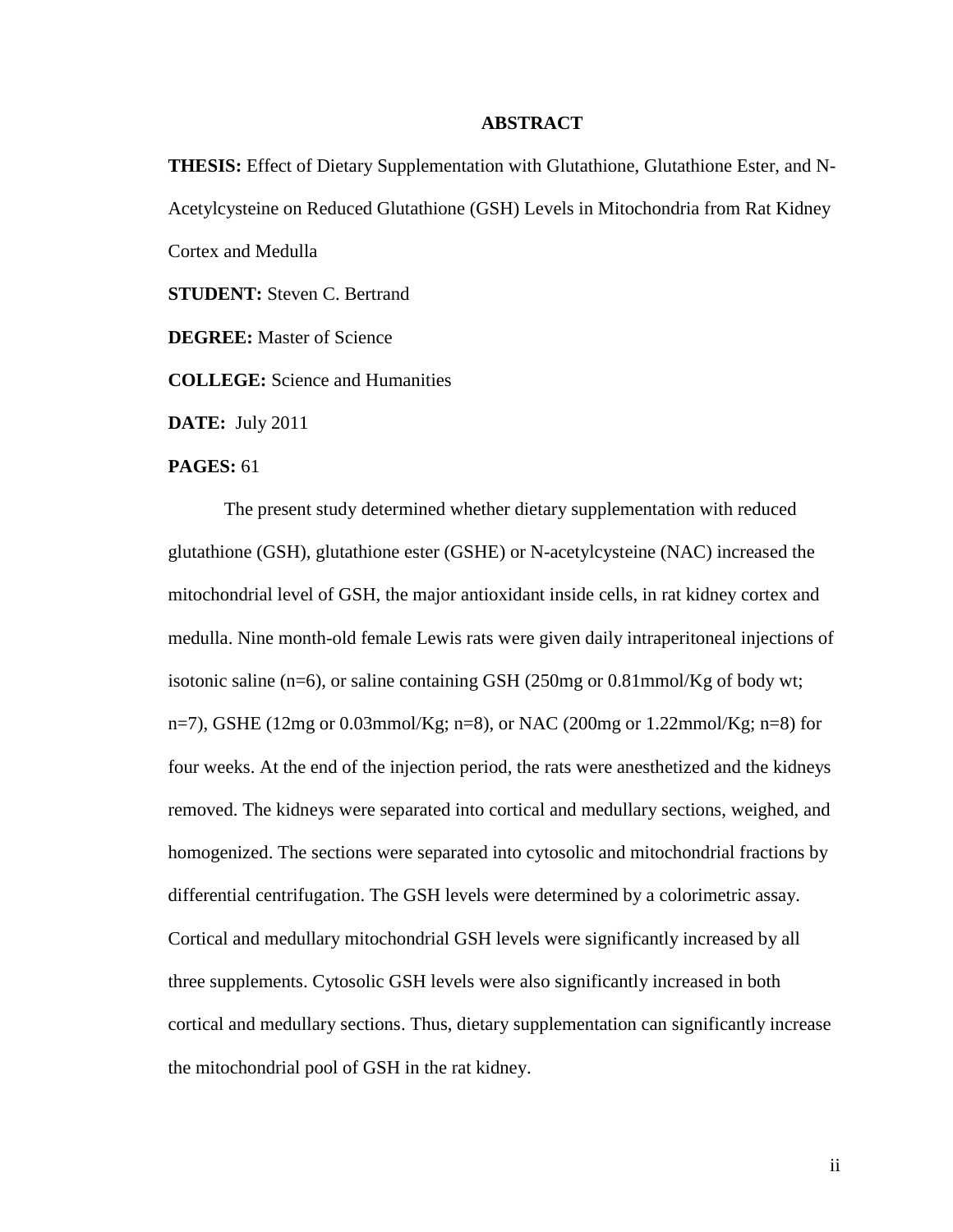# ABSTRACT

**THESIS:** Effect of Dietary Supplementation with Glutathione, Glutathione Ester, and N-Acetylcysteine on Reduced Glutathione (GSH) Levels in Mitochondria from Rat Kidney Cortex and Medulla

**STUDENT:** Steven C. Bertrand

**DEGREE:** Master of Science

**COLLEGE:** Science and Humanities

**DATE:** July 2011

**PAGES:** 61

The present study determined whether dietary supplementation with reduced glutathione (GSH), glutathione ester (GSHE) or N-acetylcysteine (NAC) increased the mitochondrial level of GSH, the major antioxidant inside cells, in rat kidney cortex and medulla. Nine month-old female Lewis rats were given daily intraperitoneal injections of isotonic saline (n=6), or saline containing GSH (250mg or 0.81mmol/Kg of body wt; n=7), GSHE (12mg or 0.03mmol/Kg; n=8), or NAC (200mg or 1.22mmol/Kg; n=8) for four weeks. At the end of the injection period, the rats were anesthetized and the kidneys removed. The kidneys were separated into cortical and medullary sections, weighed, and homogenized. The sections were separated into cytosolic and mitochondrial fractions by differential centrifugation. The GSH levels were determined by a colorimetric assay. Cortical and medullary mitochondrial GSH levels were significantly increased by all three supplements. Cytosolic GSH levels were also significantly increased in both cortical and medullary sections. Thus, dietary supplementation can significantly increase the mitochondrial pool of GSH in the rat kidney.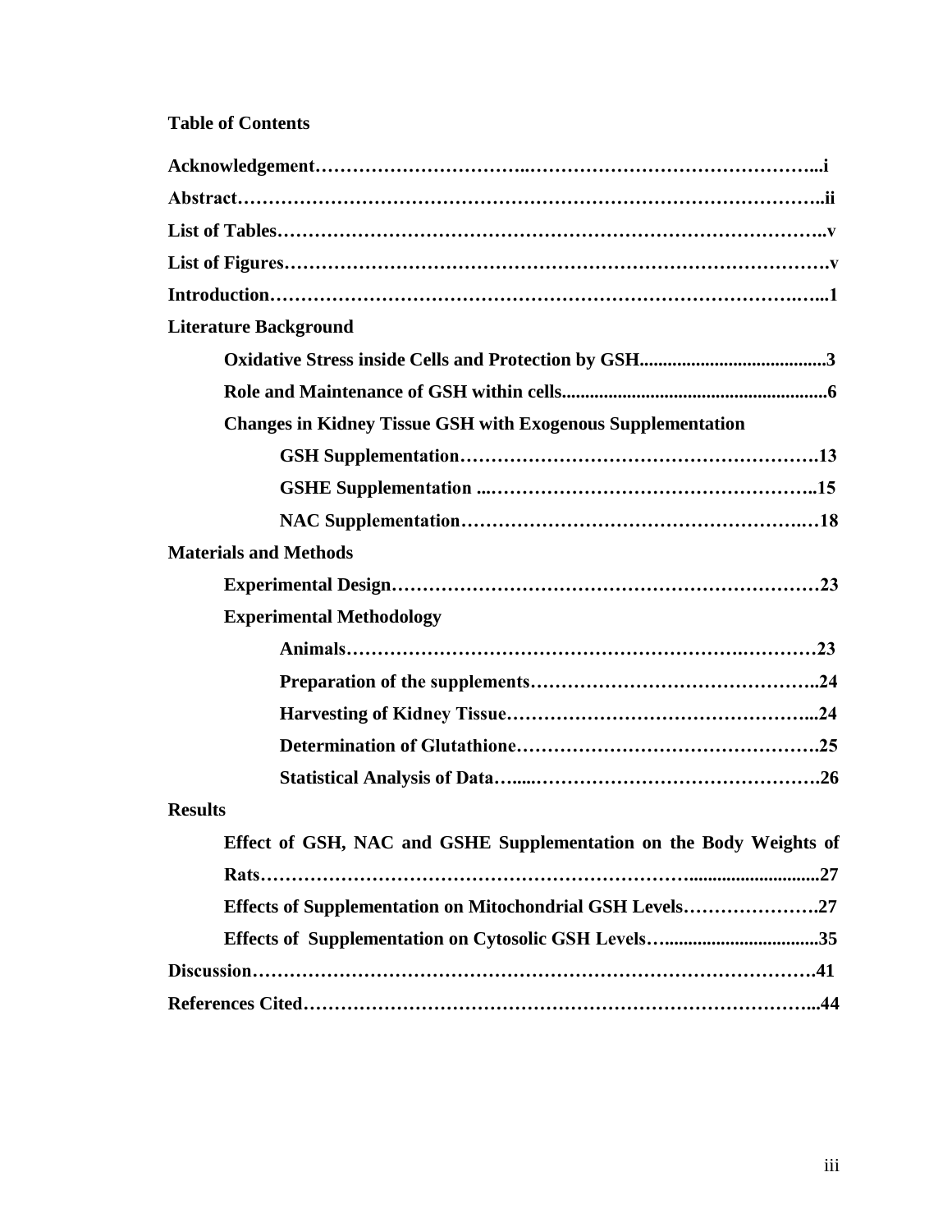## Table of Contents

**Acknowledgement**……………………………..………………………………………...i

**Abstract**……………………………………………………………………………..ii

**List of Tables**…………………………………………………………………………..v

**List of Figures**………………………………………………………………………….v

**Introduction**…………………………………………………………………….…...1

**Literature Background**

- **Oxidative Stress inside Cells and Protection by GSH**........................................3
- **Role and Maintenance of GSH within cells**........................................................6
- **Changes in Kidney Tissue GSH with Exogenous Supplementation**
  - **GSH Supplementation**……………………………………………….13
  - **GSHE Supplementation** ...…………………………………………..15
  - **NAC Supplementation**…………………………………………….…18

**Materials and Methods**

- **Experimental Design**……………………………………………………………23
- **Experimental Methodology**
  - **Animals**…………………………………………………….…………23
  - **Preparation of the supplements**………………………………………..24
  - **Harvesting of Kidney Tissue**…………………………………………...24
  - **Determination of Glutathione**………………………………………….25
  - **Statistical Analysis of Data**…....……………………………………….26

**Results**

- **Effect of GSH, NAC and GSHE Supplementation on the Body Weights of Rats**……………………………………………………………...........................27
- **Effects of Supplementation on Mitochondrial GSH Levels**………………….27
- **Effects of Supplementation on Cytosolic GSH Levels**…..................................35

**Discussion**…………………………………………………………………………….41

**References Cited**……………………………………………………………………...44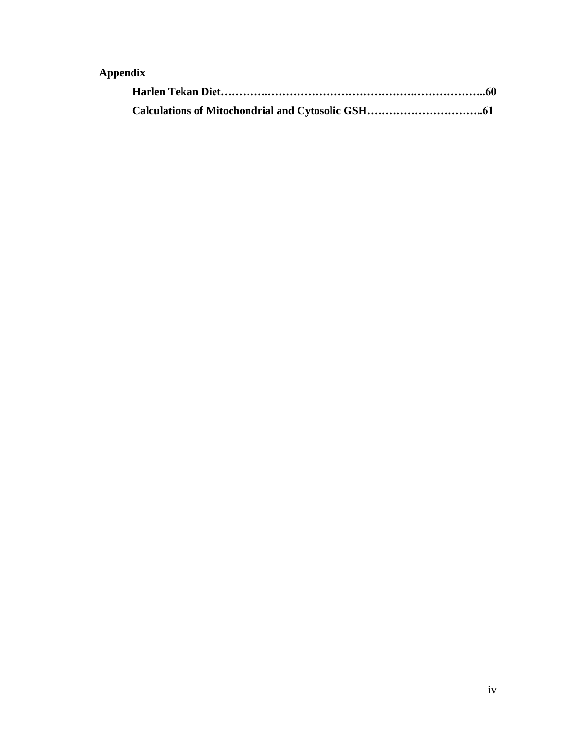**Appendix**

**Harlen Tekan Diet………….…………………………………….………………..60**

**Calculations of Mitochondrial and Cytosolic GSH…………………………..61**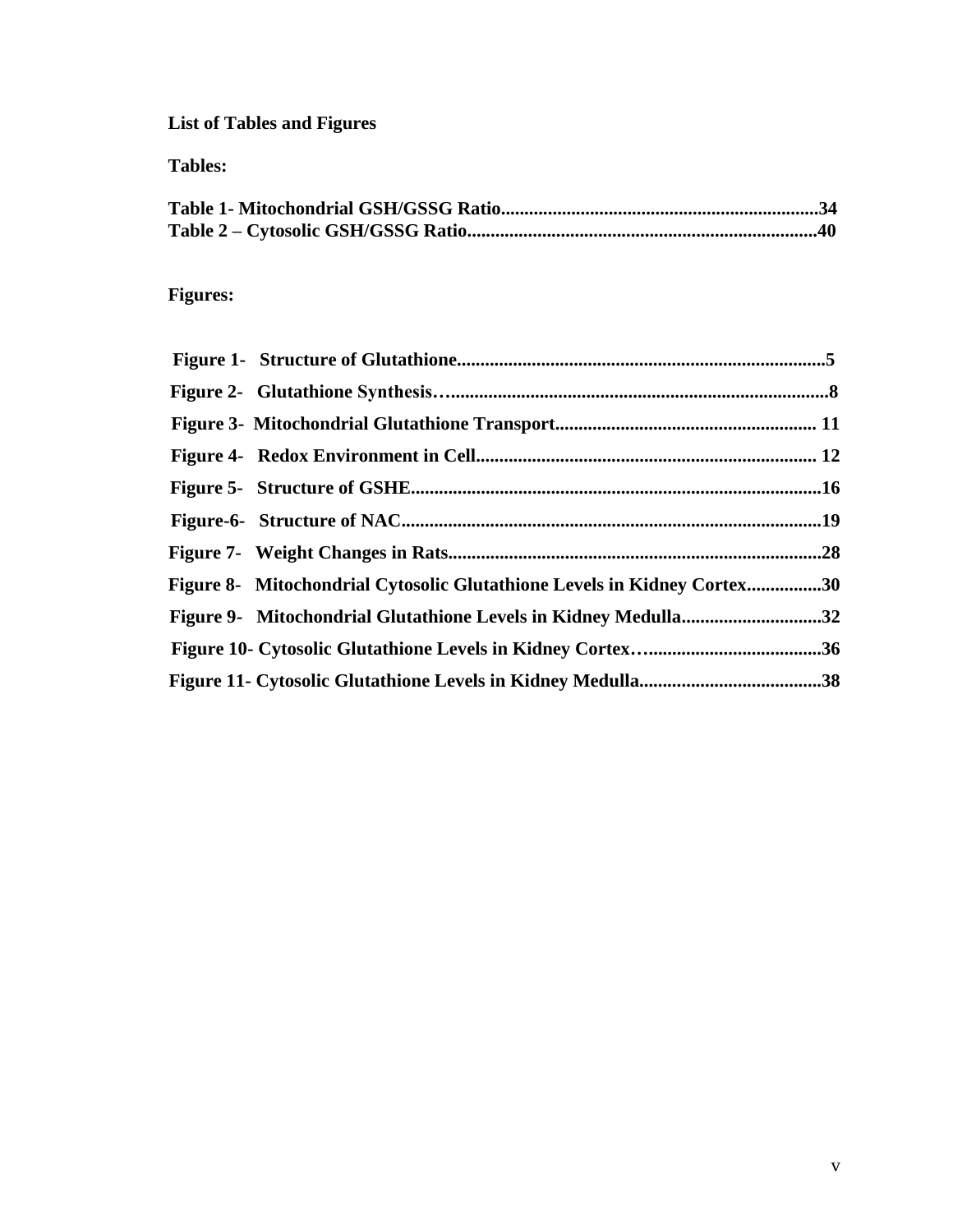## List of Tables and Figures

### Tables:

**Table 1- Mitochondrial GSH/GSSG Ratio....................................................................34**
**Table 2 – Cytosolic GSH/GSSG Ratio..........................................................................40**

### Figures:

**Figure 1- Structure of Glutathione...............................................................................5**

**Figure 2- Glutathione Synthesis…..................................................................................8**

**Figure 3- Mitochondrial Glutathione Transport........................................................ 11**

**Figure 4- Redox Environment in Cell......................................................................... 12**

**Figure 5- Structure of GSHE.........................................................................................16**

**Figure-6- Structure of NAC...........................................................................................19**

**Figure 7- Weight Changes in Rats.................................................................................28**

**Figure 8- Mitochondrial Cytosolic Glutathione Levels in Kidney Cortex................30**

**Figure 9- Mitochondrial Glutathione Levels in Kidney Medulla..............................32**

**Figure 10- Cytosolic Glutathione Levels in Kidney Cortex….......................................36**

**Figure 11- Cytosolic Glutathione Levels in Kidney Medulla.......................................38**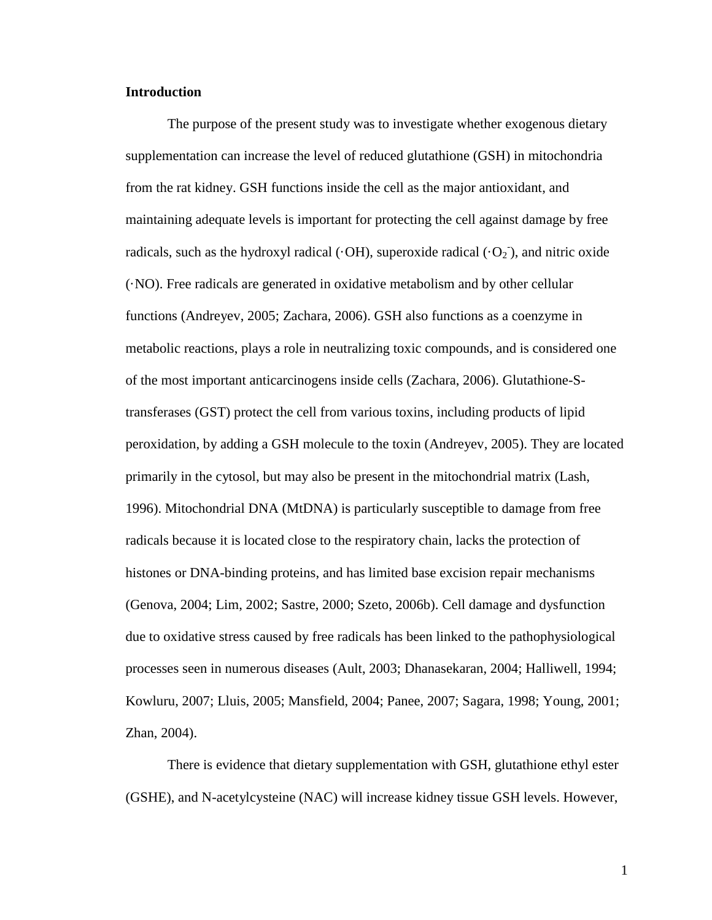**Introduction**

The purpose of the present study was to investigate whether exogenous dietary supplementation can increase the level of reduced glutathione (GSH) in mitochondria from the rat kidney. GSH functions inside the cell as the major antioxidant, and maintaining adequate levels is important for protecting the cell against damage by free radicals, such as the hydroxyl radical (·OH), superoxide radical ($\cdot O_2^-$), and nitric oxide (·NO). Free radicals are generated in oxidative metabolism and by other cellular functions (Andreyev, 2005; Zachara, 2006). GSH also functions as a coenzyme in metabolic reactions, plays a role in neutralizing toxic compounds, and is considered one of the most important anticarcinogens inside cells (Zachara, 2006). Glutathione-S-transferases (GST) protect the cell from various toxins, including products of lipid peroxidation, by adding a GSH molecule to the toxin (Andreyev, 2005). They are located primarily in the cytosol, but may also be present in the mitochondrial matrix (Lash, 1996). Mitochondrial DNA (MtDNA) is particularly susceptible to damage from free radicals because it is located close to the respiratory chain, lacks the protection of histones or DNA-binding proteins, and has limited base excision repair mechanisms (Genova, 2004; Lim, 2002; Sastre, 2000; Szeto, 2006b). Cell damage and dysfunction due to oxidative stress caused by free radicals has been linked to the pathophysiological processes seen in numerous diseases (Ault, 2003; Dhanasekaran, 2004; Halliwell, 1994; Kowluru, 2007; Lluis, 2005; Mansfield, 2004; Panee, 2007; Sagara, 1998; Young, 2001; Zhan, 2004).

There is evidence that dietary supplementation with GSH, glutathione ethyl ester (GSHE), and N-acetylcysteine (NAC) will increase kidney tissue GSH levels. However,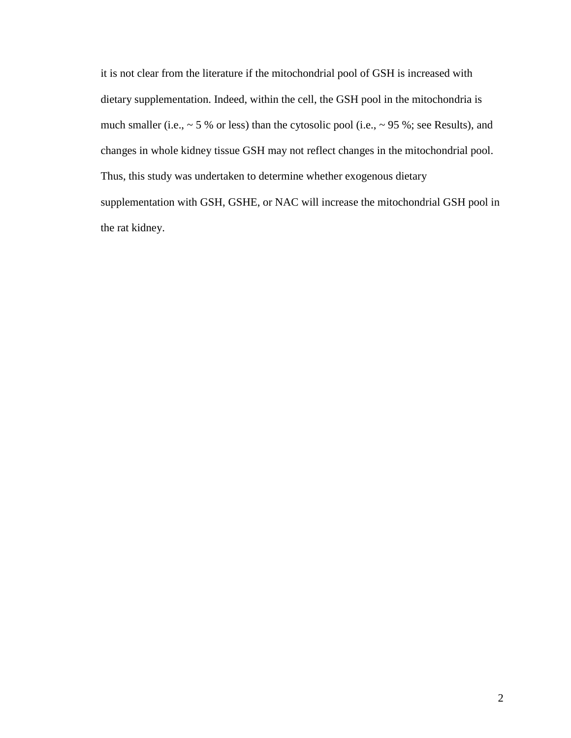it is not clear from the literature if the mitochondrial pool of GSH is increased with dietary supplementation. Indeed, within the cell, the GSH pool in the mitochondria is much smaller (i.e., ~ 5 % or less) than the cytosolic pool (i.e., ~ 95 %; see Results), and changes in whole kidney tissue GSH may not reflect changes in the mitochondrial pool. Thus, this study was undertaken to determine whether exogenous dietary supplementation with GSH, GSHE, or NAC will increase the mitochondrial GSH pool in the rat kidney.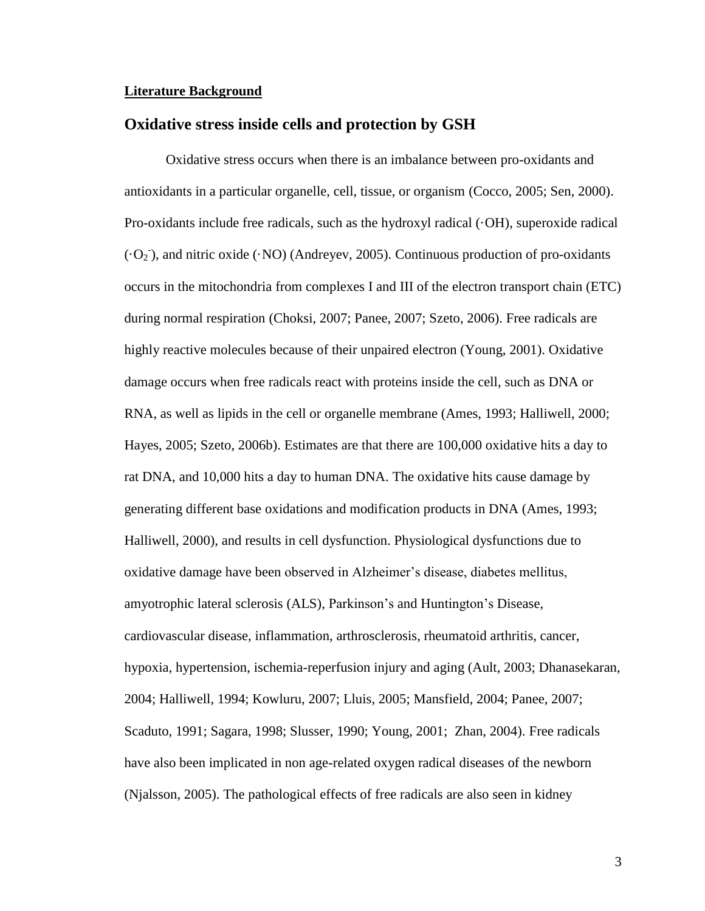**Literature Background**

## Oxidative stress inside cells and protection by GSH

Oxidative stress occurs when there is an imbalance between pro-oxidants and antioxidants in a particular organelle, cell, tissue, or organism (Cocco, 2005; Sen, 2000). Pro-oxidants include free radicals, such as the hydroxyl radical (·OH), superoxide radical ($\cdot O_2^-$), and nitric oxide (·NO) (Andreyev, 2005). Continuous production of pro-oxidants occurs in the mitochondria from complexes I and III of the electron transport chain (ETC) during normal respiration (Choksi, 2007; Panee, 2007; Szeto, 2006). Free radicals are highly reactive molecules because of their unpaired electron (Young, 2001). Oxidative damage occurs when free radicals react with proteins inside the cell, such as DNA or RNA, as well as lipids in the cell or organelle membrane (Ames, 1993; Halliwell, 2000; Hayes, 2005; Szeto, 2006b). Estimates are that there are 100,000 oxidative hits a day to rat DNA, and 10,000 hits a day to human DNA. The oxidative hits cause damage by generating different base oxidations and modification products in DNA (Ames, 1993; Halliwell, 2000), and results in cell dysfunction. Physiological dysfunctions due to oxidative damage have been observed in Alzheimer's disease, diabetes mellitus, amyotrophic lateral sclerosis (ALS), Parkinson's and Huntington's Disease, cardiovascular disease, inflammation, arthrosclerosis, rheumatoid arthritis, cancer, hypoxia, hypertension, ischemia-reperfusion injury and aging (Ault, 2003; Dhanasekaran, 2004; Halliwell, 1994; Kowluru, 2007; Lluis, 2005; Mansfield, 2004; Panee, 2007; Scaduto, 1991; Sagara, 1998; Slusser, 1990; Young, 2001; Zhan, 2004). Free radicals have also been implicated in non age-related oxygen radical diseases of the newborn (Njalsson, 2005). The pathological effects of free radicals are also seen in kidney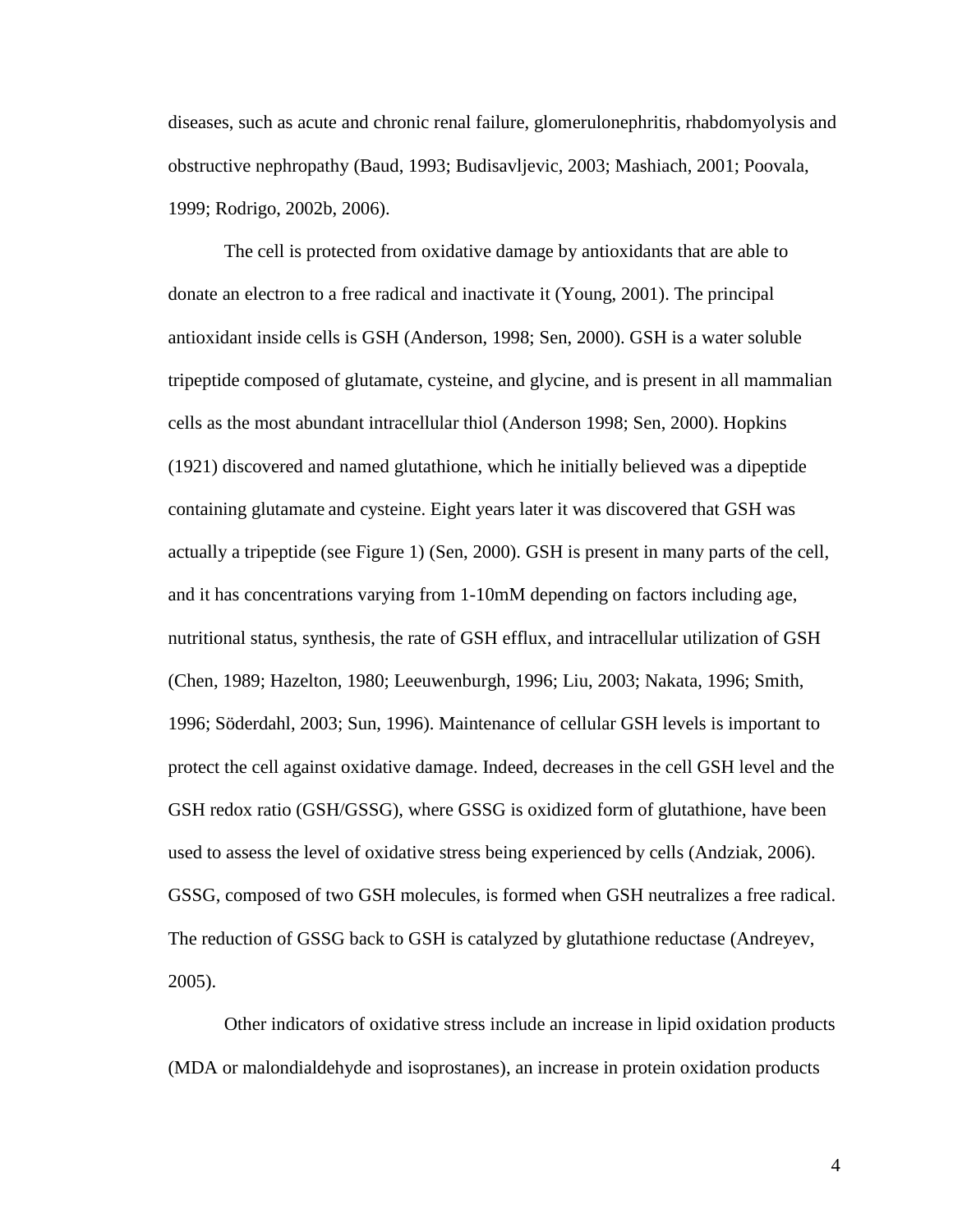diseases, such as acute and chronic renal failure, glomerulonephritis, rhabdomyolysis and obstructive nephropathy (Baud, 1993; Budisavljevic, 2003; Mashiach, 2001; Poovala, 1999; Rodrigo, 2002b, 2006).

The cell is protected from oxidative damage by antioxidants that are able to donate an electron to a free radical and inactivate it (Young, 2001). The principal antioxidant inside cells is GSH (Anderson, 1998; Sen, 2000). GSH is a water soluble tripeptide composed of glutamate, cysteine, and glycine, and is present in all mammalian cells as the most abundant intracellular thiol (Anderson 1998; Sen, 2000). Hopkins (1921) discovered and named glutathione, which he initially believed was a dipeptide containing glutamate and cysteine. Eight years later it was discovered that GSH was actually a tripeptide (see Figure 1) (Sen, 2000). GSH is present in many parts of the cell, and it has concentrations varying from 1-10mM depending on factors including age, nutritional status, synthesis, the rate of GSH efflux, and intracellular utilization of GSH (Chen, 1989; Hazelton, 1980; Leeuwenburgh, 1996; Liu, 2003; Nakata, 1996; Smith, 1996; Söderdahl, 2003; Sun, 1996). Maintenance of cellular GSH levels is important to protect the cell against oxidative damage. Indeed, decreases in the cell GSH level and the GSH redox ratio (GSH/GSSG), where GSSG is oxidized form of glutathione, have been used to assess the level of oxidative stress being experienced by cells (Andziak, 2006). GSSG, composed of two GSH molecules, is formed when GSH neutralizes a free radical. The reduction of GSSG back to GSH is catalyzed by glutathione reductase (Andreyev, 2005).

Other indicators of oxidative stress include an increase in lipid oxidation products (MDA or malondialdehyde and isoprostanes), an increase in protein oxidation products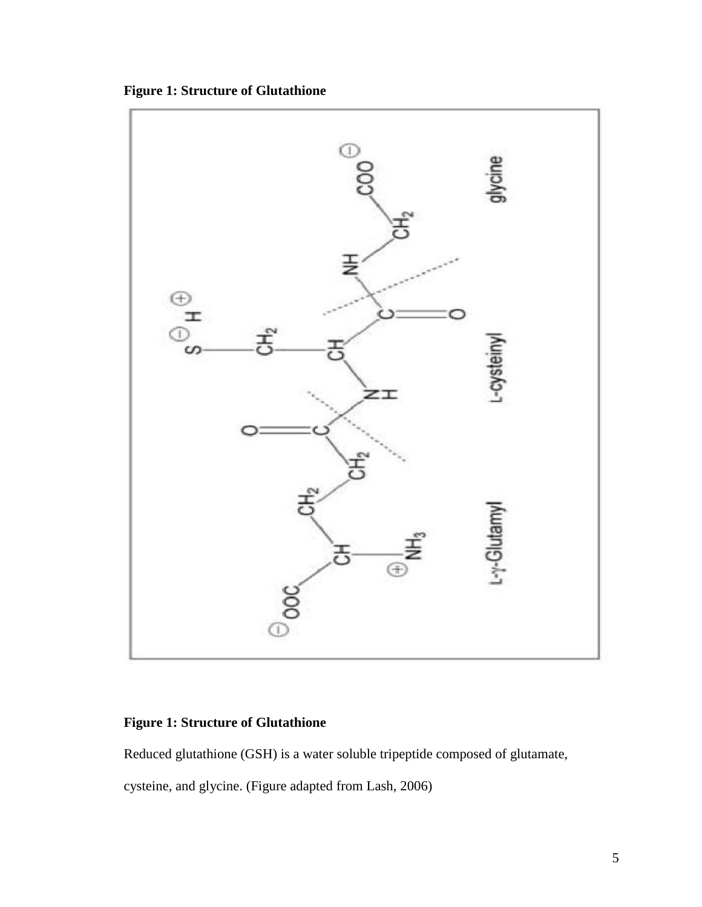**Figure 1: Structure of Glutathione**

**Figure 1: Structure of Glutathione**

Reduced glutathione (GSH) is a water soluble tripeptide composed of glutamate, cysteine, and glycine. (Figure adapted from Lash, 2006)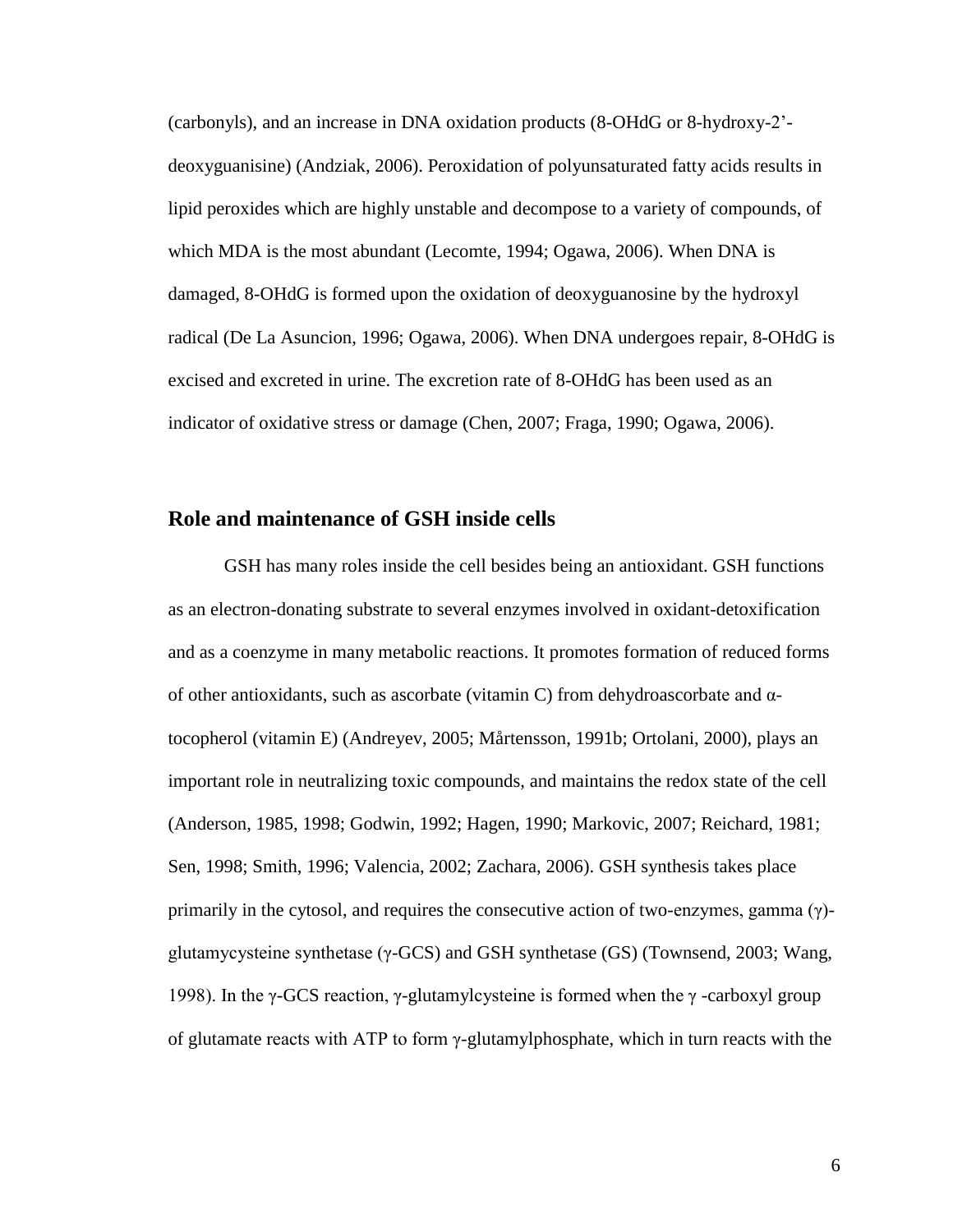(carbonyls), and an increase in DNA oxidation products (8-OHdG or 8-hydroxy-2'-deoxyguanisine) (Andziak, 2006). Peroxidation of polyunsaturated fatty acids results in lipid peroxides which are highly unstable and decompose to a variety of compounds, of which MDA is the most abundant (Lecomte, 1994; Ogawa, 2006). When DNA is damaged, 8-OHdG is formed upon the oxidation of deoxyguanosine by the hydroxyl radical (De La Asuncion, 1996; Ogawa, 2006). When DNA undergoes repair, 8-OHdG is excised and excreted in urine. The excretion rate of 8-OHdG has been used as an indicator of oxidative stress or damage (Chen, 2007; Fraga, 1990; Ogawa, 2006).

## Role and maintenance of GSH inside cells

GSH has many roles inside the cell besides being an antioxidant. GSH functions as an electron-donating substrate to several enzymes involved in oxidant-detoxification and as a coenzyme in many metabolic reactions. It promotes formation of reduced forms of other antioxidants, such as ascorbate (vitamin C) from dehydroascorbate and α-tocopherol (vitamin E) (Andreyev, 2005; Mårtensson, 1991b; Ortolani, 2000), plays an important role in neutralizing toxic compounds, and maintains the redox state of the cell (Anderson, 1985, 1998; Godwin, 1992; Hagen, 1990; Markovic, 2007; Reichard, 1981; Sen, 1998; Smith, 1996; Valencia, 2002; Zachara, 2006). GSH synthesis takes place primarily in the cytosol, and requires the consecutive action of two-enzymes, gamma (γ)-glutamycysteine synthetase (γ-GCS) and GSH synthetase (GS) (Townsend, 2003; Wang, 1998). In the γ-GCS reaction, γ-glutamylcysteine is formed when the γ -carboxyl group of glutamate reacts with ATP to form γ-glutamylphosphate, which in turn reacts with the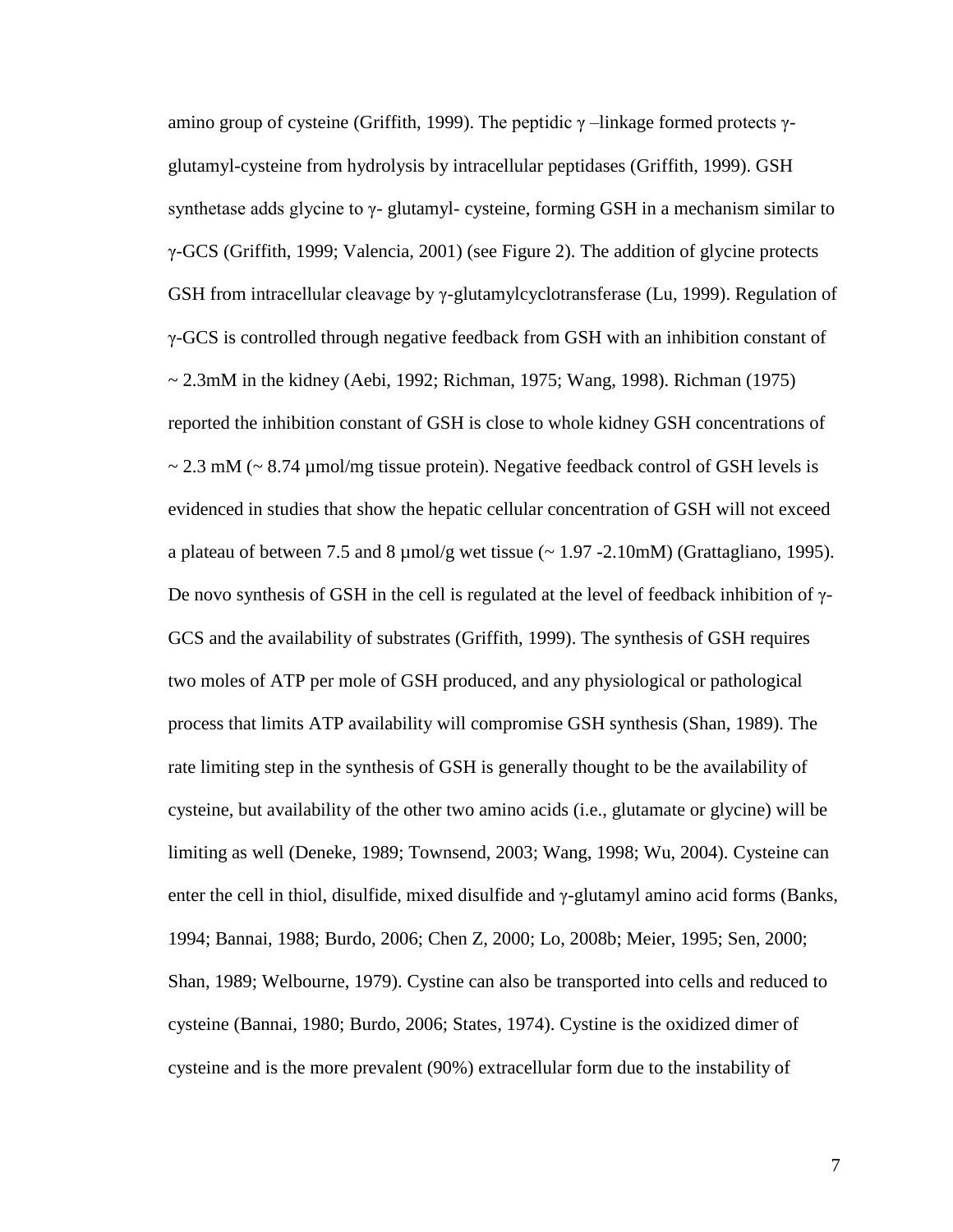amino group of cysteine (Griffith, 1999). The peptidic γ –linkage formed protects γ-glutamyl-cysteine from hydrolysis by intracellular peptidases (Griffith, 1999). GSH synthetase adds glycine to γ- glutamyl- cysteine, forming GSH in a mechanism similar to γ-GCS (Griffith, 1999; Valencia, 2001) (see Figure 2). The addition of glycine protects GSH from intracellular cleavage by γ-glutamylcyclotransferase (Lu, 1999). Regulation of γ-GCS is controlled through negative feedback from GSH with an inhibition constant of ~ 2.3mM in the kidney (Aebi, 1992; Richman, 1975; Wang, 1998). Richman (1975) reported the inhibition constant of GSH is close to whole kidney GSH concentrations of ~ 2.3 mM (~ 8.74 µmol/mg tissue protein). Negative feedback control of GSH levels is evidenced in studies that show the hepatic cellular concentration of GSH will not exceed a plateau of between 7.5 and 8 µmol/g wet tissue (~ 1.97 -2.10mM) (Grattagliano, 1995). De novo synthesis of GSH in the cell is regulated at the level of feedback inhibition of γ-GCS and the availability of substrates (Griffith, 1999). The synthesis of GSH requires two moles of ATP per mole of GSH produced, and any physiological or pathological process that limits ATP availability will compromise GSH synthesis (Shan, 1989). The rate limiting step in the synthesis of GSH is generally thought to be the availability of cysteine, but availability of the other two amino acids (i.e., glutamate or glycine) will be limiting as well (Deneke, 1989; Townsend, 2003; Wang, 1998; Wu, 2004). Cysteine can enter the cell in thiol, disulfide, mixed disulfide and γ-glutamyl amino acid forms (Banks, 1994; Bannai, 1988; Burdo, 2006; Chen Z, 2000; Lo, 2008b; Meier, 1995; Sen, 2000; Shan, 1989; Welbourne, 1979). Cystine can also be transported into cells and reduced to cysteine (Bannai, 1980; Burdo, 2006; States, 1974). Cystine is the oxidized dimer of cysteine and is the more prevalent (90%) extracellular form due to the instability of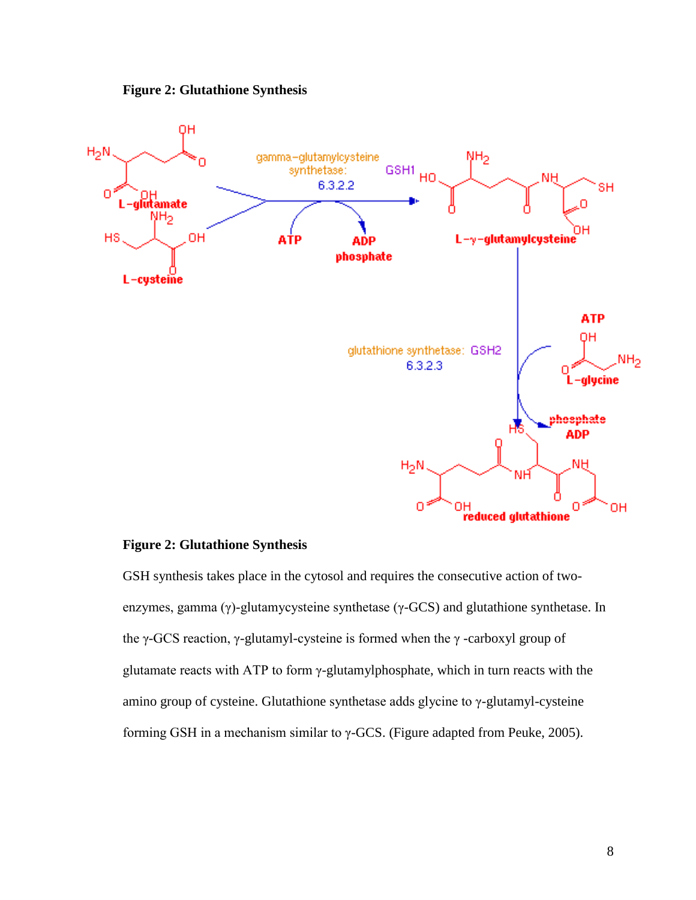**Figure 2: Glutathione Synthesis**

**Figure 2: Glutathione Synthesis**

GSH synthesis takes place in the cytosol and requires the consecutive action of two-enzymes, gamma (γ)-glutamycysteine synthetase (γ-GCS) and glutathione synthetase. In the γ-GCS reaction, γ-glutamyl-cysteine is formed when the γ -carboxyl group of glutamate reacts with ATP to form γ-glutamylphosphate, which in turn reacts with the amino group of cysteine. Glutathione synthetase adds glycine to γ-glutamyl-cysteine forming GSH in a mechanism similar to γ-GCS. (Figure adapted from Peuke, 2005).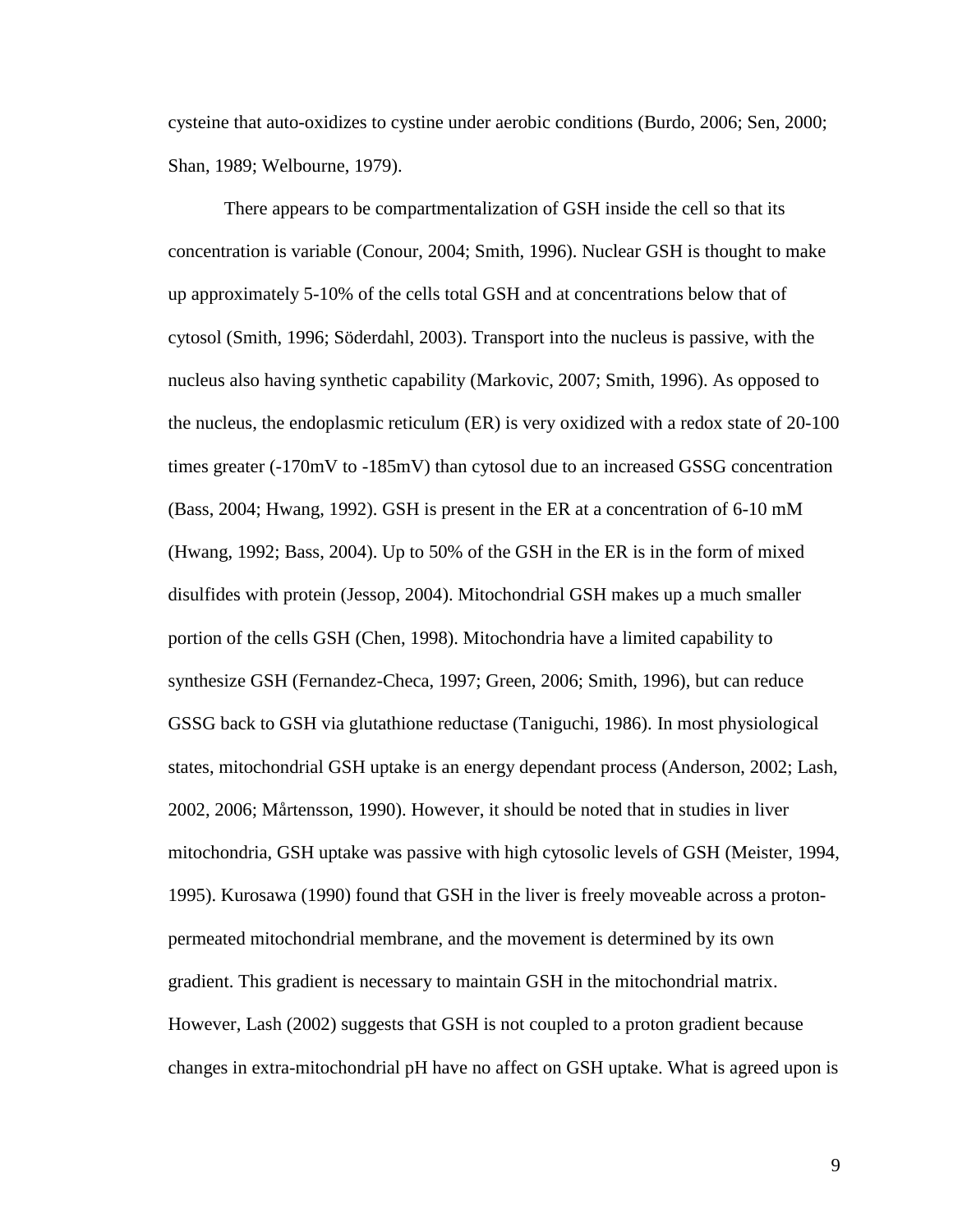cysteine that auto-oxidizes to cystine under aerobic conditions (Burdo, 2006; Sen, 2000; Shan, 1989; Welbourne, 1979).

There appears to be compartmentalization of GSH inside the cell so that its concentration is variable (Conour, 2004; Smith, 1996). Nuclear GSH is thought to make up approximately 5-10% of the cells total GSH and at concentrations below that of cytosol (Smith, 1996; Söderdahl, 2003). Transport into the nucleus is passive, with the nucleus also having synthetic capability (Markovic, 2007; Smith, 1996). As opposed to the nucleus, the endoplasmic reticulum (ER) is very oxidized with a redox state of 20-100 times greater (-170mV to -185mV) than cytosol due to an increased GSSG concentration (Bass, 2004; Hwang, 1992). GSH is present in the ER at a concentration of 6-10 mM (Hwang, 1992; Bass, 2004). Up to 50% of the GSH in the ER is in the form of mixed disulfides with protein (Jessop, 2004). Mitochondrial GSH makes up a much smaller portion of the cells GSH (Chen, 1998). Mitochondria have a limited capability to synthesize GSH (Fernandez-Checa, 1997; Green, 2006; Smith, 1996), but can reduce GSSG back to GSH via glutathione reductase (Taniguchi, 1986). In most physiological states, mitochondrial GSH uptake is an energy dependant process (Anderson, 2002; Lash, 2002, 2006; Mårtensson, 1990). However, it should be noted that in studies in liver mitochondria, GSH uptake was passive with high cytosolic levels of GSH (Meister, 1994, 1995). Kurosawa (1990) found that GSH in the liver is freely moveable across a proton-permeated mitochondrial membrane, and the movement is determined by its own gradient. This gradient is necessary to maintain GSH in the mitochondrial matrix. However, Lash (2002) suggests that GSH is not coupled to a proton gradient because changes in extra-mitochondrial pH have no affect on GSH uptake. What is agreed upon is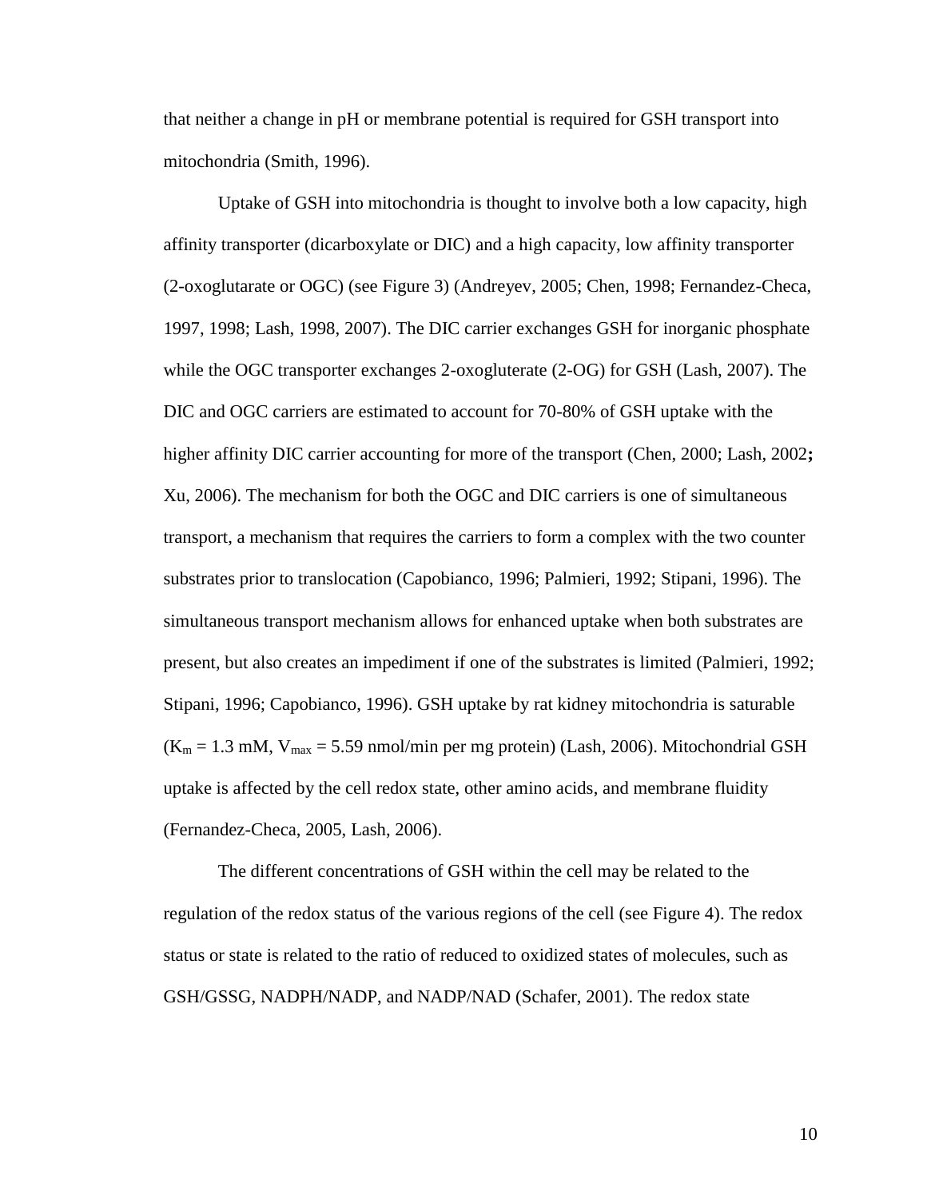that neither a change in pH or membrane potential is required for GSH transport into mitochondria (Smith, 1996).

Uptake of GSH into mitochondria is thought to involve both a low capacity, high affinity transporter (dicarboxylate or DIC) and a high capacity, low affinity transporter (2-oxoglutarate or OGC) (see Figure 3) (Andreyev, 2005; Chen, 1998; Fernandez-Checa, 1997, 1998; Lash, 1998, 2007). The DIC carrier exchanges GSH for inorganic phosphate while the OGC transporter exchanges 2-oxogluterate (2-OG) for GSH (Lash, 2007). The DIC and OGC carriers are estimated to account for 70-80% of GSH uptake with the higher affinity DIC carrier accounting for more of the transport (Chen, 2000; Lash, 2002**;** Xu, 2006). The mechanism for both the OGC and DIC carriers is one of simultaneous transport, a mechanism that requires the carriers to form a complex with the two counter substrates prior to translocation (Capobianco, 1996; Palmieri, 1992; Stipani, 1996). The simultaneous transport mechanism allows for enhanced uptake when both substrates are present, but also creates an impediment if one of the substrates is limited (Palmieri, 1992; Stipani, 1996; Capobianco, 1996). GSH uptake by rat kidney mitochondria is saturable ($K_m$ = 1.3 mM, $V_{max}$ = 5.59 nmol/min per mg protein) (Lash, 2006). Mitochondrial GSH uptake is affected by the cell redox state, other amino acids, and membrane fluidity (Fernandez-Checa, 2005, Lash, 2006).

The different concentrations of GSH within the cell may be related to the regulation of the redox status of the various regions of the cell (see Figure 4). The redox status or state is related to the ratio of reduced to oxidized states of molecules, such as GSH/GSSG, NADPH/NADP, and NADP/NAD (Schafer, 2001). The redox state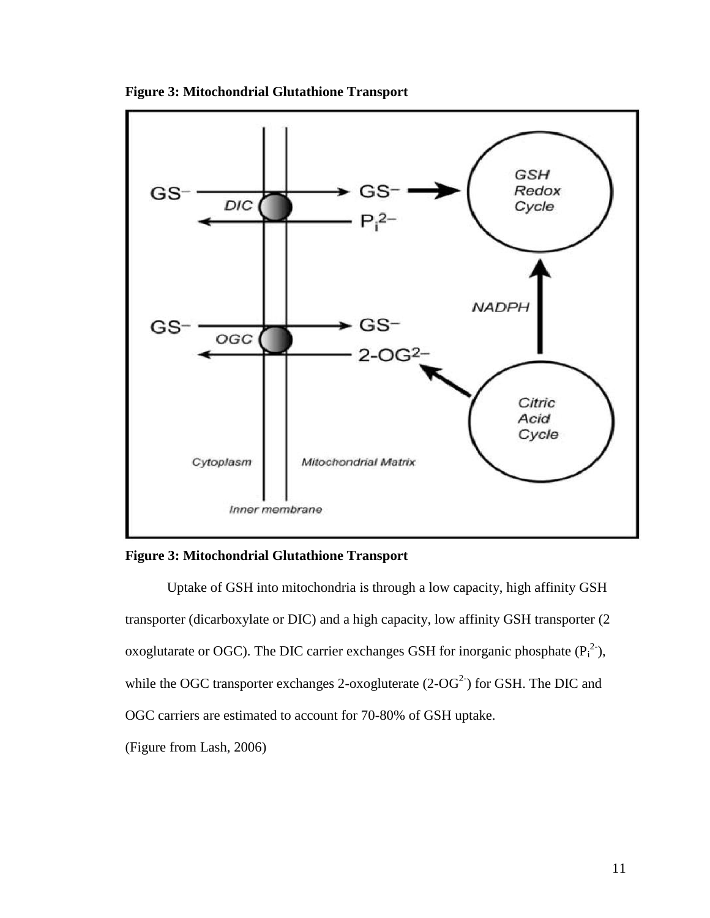**Figure 3: Mitochondrial Glutathione Transport**

**Figure 3: Mitochondrial Glutathione Transport**

Uptake of GSH into mitochondria is through a low capacity, high affinity GSH transporter (dicarboxylate or DIC) and a high capacity, low affinity GSH transporter (2 oxoglutarate or OGC). The DIC carrier exchanges GSH for inorganic phosphate ($P_i^{2-}$), while the OGC transporter exchanges 2-oxogluterate ($2\text{-}OG^{2-}$) for GSH. The DIC and OGC carriers are estimated to account for 70-80% of GSH uptake.

(Figure from Lash, 2006)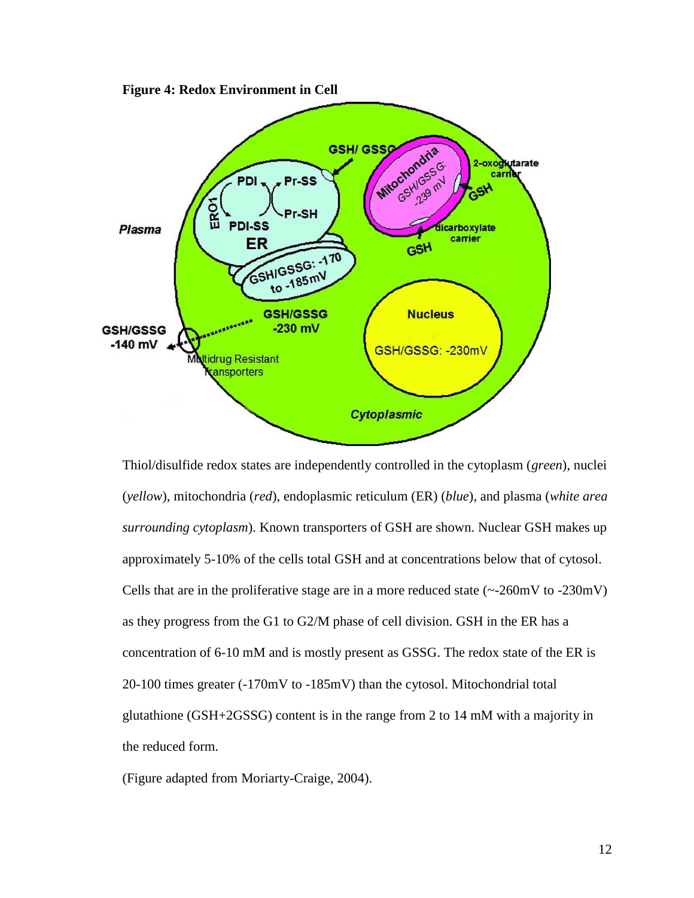**Figure 4: Redox Environment in Cell**

Thiol/disulfide redox states are independently controlled in the cytoplasm (*green*), nuclei (*yellow*), mitochondria (*red*), endoplasmic reticulum (ER) (*blue*), and plasma (*white area surrounding cytoplasm*). Known transporters of GSH are shown. Nuclear GSH makes up approximately 5-10% of the cells total GSH and at concentrations below that of cytosol. Cells that are in the proliferative stage are in a more reduced state (~-260mV to -230mV) as they progress from the G1 to G2/M phase of cell division. GSH in the ER has a concentration of 6-10 mM and is mostly present as GSSG. The redox state of the ER is 20-100 times greater (-170mV to -185mV) than the cytosol. Mitochondrial total glutathione (GSH+2GSSG) content is in the range from 2 to 14 mM with a majority in the reduced form.

(Figure adapted from Moriarty-Craige, 2004).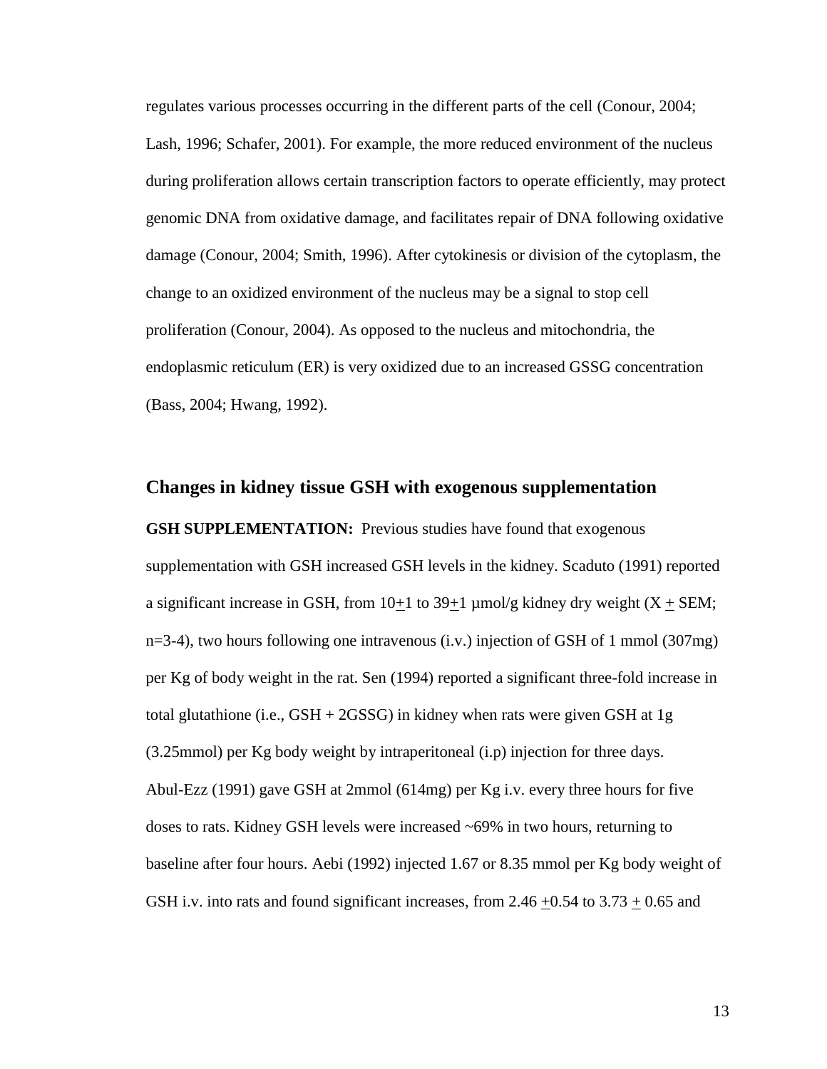regulates various processes occurring in the different parts of the cell (Conour, 2004; Lash, 1996; Schafer, 2001). For example, the more reduced environment of the nucleus during proliferation allows certain transcription factors to operate efficiently, may protect genomic DNA from oxidative damage, and facilitates repair of DNA following oxidative damage (Conour, 2004; Smith, 1996). After cytokinesis or division of the cytoplasm, the change to an oxidized environment of the nucleus may be a signal to stop cell proliferation (Conour, 2004). As opposed to the nucleus and mitochondria, the endoplasmic reticulum (ER) is very oxidized due to an increased GSSG concentration (Bass, 2004; Hwang, 1992).

## Changes in kidney tissue GSH with exogenous supplementation

**GSH SUPPLEMENTATION:** Previous studies have found that exogenous supplementation with GSH increased GSH levels in the kidney. Scaduto (1991) reported a significant increase in GSH, from $10 \pm 1$ to $39 \pm 1$ µmol/g kidney dry weight ($X \pm$ SEM; n=3-4), two hours following one intravenous (i.v.) injection of GSH of 1 mmol (307mg) per Kg of body weight in the rat. Sen (1994) reported a significant three-fold increase in total glutathione (i.e., GSH + 2GSSG) in kidney when rats were given GSH at 1g (3.25mmol) per Kg body weight by intraperitoneal (i.p) injection for three days. Abul-Ezz (1991) gave GSH at 2mmol (614mg) per Kg i.v. every three hours for five doses to rats. Kidney GSH levels were increased ~69% in two hours, returning to baseline after four hours. Aebi (1992) injected 1.67 or 8.35 mmol per Kg body weight of GSH i.v. into rats and found significant increases, from $2.46 \pm 0.54$ to $3.73 \pm 0.65$ and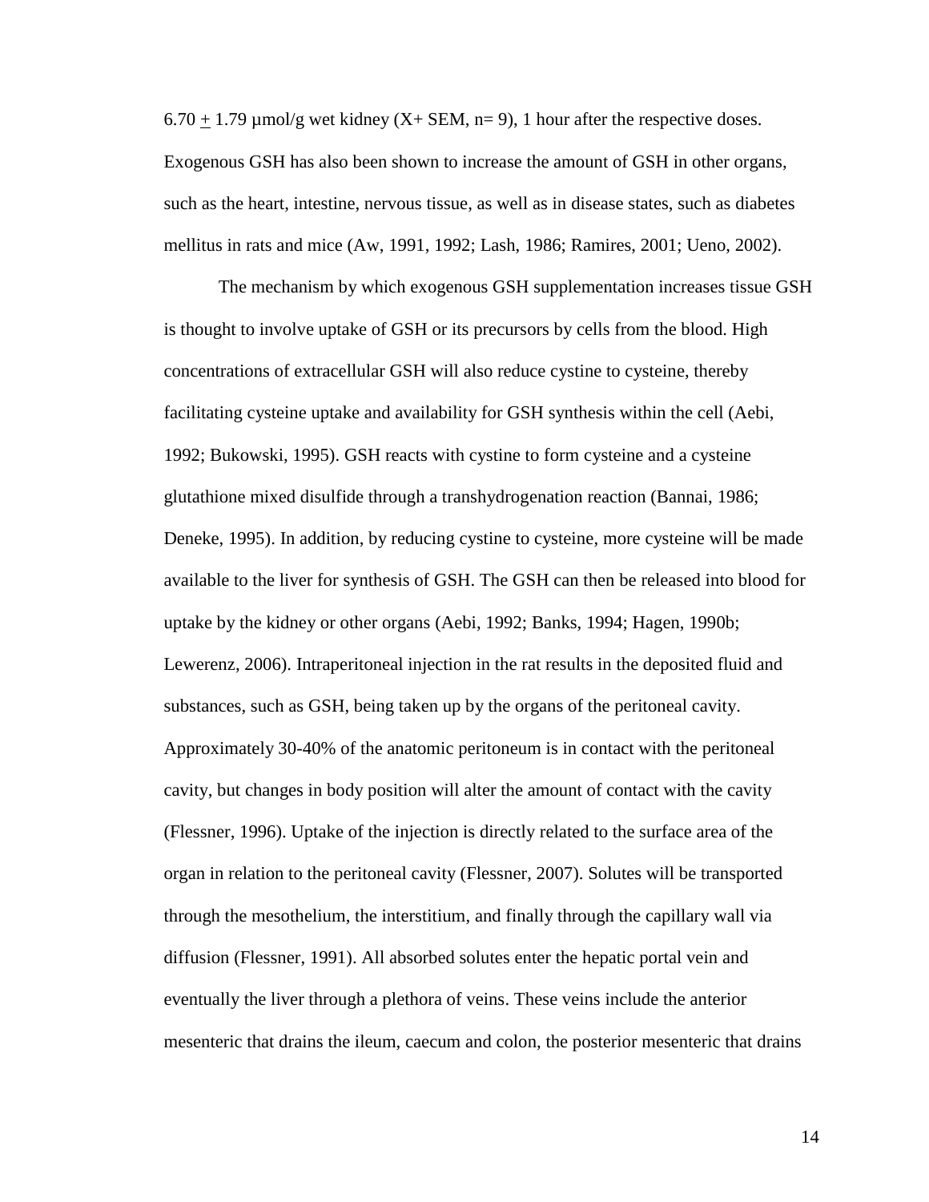6.70 $\pm$ 1.79 µmol/g wet kidney ($\bar{X}\pm$ SEM, n= 9), 1 hour after the respective doses. Exogenous GSH has also been shown to increase the amount of GSH in other organs, such as the heart, intestine, nervous tissue, as well as in disease states, such as diabetes mellitus in rats and mice (Aw, 1991, 1992; Lash, 1986; Ramires, 2001; Ueno, 2002).

The mechanism by which exogenous GSH supplementation increases tissue GSH is thought to involve uptake of GSH or its precursors by cells from the blood. High concentrations of extracellular GSH will also reduce cystine to cysteine, thereby facilitating cysteine uptake and availability for GSH synthesis within the cell (Aebi, 1992; Bukowski, 1995). GSH reacts with cystine to form cysteine and a cysteine glutathione mixed disulfide through a transhydrogenation reaction (Bannai, 1986; Deneke, 1995). In addition, by reducing cystine to cysteine, more cysteine will be made available to the liver for synthesis of GSH. The GSH can then be released into blood for uptake by the kidney or other organs (Aebi, 1992; Banks, 1994; Hagen, 1990b; Lewerenz, 2006). Intraperitoneal injection in the rat results in the deposited fluid and substances, such as GSH, being taken up by the organs of the peritoneal cavity. Approximately 30-40% of the anatomic peritoneum is in contact with the peritoneal cavity, but changes in body position will alter the amount of contact with the cavity (Flessner, 1996). Uptake of the injection is directly related to the surface area of the organ in relation to the peritoneal cavity (Flessner, 2007). Solutes will be transported through the mesothelium, the interstitium, and finally through the capillary wall via diffusion (Flessner, 1991). All absorbed solutes enter the hepatic portal vein and eventually the liver through a plethora of veins. These veins include the anterior mesenteric that drains the ileum, caecum and colon, the posterior mesenteric that drains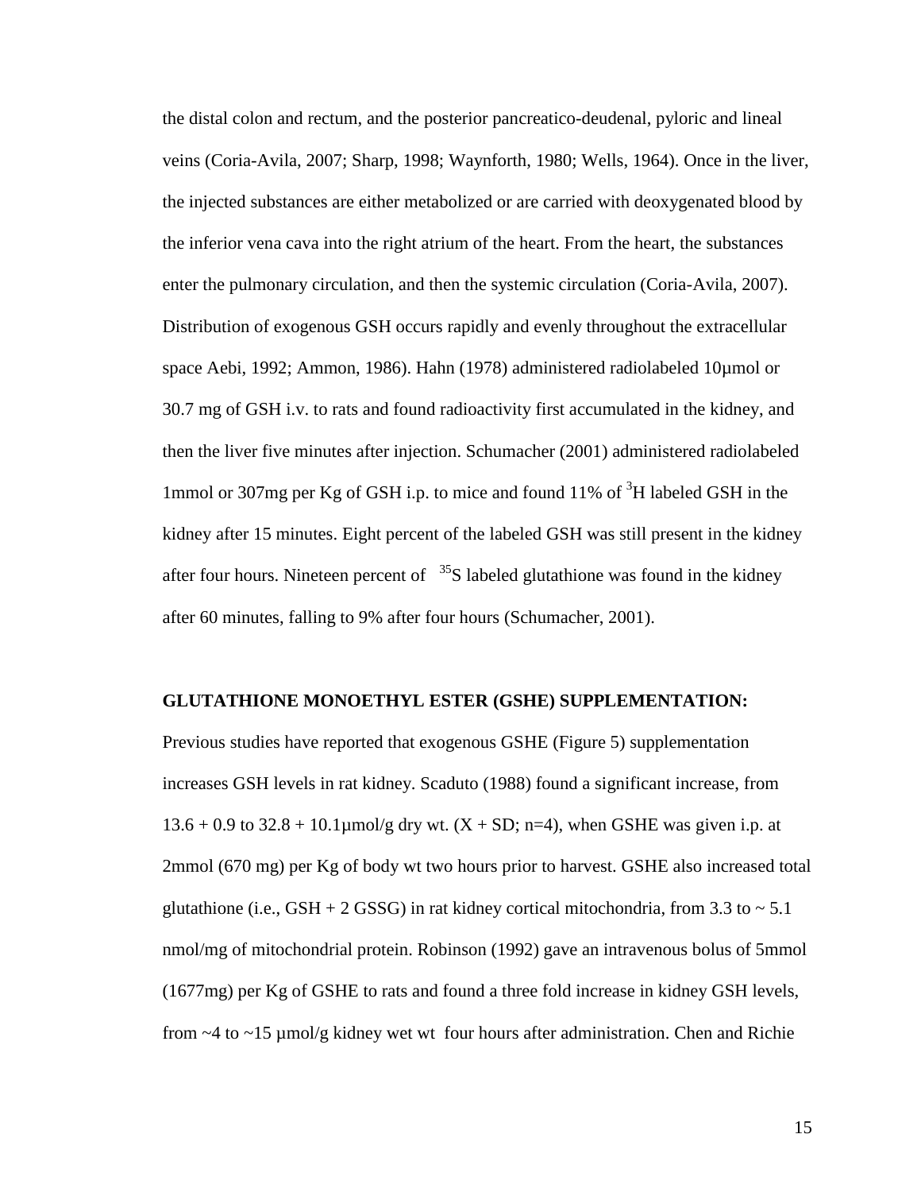the distal colon and rectum, and the posterior pancreatico-deudenal, pyloric and lineal veins (Coria-Avila, 2007; Sharp, 1998; Waynforth, 1980; Wells, 1964). Once in the liver, the injected substances are either metabolized or are carried with deoxygenated blood by the inferior vena cava into the right atrium of the heart. From the heart, the substances enter the pulmonary circulation, and then the systemic circulation (Coria-Avila, 2007). Distribution of exogenous GSH occurs rapidly and evenly throughout the extracellular space Aebi, 1992; Ammon, 1986). Hahn (1978) administered radiolabeled 10µmol or 30.7 mg of GSH i.v. to rats and found radioactivity first accumulated in the kidney, and then the liver five minutes after injection. Schumacher (2001) administered radiolabeled 1mmol or 307mg per Kg of GSH i.p. to mice and found 11% of $^{3}H$ labeled GSH in the kidney after 15 minutes. Eight percent of the labeled GSH was still present in the kidney after four hours. Nineteen percent of $^{35}S$ labeled glutathione was found in the kidney after 60 minutes, falling to 9% after four hours (Schumacher, 2001).

**GLUTATHIONE MONOETHYL ESTER (GSHE) SUPPLEMENTATION:**

Previous studies have reported that exogenous GSHE (Figure 5) supplementation increases GSH levels in rat kidney. Scaduto (1988) found a significant increase, from 13.6 + 0.9 to 32.8 + 10.1µmol/g dry wt. (X + SD; n=4), when GSHE was given i.p. at 2mmol (670 mg) per Kg of body wt two hours prior to harvest. GSHE also increased total glutathione (i.e., GSH + 2 GSSG) in rat kidney cortical mitochondria, from 3.3 to ~ 5.1 nmol/mg of mitochondrial protein. Robinson (1992) gave an intravenous bolus of 5mmol (1677mg) per Kg of GSHE to rats and found a three fold increase in kidney GSH levels, from ~4 to ~15 µmol/g kidney wet wt four hours after administration. Chen and Richie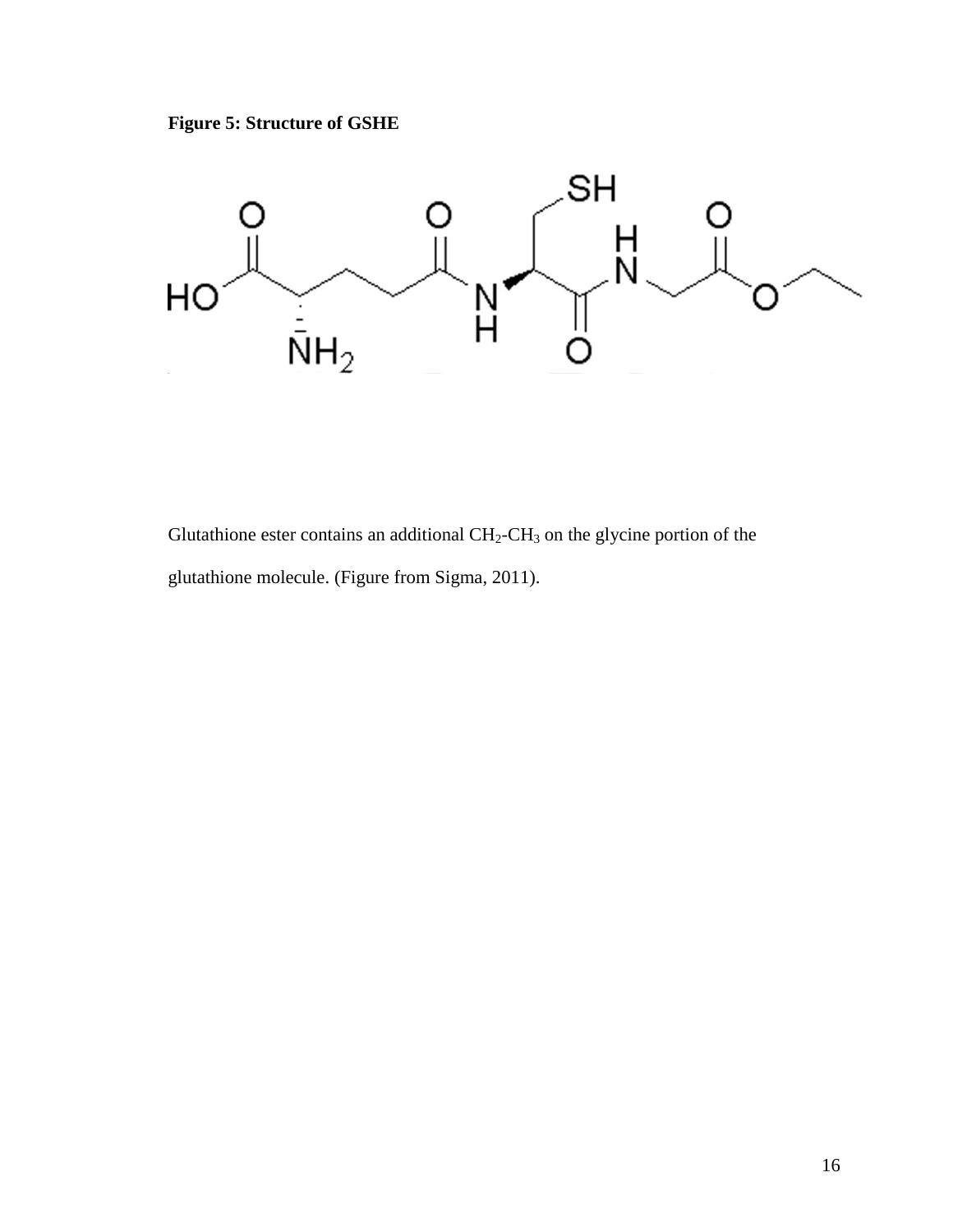**Figure 5: Structure of GSHE**

Glutathione ester contains an additional $CH_2$-$CH_3$ on the glycine portion of the glutathione molecule. (Figure from Sigma, 2011).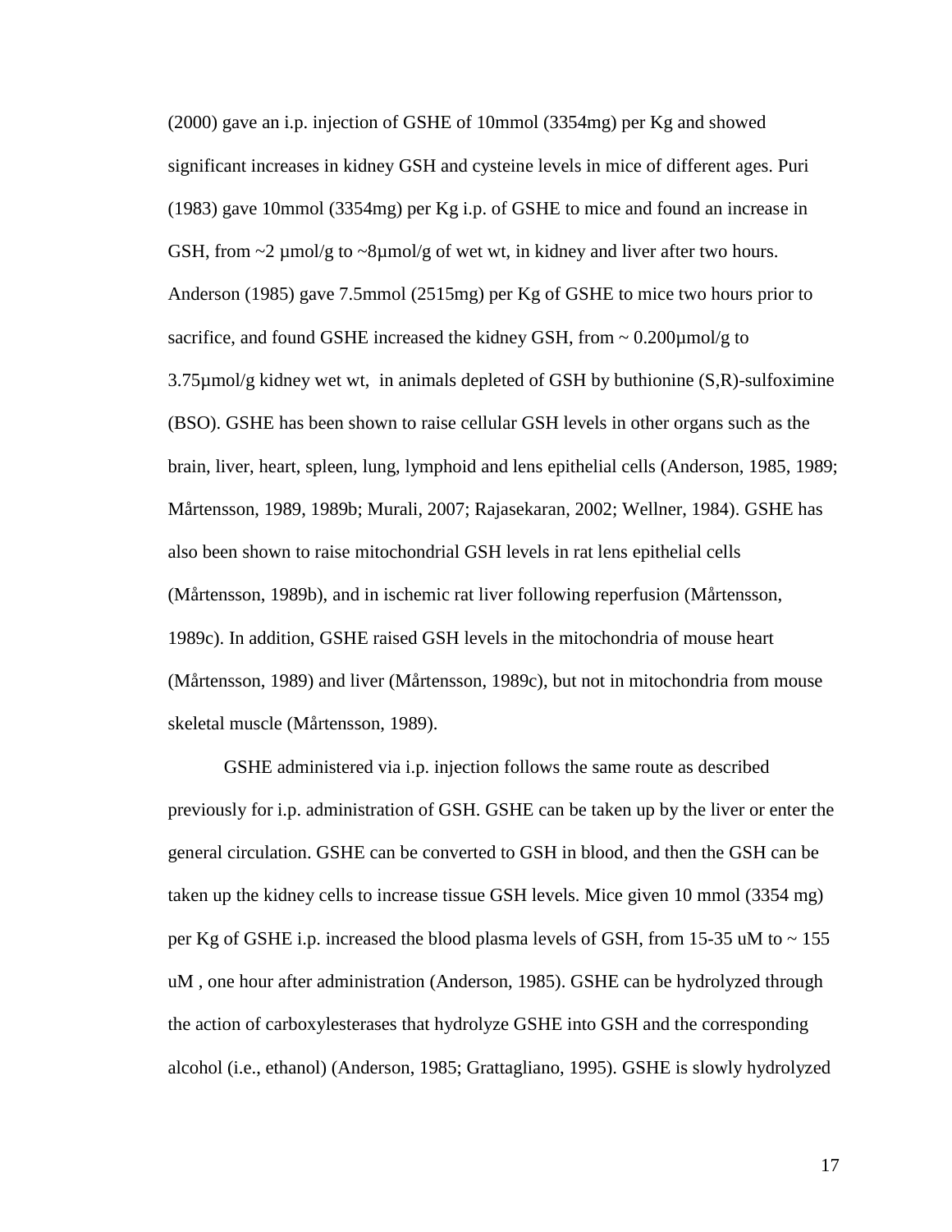(2000) gave an i.p. injection of GSHE of 10mmol (3354mg) per Kg and showed significant increases in kidney GSH and cysteine levels in mice of different ages. Puri (1983) gave 10mmol (3354mg) per Kg i.p. of GSHE to mice and found an increase in GSH, from ~2 µmol/g to ~8µmol/g of wet wt, in kidney and liver after two hours. Anderson (1985) gave 7.5mmol (2515mg) per Kg of GSHE to mice two hours prior to sacrifice, and found GSHE increased the kidney GSH, from ~ 0.200µmol/g to 3.75µmol/g kidney wet wt, in animals depleted of GSH by buthionine (S,R)-sulfoximine (BSO). GSHE has been shown to raise cellular GSH levels in other organs such as the brain, liver, heart, spleen, lung, lymphoid and lens epithelial cells (Anderson, 1985, 1989; Mårtensson, 1989, 1989b; Murali, 2007; Rajasekaran, 2002; Wellner, 1984). GSHE has also been shown to raise mitochondrial GSH levels in rat lens epithelial cells (Mårtensson, 1989b), and in ischemic rat liver following reperfusion (Mårtensson, 1989c). In addition, GSHE raised GSH levels in the mitochondria of mouse heart (Mårtensson, 1989) and liver (Mårtensson, 1989c), but not in mitochondria from mouse skeletal muscle (Mårtensson, 1989).

GSHE administered via i.p. injection follows the same route as described previously for i.p. administration of GSH. GSHE can be taken up by the liver or enter the general circulation. GSHE can be converted to GSH in blood, and then the GSH can be taken up the kidney cells to increase tissue GSH levels. Mice given 10 mmol (3354 mg) per Kg of GSHE i.p. increased the blood plasma levels of GSH, from 15-35 uM to ~ 155 uM , one hour after administration (Anderson, 1985). GSHE can be hydrolyzed through the action of carboxylesterases that hydrolyze GSHE into GSH and the corresponding alcohol (i.e., ethanol) (Anderson, 1985; Grattagliano, 1995). GSHE is slowly hydrolyzed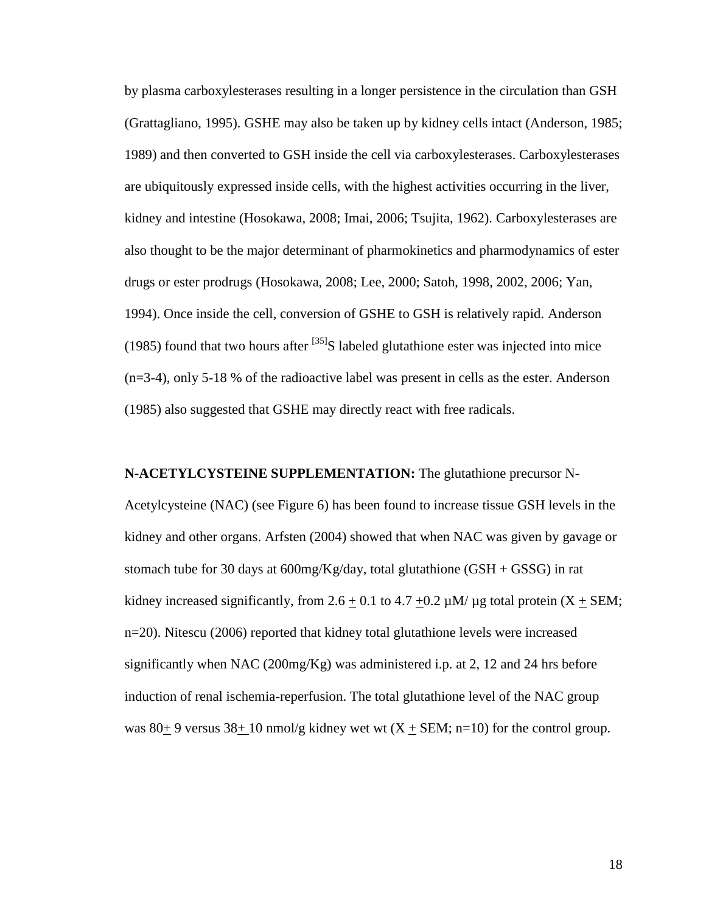by plasma carboxylesterases resulting in a longer persistence in the circulation than GSH (Grattagliano, 1995). GSHE may also be taken up by kidney cells intact (Anderson, 1985; 1989) and then converted to GSH inside the cell via carboxylesterases. Carboxylesterases are ubiquitously expressed inside cells, with the highest activities occurring in the liver, kidney and intestine (Hosokawa, 2008; Imai, 2006; Tsujita, 1962). Carboxylesterases are also thought to be the major determinant of pharmokinetics and pharmodynamics of ester drugs or ester prodrugs (Hosokawa, 2008; Lee, 2000; Satoh, 1998, 2002, 2006; Yan, 1994). Once inside the cell, conversion of GSHE to GSH is relatively rapid. Anderson (1985) found that two hours after [35]S labeled glutathione ester was injected into mice (n=3-4), only 5-18 % of the radioactive label was present in cells as the ester. Anderson (1985) also suggested that GSHE may directly react with free radicals.

**N-ACETYLCYSTEINE SUPPLEMENTATION:** The glutathione precursor N-Acetylcysteine (NAC) (see Figure 6) has been found to increase tissue GSH levels in the kidney and other organs. Arfsten (2004) showed that when NAC was given by gavage or stomach tube for 30 days at 600mg/Kg/day, total glutathione (GSH + GSSG) in rat kidney increased significantly, from 2.6 ± 0.1 to 4.7 ±0.2 µM/ µg total protein (X ± SEM; n=20). Nitescu (2006) reported that kidney total glutathione levels were increased significantly when NAC (200mg/Kg) was administered i.p. at 2, 12 and 24 hrs before induction of renal ischemia-reperfusion. The total glutathione level of the NAC group was 80± 9 versus 38± 10 nmol/g kidney wet wt (X ± SEM; n=10) for the control group.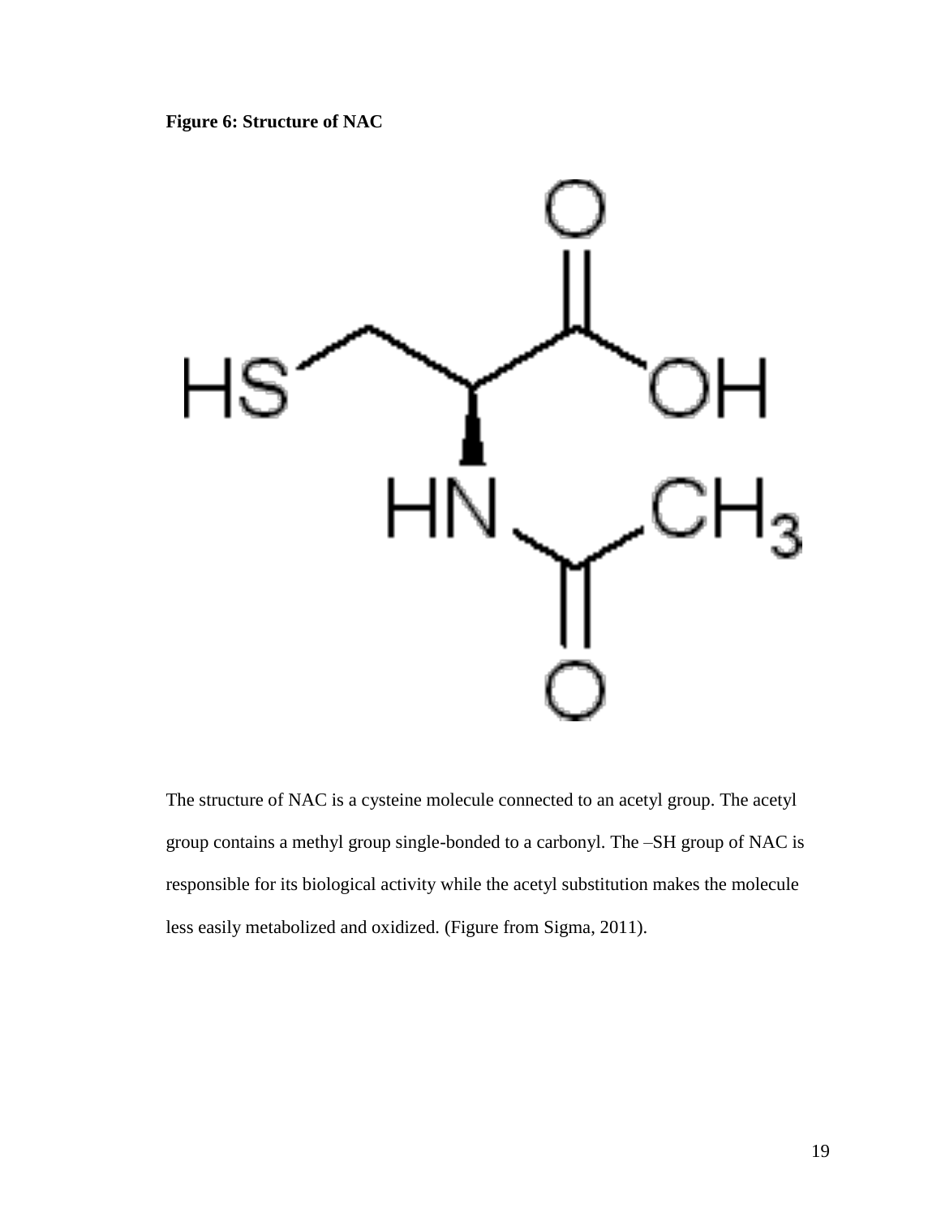**Figure 6: Structure of NAC**

The structure of NAC is a cysteine molecule connected to an acetyl group. The acetyl group contains a methyl group single-bonded to a carbonyl. The –SH group of NAC is responsible for its biological activity while the acetyl substitution makes the molecule less easily metabolized and oxidized. (Figure from Sigma, 2011).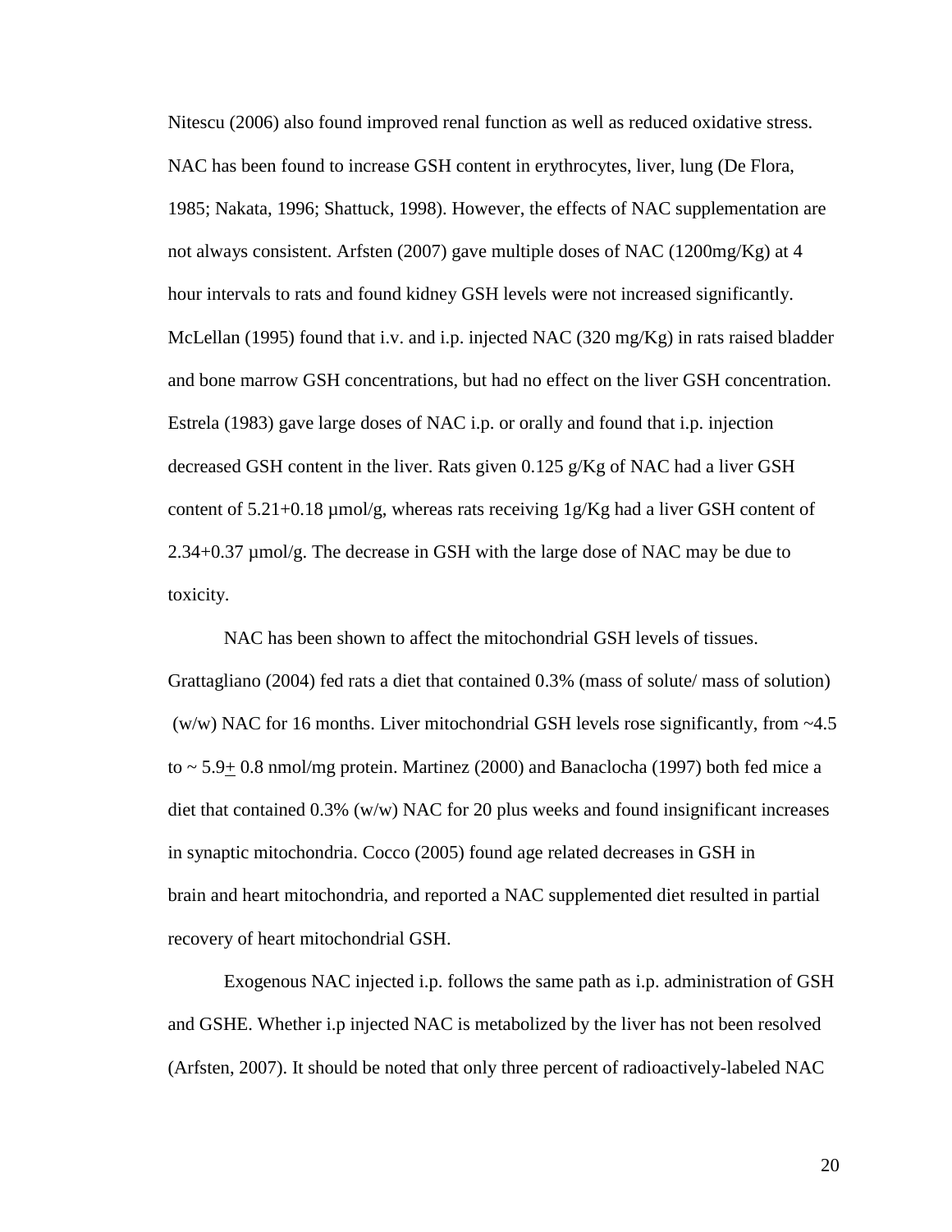Nitescu (2006) also found improved renal function as well as reduced oxidative stress. NAC has been found to increase GSH content in erythrocytes, liver, lung (De Flora, 1985; Nakata, 1996; Shattuck, 1998). However, the effects of NAC supplementation are not always consistent. Arfsten (2007) gave multiple doses of NAC (1200mg/Kg) at 4 hour intervals to rats and found kidney GSH levels were not increased significantly. McLellan (1995) found that i.v. and i.p. injected NAC (320 mg/Kg) in rats raised bladder and bone marrow GSH concentrations, but had no effect on the liver GSH concentration. Estrela (1983) gave large doses of NAC i.p. or orally and found that i.p. injection decreased GSH content in the liver. Rats given 0.125 g/Kg of NAC had a liver GSH content of 5.21+0.18 µmol/g, whereas rats receiving 1g/Kg had a liver GSH content of 2.34+0.37 µmol/g. The decrease in GSH with the large dose of NAC may be due to toxicity.

NAC has been shown to affect the mitochondrial GSH levels of tissues. Grattagliano (2004) fed rats a diet that contained 0.3% (mass of solute/ mass of solution) (w/w) NAC for 16 months. Liver mitochondrial GSH levels rose significantly, from ~4.5 to ~ 5.9± 0.8 nmol/mg protein. Martinez (2000) and Banaclocha (1997) both fed mice a diet that contained 0.3% (w/w) NAC for 20 plus weeks and found insignificant increases in synaptic mitochondria. Cocco (2005) found age related decreases in GSH in brain and heart mitochondria, and reported a NAC supplemented diet resulted in partial recovery of heart mitochondrial GSH.

Exogenous NAC injected i.p. follows the same path as i.p. administration of GSH and GSHE. Whether i.p injected NAC is metabolized by the liver has not been resolved (Arfsten, 2007). It should be noted that only three percent of radioactively-labeled NAC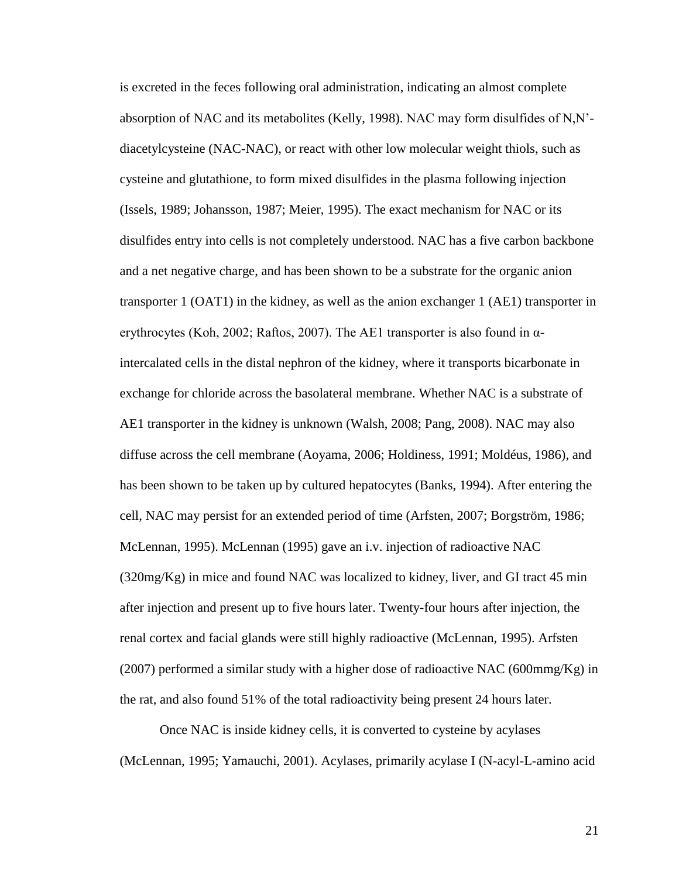is excreted in the feces following oral administration, indicating an almost complete absorption of NAC and its metabolites (Kelly, 1998). NAC may form disulfides of N,N'-diacetylcysteine (NAC-NAC), or react with other low molecular weight thiols, such as cysteine and glutathione, to form mixed disulfides in the plasma following injection (Issels, 1989; Johansson, 1987; Meier, 1995). The exact mechanism for NAC or its disulfides entry into cells is not completely understood. NAC has a five carbon backbone and a net negative charge, and has been shown to be a substrate for the organic anion transporter 1 (OAT1) in the kidney, as well as the anion exchanger 1 (AE1) transporter in erythrocytes (Koh, 2002; Raftos, 2007). The AE1 transporter is also found in α-intercalated cells in the distal nephron of the kidney, where it transports bicarbonate in exchange for chloride across the basolateral membrane. Whether NAC is a substrate of AE1 transporter in the kidney is unknown (Walsh, 2008; Pang, 2008). NAC may also diffuse across the cell membrane (Aoyama, 2006; Holdiness, 1991; Moldéus, 1986), and has been shown to be taken up by cultured hepatocytes (Banks, 1994). After entering the cell, NAC may persist for an extended period of time (Arfsten, 2007; Borgström, 1986; McLennan, 1995). McLennan (1995) gave an i.v. injection of radioactive NAC (320mg/Kg) in mice and found NAC was localized to kidney, liver, and GI tract 45 min after injection and present up to five hours later. Twenty-four hours after injection, the renal cortex and facial glands were still highly radioactive (McLennan, 1995). Arfsten (2007) performed a similar study with a higher dose of radioactive NAC (600mmg/Kg) in the rat, and also found 51% of the total radioactivity being present 24 hours later.

Once NAC is inside kidney cells, it is converted to cysteine by acylases (McLennan, 1995; Yamauchi, 2001). Acylases, primarily acylase I (N-acyl-L-amino acid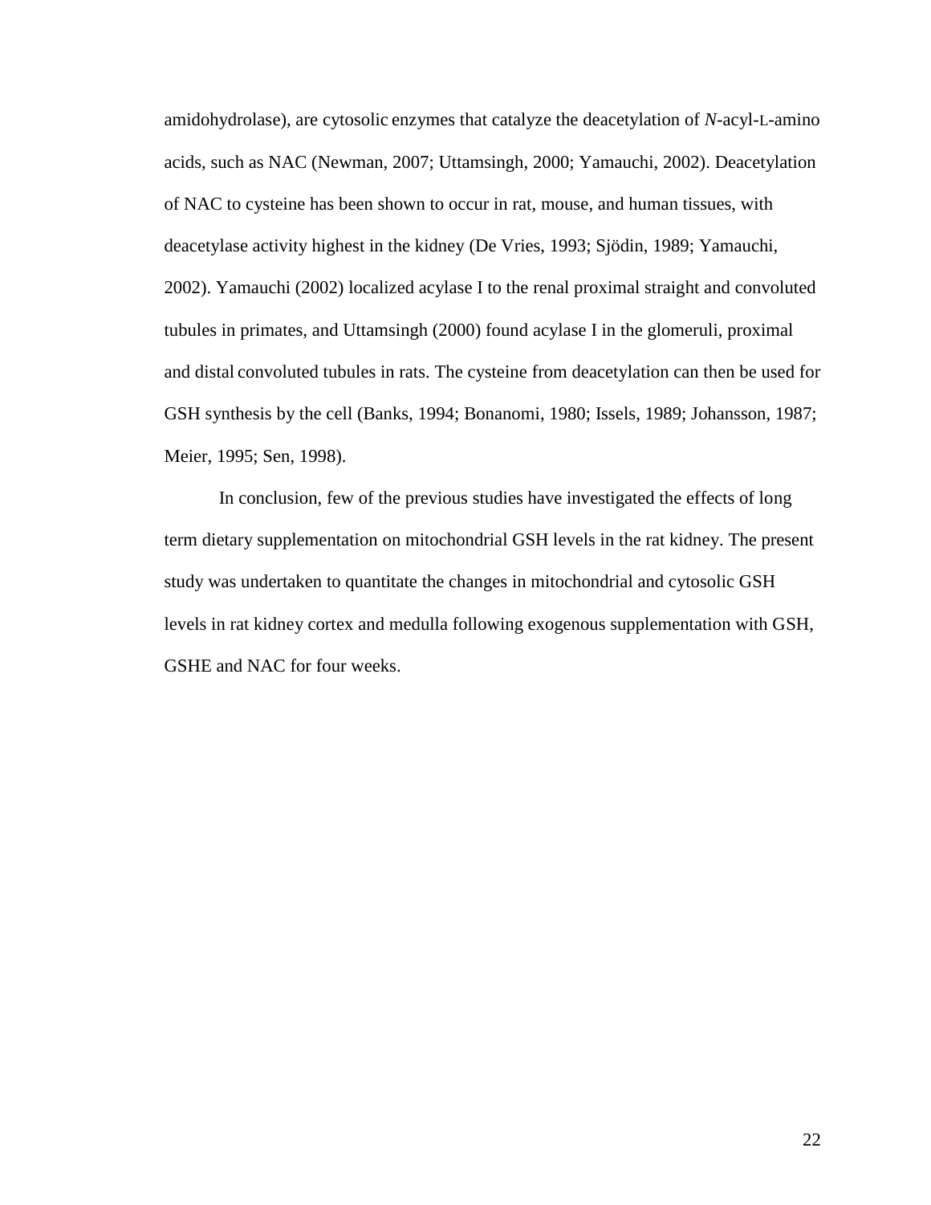amidohydrolase), are cytosolic enzymes that catalyze the deacetylation of *N*-acyl-L-amino acids, such as NAC (Newman, 2007; Uttamsingh, 2000; Yamauchi, 2002). Deacetylation of NAC to cysteine has been shown to occur in rat, mouse, and human tissues, with deacetylase activity highest in the kidney (De Vries, 1993; Sjödin, 1989; Yamauchi, 2002). Yamauchi (2002) localized acylase I to the renal proximal straight and convoluted tubules in primates, and Uttamsingh (2000) found acylase I in the glomeruli, proximal and distal convoluted tubules in rats. The cysteine from deacetylation can then be used for GSH synthesis by the cell (Banks, 1994; Bonanomi, 1980; Issels, 1989; Johansson, 1987; Meier, 1995; Sen, 1998).

In conclusion, few of the previous studies have investigated the effects of long term dietary supplementation on mitochondrial GSH levels in the rat kidney. The present study was undertaken to quantitate the changes in mitochondrial and cytosolic GSH levels in rat kidney cortex and medulla following exogenous supplementation with GSH, GSHE and NAC for four weeks.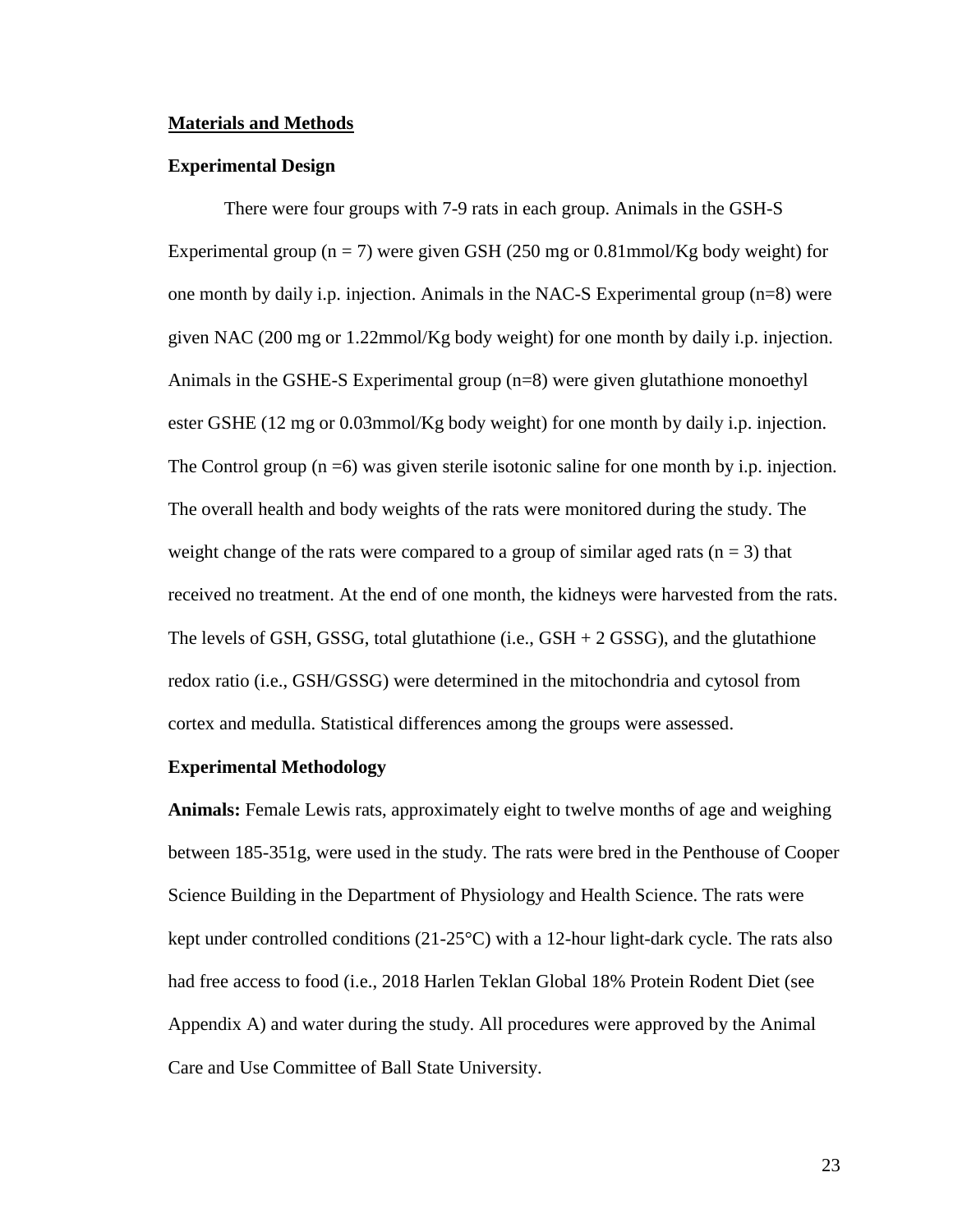## Materials and Methods

### Experimental Design

There were four groups with 7-9 rats in each group. Animals in the GSH-S Experimental group ($n = 7$) were given GSH (250 mg or 0.81mmol/Kg body weight) for one month by daily i.p. injection. Animals in the NAC-S Experimental group ($n=8$) were given NAC (200 mg or 1.22mmol/Kg body weight) for one month by daily i.p. injection. Animals in the GSHE-S Experimental group ($n=8$) were given glutathione monoethyl ester GSHE (12 mg or 0.03mmol/Kg body weight) for one month by daily i.p. injection. The Control group ($n =6$) was given sterile isotonic saline for one month by i.p. injection. The overall health and body weights of the rats were monitored during the study. The weight change of the rats were compared to a group of similar aged rats ($n = 3$) that received no treatment. At the end of one month, the kidneys were harvested from the rats. The levels of GSH, GSSG, total glutathione (i.e., GSH + 2 GSSG), and the glutathione redox ratio (i.e., GSH/GSSG) were determined in the mitochondria and cytosol from cortex and medulla. Statistical differences among the groups were assessed.

### Experimental Methodology

**Animals:** Female Lewis rats, approximately eight to twelve months of age and weighing between 185-351g, were used in the study. The rats were bred in the Penthouse of Cooper Science Building in the Department of Physiology and Health Science. The rats were kept under controlled conditions (21-25°C) with a 12-hour light-dark cycle. The rats also had free access to food (i.e., 2018 Harlen Teklan Global 18% Protein Rodent Diet (see Appendix A) and water during the study. All procedures were approved by the Animal Care and Use Committee of Ball State University.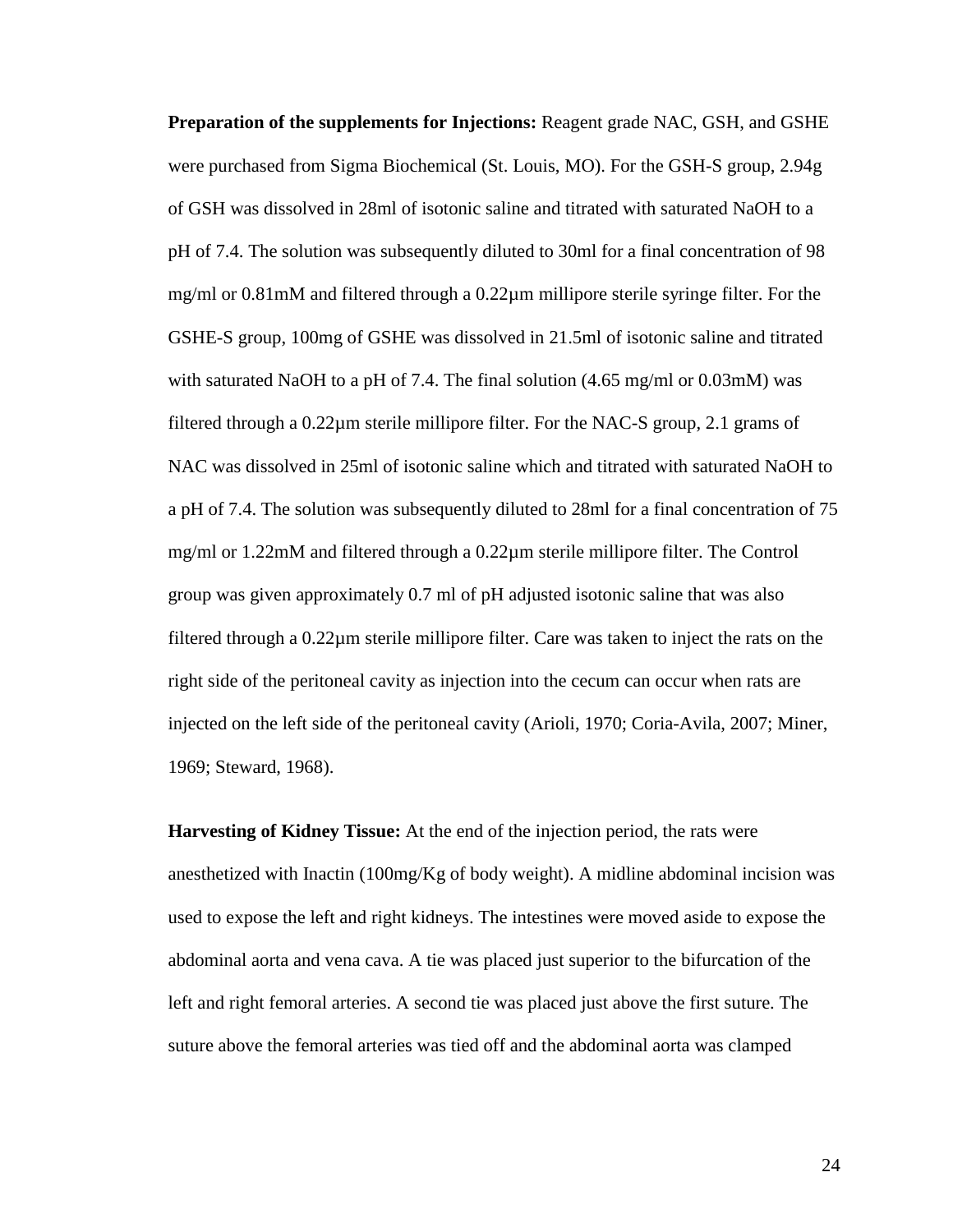**Preparation of the supplements for Injections:** Reagent grade NAC, GSH, and GSHE were purchased from Sigma Biochemical (St. Louis, MO). For the GSH-S group, 2.94g of GSH was dissolved in 28ml of isotonic saline and titrated with saturated NaOH to a pH of 7.4. The solution was subsequently diluted to 30ml for a final concentration of 98 mg/ml or 0.81mM and filtered through a 0.22µm millipore sterile syringe filter. For the GSHE-S group, 100mg of GSHE was dissolved in 21.5ml of isotonic saline and titrated with saturated NaOH to a pH of 7.4. The final solution (4.65 mg/ml or 0.03mM) was filtered through a 0.22µm sterile millipore filter. For the NAC-S group, 2.1 grams of NAC was dissolved in 25ml of isotonic saline which and titrated with saturated NaOH to a pH of 7.4. The solution was subsequently diluted to 28ml for a final concentration of 75 mg/ml or 1.22mM and filtered through a 0.22µm sterile millipore filter. The Control group was given approximately 0.7 ml of pH adjusted isotonic saline that was also filtered through a 0.22µm sterile millipore filter. Care was taken to inject the rats on the right side of the peritoneal cavity as injection into the cecum can occur when rats are injected on the left side of the peritoneal cavity (Arioli, 1970; Coria-Avila, 2007; Miner, 1969; Steward, 1968).

**Harvesting of Kidney Tissue:** At the end of the injection period, the rats were anesthetized with Inactin (100mg/Kg of body weight). A midline abdominal incision was used to expose the left and right kidneys. The intestines were moved aside to expose the abdominal aorta and vena cava. A tie was placed just superior to the bifurcation of the left and right femoral arteries. A second tie was placed just above the first suture. The suture above the femoral arteries was tied off and the abdominal aorta was clamped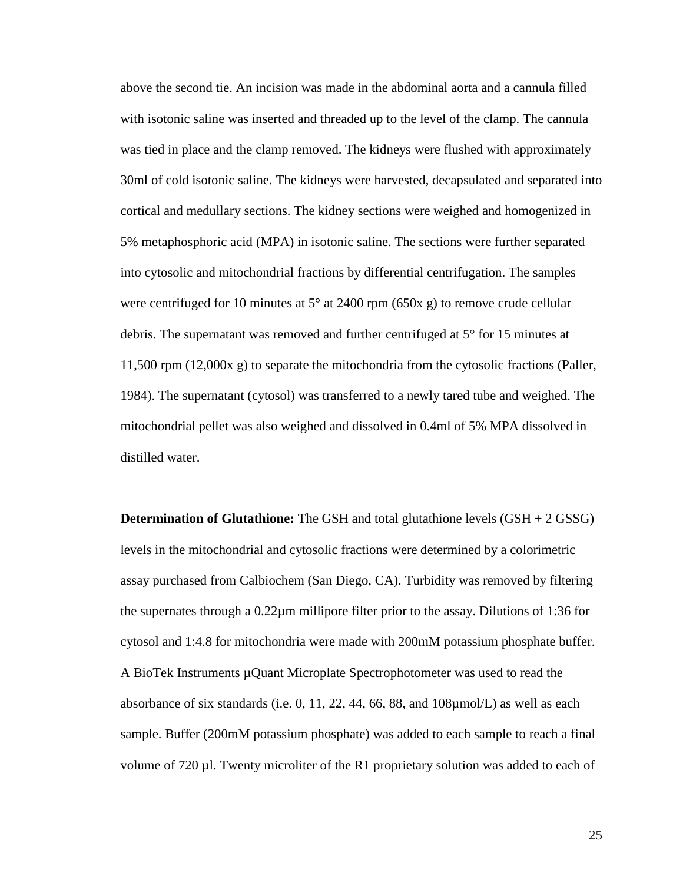above the second tie. An incision was made in the abdominal aorta and a cannula filled with isotonic saline was inserted and threaded up to the level of the clamp. The cannula was tied in place and the clamp removed. The kidneys were flushed with approximately 30ml of cold isotonic saline. The kidneys were harvested, decapsulated and separated into cortical and medullary sections. The kidney sections were weighed and homogenized in 5% metaphosphoric acid (MPA) in isotonic saline. The sections were further separated into cytosolic and mitochondrial fractions by differential centrifugation. The samples were centrifuged for 10 minutes at 5° at 2400 rpm (650x g) to remove crude cellular debris. The supernatant was removed and further centrifuged at 5° for 15 minutes at 11,500 rpm (12,000x g) to separate the mitochondria from the cytosolic fractions (Paller, 1984). The supernatant (cytosol) was transferred to a newly tared tube and weighed. The mitochondrial pellet was also weighed and dissolved in 0.4ml of 5% MPA dissolved in distilled water.

**Determination of Glutathione:** The GSH and total glutathione levels (GSH + 2 GSSG) levels in the mitochondrial and cytosolic fractions were determined by a colorimetric assay purchased from Calbiochem (San Diego, CA). Turbidity was removed by filtering the supernates through a 0.22µm millipore filter prior to the assay. Dilutions of 1:36 for cytosol and 1:4.8 for mitochondria were made with 200mM potassium phosphate buffer. A BioTek Instruments µQuant Microplate Spectrophotometer was used to read the absorbance of six standards (i.e. 0, 11, 22, 44, 66, 88, and 108µmol/L) as well as each sample. Buffer (200mM potassium phosphate) was added to each sample to reach a final volume of 720 µl. Twenty microliter of the R1 proprietary solution was added to each of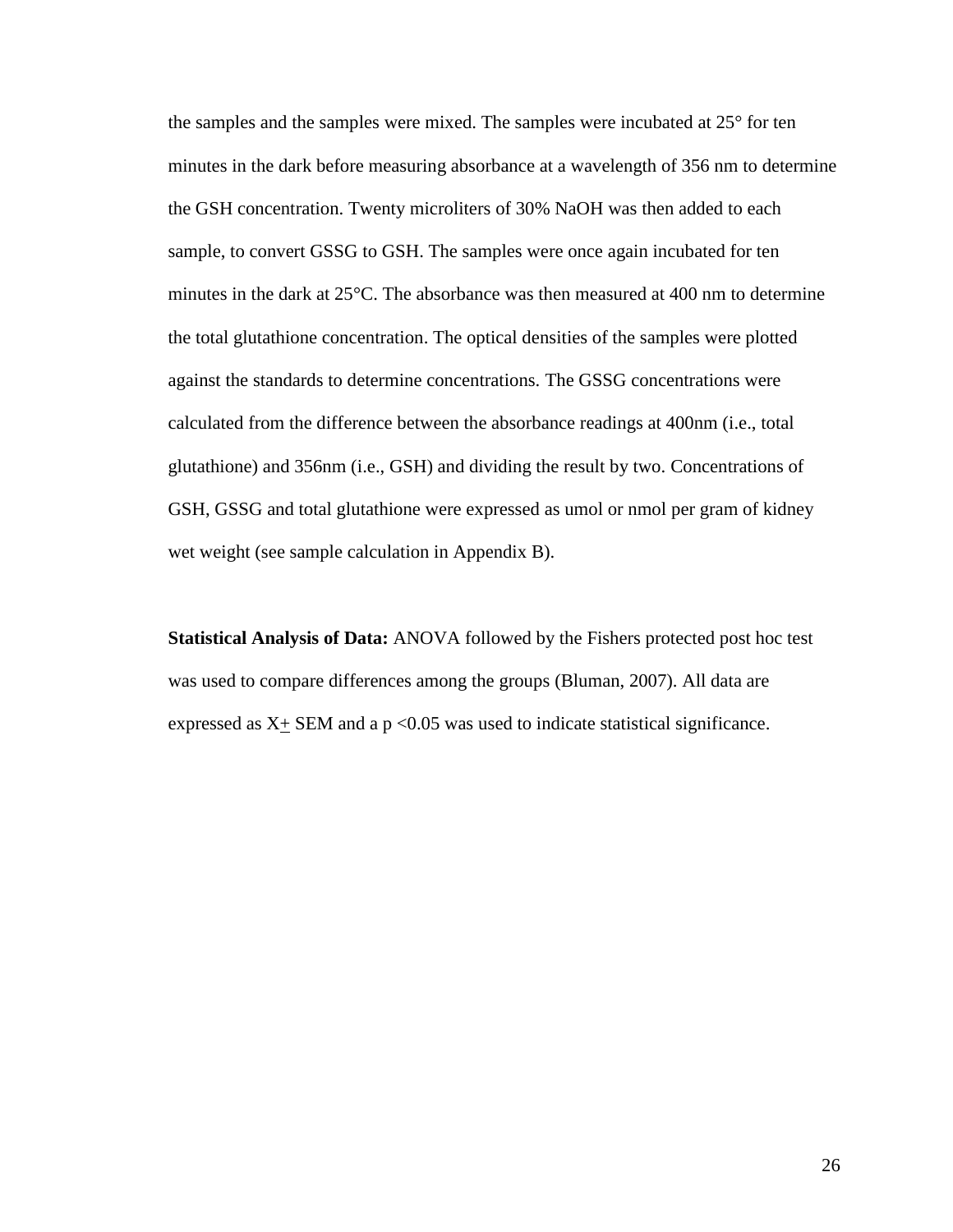the samples and the samples were mixed. The samples were incubated at 25° for ten minutes in the dark before measuring absorbance at a wavelength of 356 nm to determine the GSH concentration. Twenty microliters of 30% NaOH was then added to each sample, to convert GSSG to GSH. The samples were once again incubated for ten minutes in the dark at 25°C. The absorbance was then measured at 400 nm to determine the total glutathione concentration. The optical densities of the samples were plotted against the standards to determine concentrations. The GSSG concentrations were calculated from the difference between the absorbance readings at 400nm (i.e., total glutathione) and 356nm (i.e., GSH) and dividing the result by two. Concentrations of GSH, GSSG and total glutathione were expressed as umol or nmol per gram of kidney wet weight (see sample calculation in Appendix B).

**Statistical Analysis of Data:** ANOVA followed by the Fishers protected post hoc test was used to compare differences among the groups (Bluman, 2007). All data are expressed as $X \pm$ SEM and a $p < 0.05$ was used to indicate statistical significance.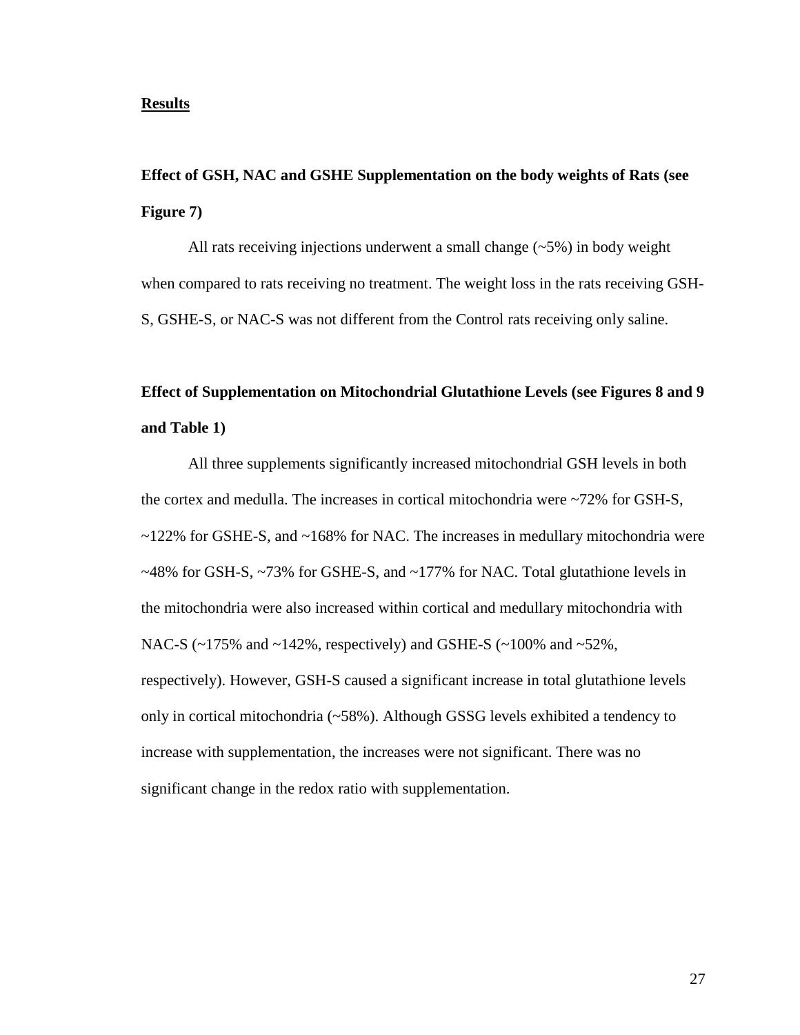## Results

### Effect of GSH, NAC and GSHE Supplementation on the body weights of Rats (see Figure 7)

All rats receiving injections underwent a small change (~5%) in body weight when compared to rats receiving no treatment. The weight loss in the rats receiving GSH-S, GSHE-S, or NAC-S was not different from the Control rats receiving only saline.

### Effect of Supplementation on Mitochondrial Glutathione Levels (see Figures 8 and 9 and Table 1)

All three supplements significantly increased mitochondrial GSH levels in both the cortex and medulla. The increases in cortical mitochondria were ~72% for GSH-S, ~122% for GSHE-S, and ~168% for NAC. The increases in medullary mitochondria were ~48% for GSH-S, ~73% for GSHE-S, and ~177% for NAC. Total glutathione levels in the mitochondria were also increased within cortical and medullary mitochondria with NAC-S (~175% and ~142%, respectively) and GSHE-S (~100% and ~52%, respectively). However, GSH-S caused a significant increase in total glutathione levels only in cortical mitochondria (~58%). Although GSSG levels exhibited a tendency to increase with supplementation, the increases were not significant. There was no significant change in the redox ratio with supplementation.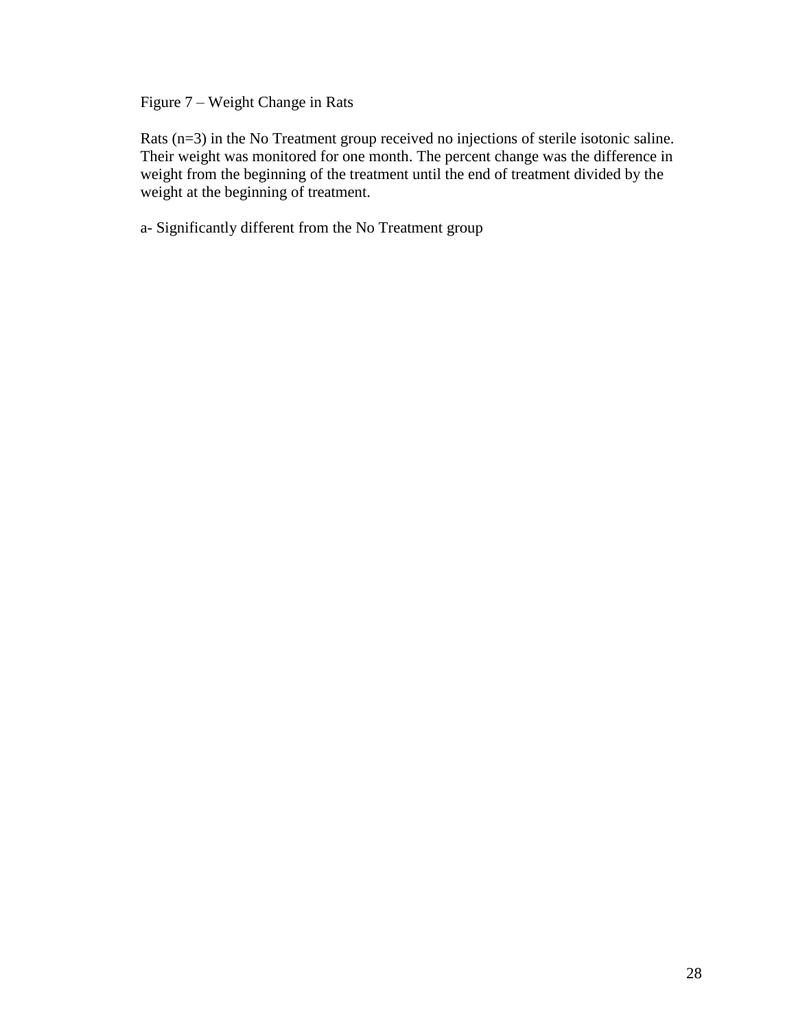Figure 7 – Weight Change in Rats

Rats (n=3) in the No Treatment group received no injections of sterile isotonic saline. Their weight was monitored for one month. The percent change was the difference in weight from the beginning of the treatment until the end of treatment divided by the weight at the beginning of treatment.

a- Significantly different from the No Treatment group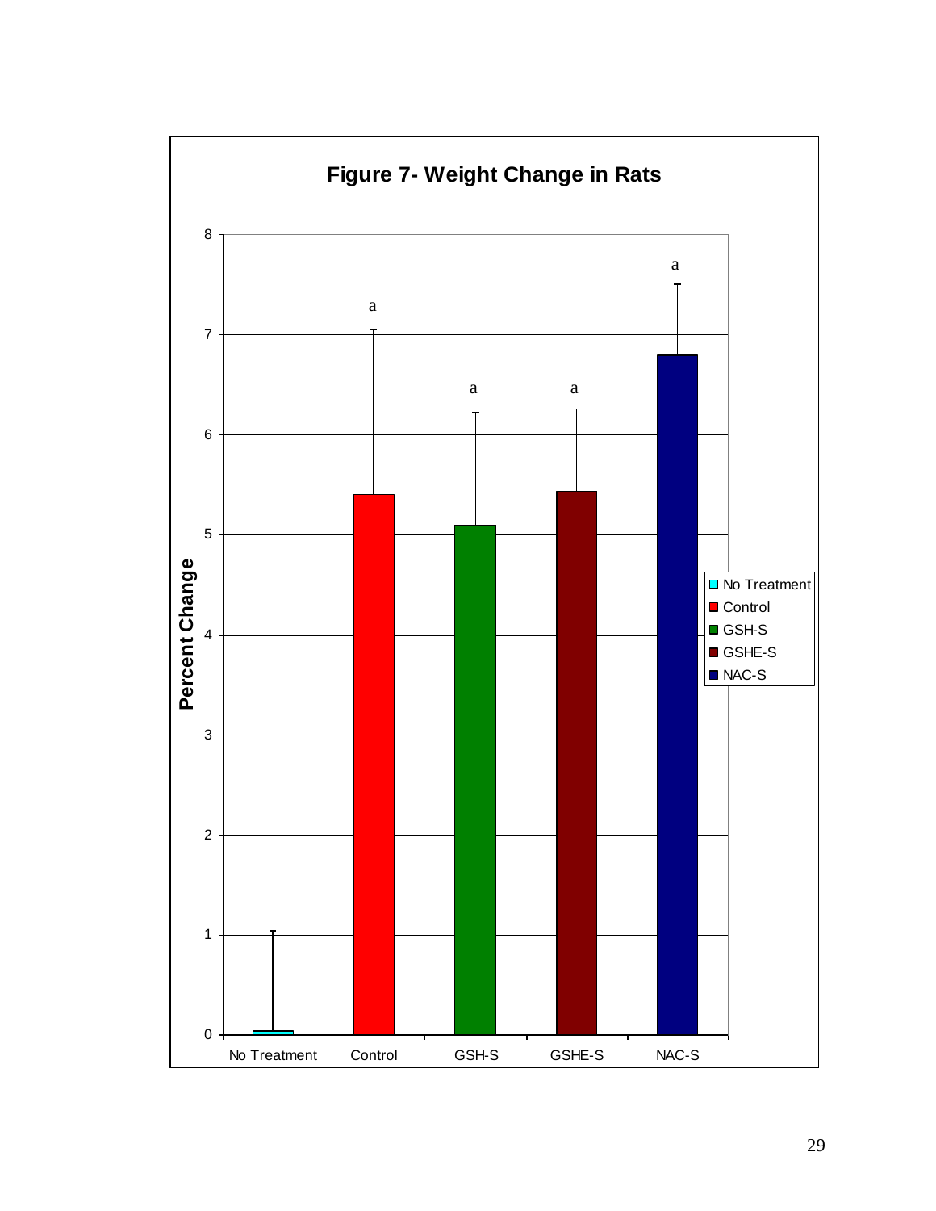**Figure 7- Weight Change in Rats**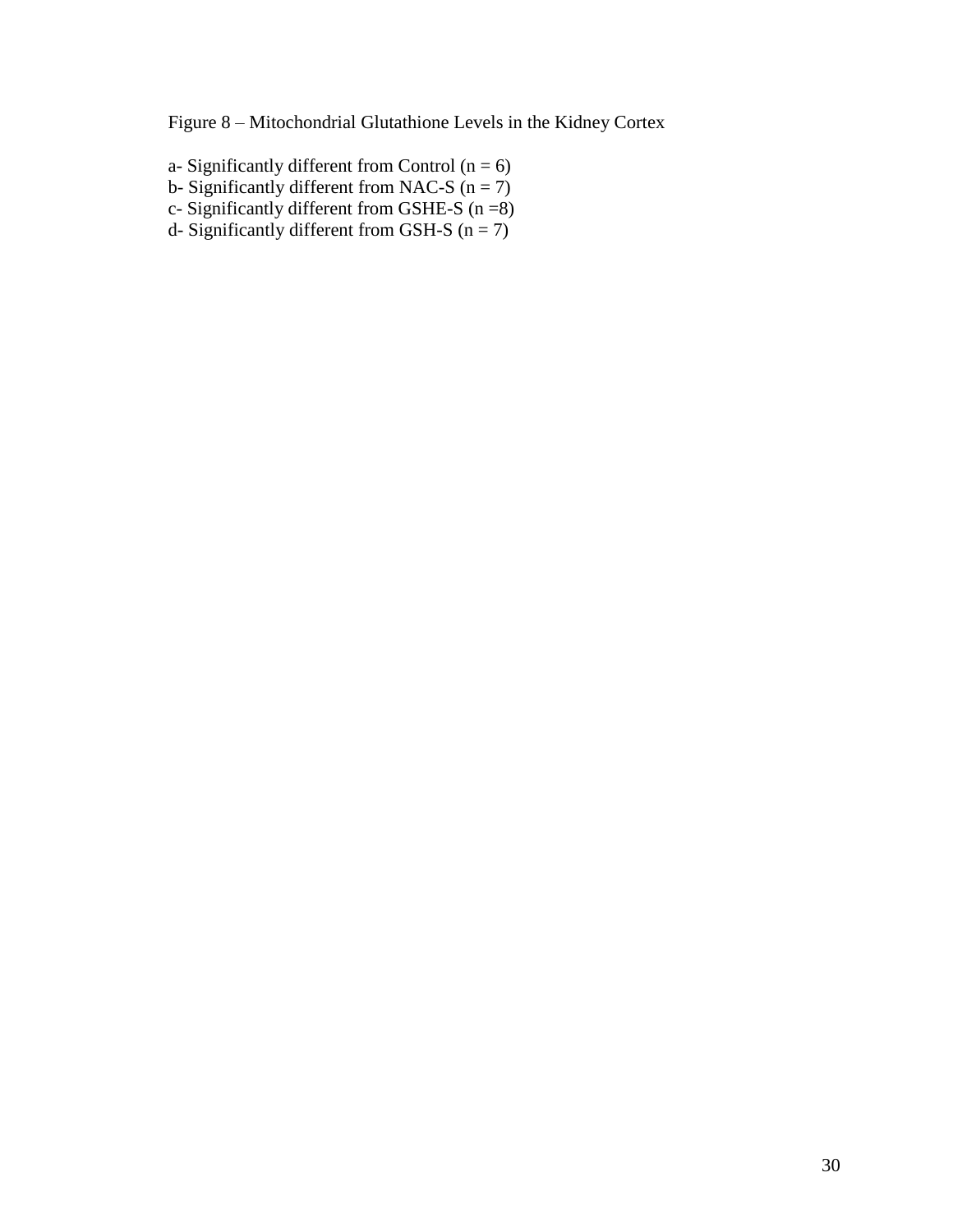Figure 8 – Mitochondrial Glutathione Levels in the Kidney Cortex

a- Significantly different from Control ($n = 6$)
b- Significantly different from NAC-S ($n = 7$)
c- Significantly different from GSHE-S ($n = 8$)
d- Significantly different from GSH-S ($n = 7$)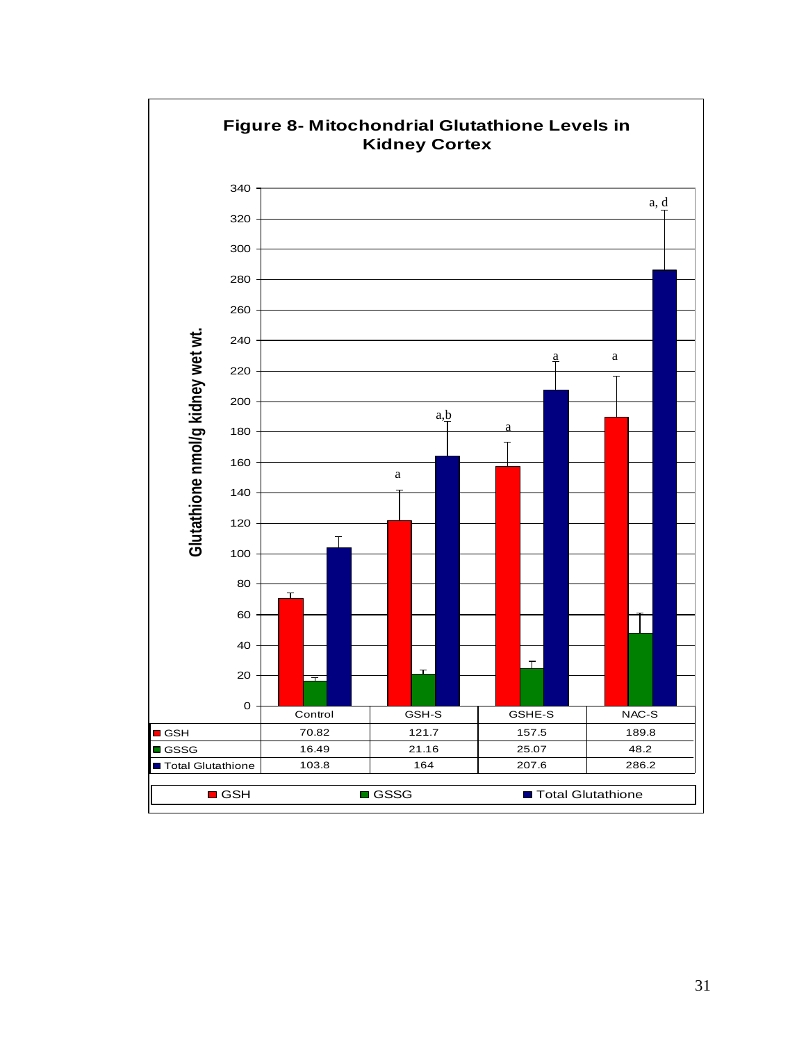**Figure 8- Mitochondrial Glutathione Levels in Kidney Cortex**

| | Control | GSH-S | GSHE-S | NAC-S |
|---|---|---|---|---|
| GSH | 70.82 | 121.7 | 157.5 | 189.8 |
| GSSG | 16.49 | 21.16 | 25.07 | 48.2 |
| Total Glutathione | 103.8 | 164 | 207.6 | 286.2 |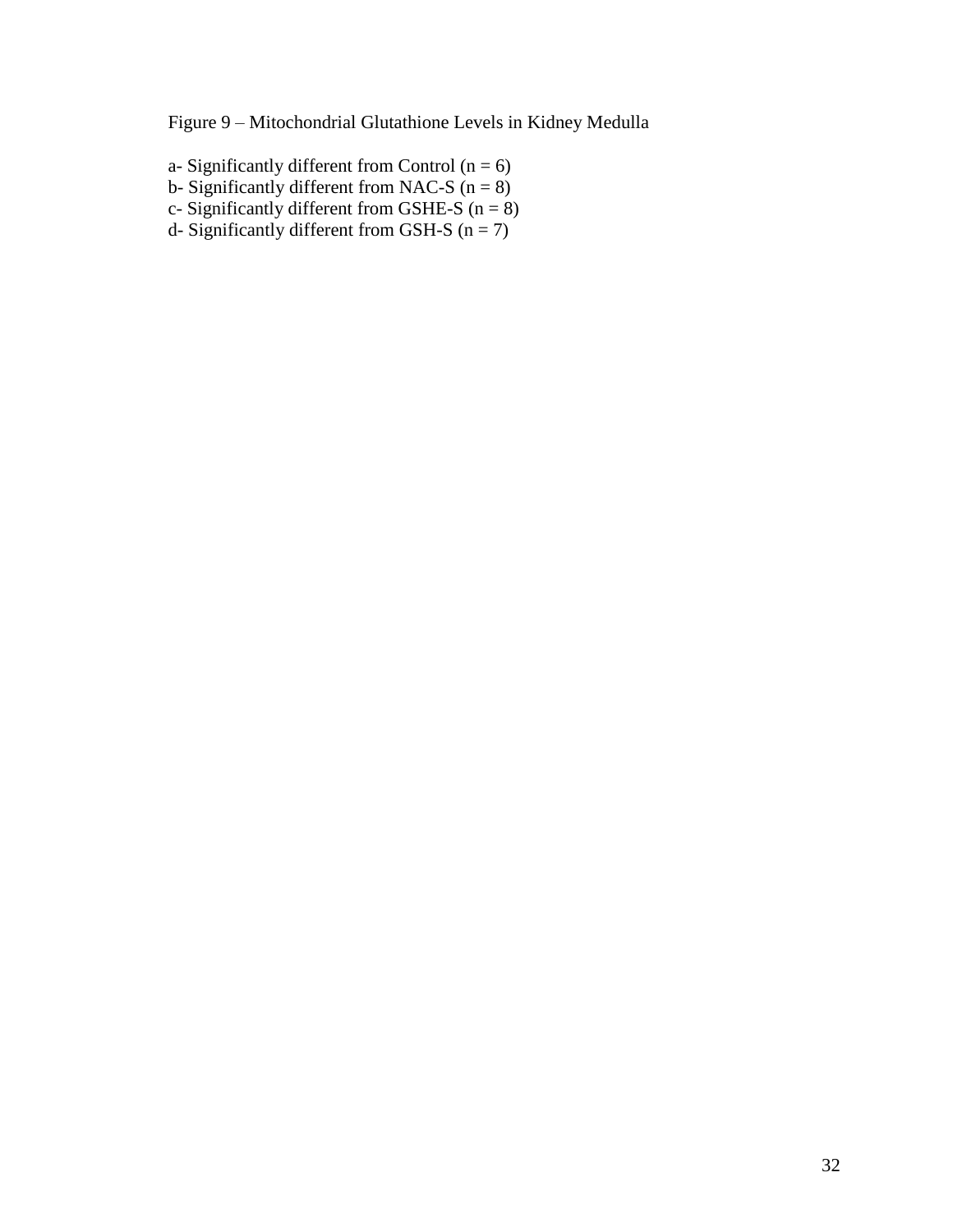Figure 9 – Mitochondrial Glutathione Levels in Kidney Medulla

a- Significantly different from Control ($n = 6$)
b- Significantly different from NAC-S ($n = 8$)
c- Significantly different from GSHE-S ($n = 8$)
d- Significantly different from GSH-S ($n = 7$)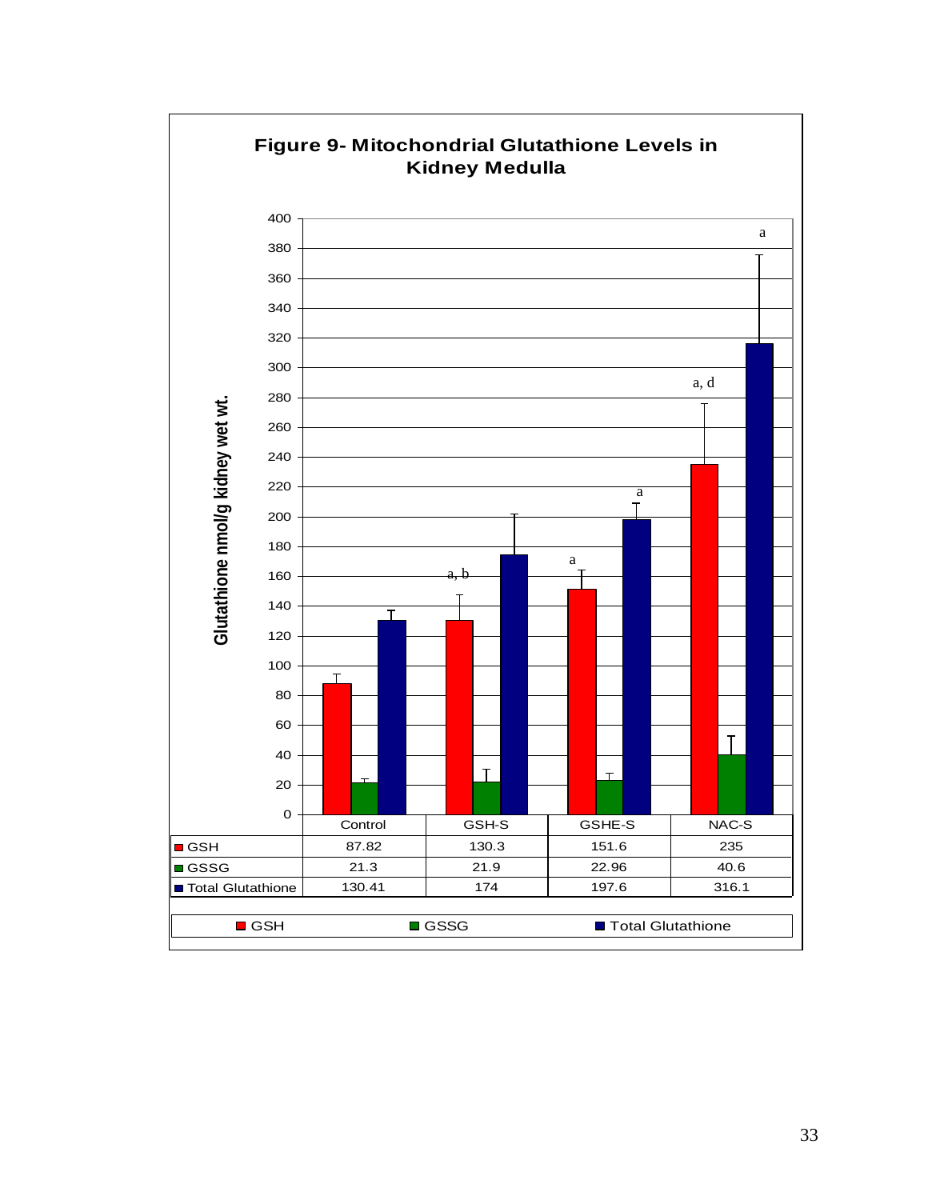## Figure 9- Mitochondrial Glutathione Levels in Kidney Medulla

Glutathione nmol/g kidney wet wt.

| | Control | GSH-S | GSHE-S | NAC-S |
|---|---|---|---|---|
| GSH | 87.82 | 130.3 | 151.6 | 235 |
| GSSG | 21.3 | 21.9 | 22.96 | 40.6 |
| Total Glutathione | 130.41 | 174 | 197.6 | 316.1 |

Significance markers shown on the chart: GSH-S GSH: a, b; GSHE-S GSH: a; GSHE-S Total Glutathione: a; NAC-S GSH: a, d; NAC-S Total Glutathione: a.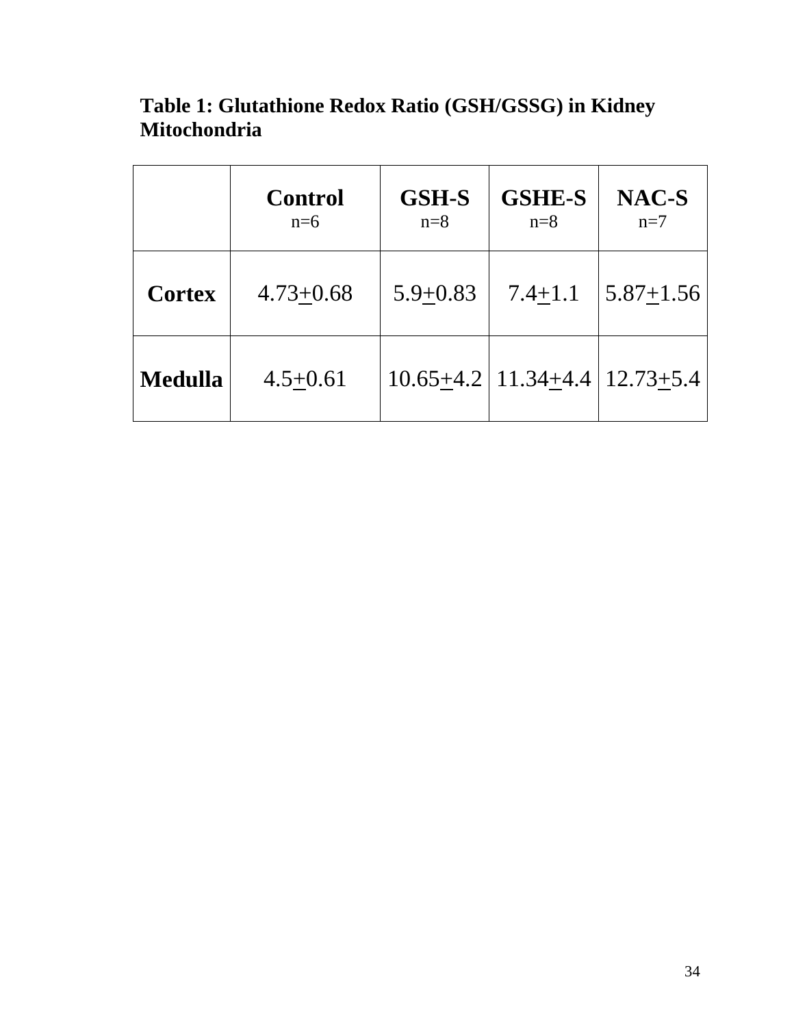**Table 1: Glutathione Redox Ratio (GSH/GSSG) in Kidney Mitochondria**

| | **Control** n=6 | **GSH-S** n=8 | **GSHE-S** n=8 | **NAC-S** n=7 |
|---|---|---|---|---|
| **Cortex** | 4.73±0.68 | 5.9±0.83 | 7.4±1.1 | 5.87±1.56 |
| **Medulla** | 4.5±0.61 | 10.65±4.2 | 11.34±4.4 | 12.73±5.4 |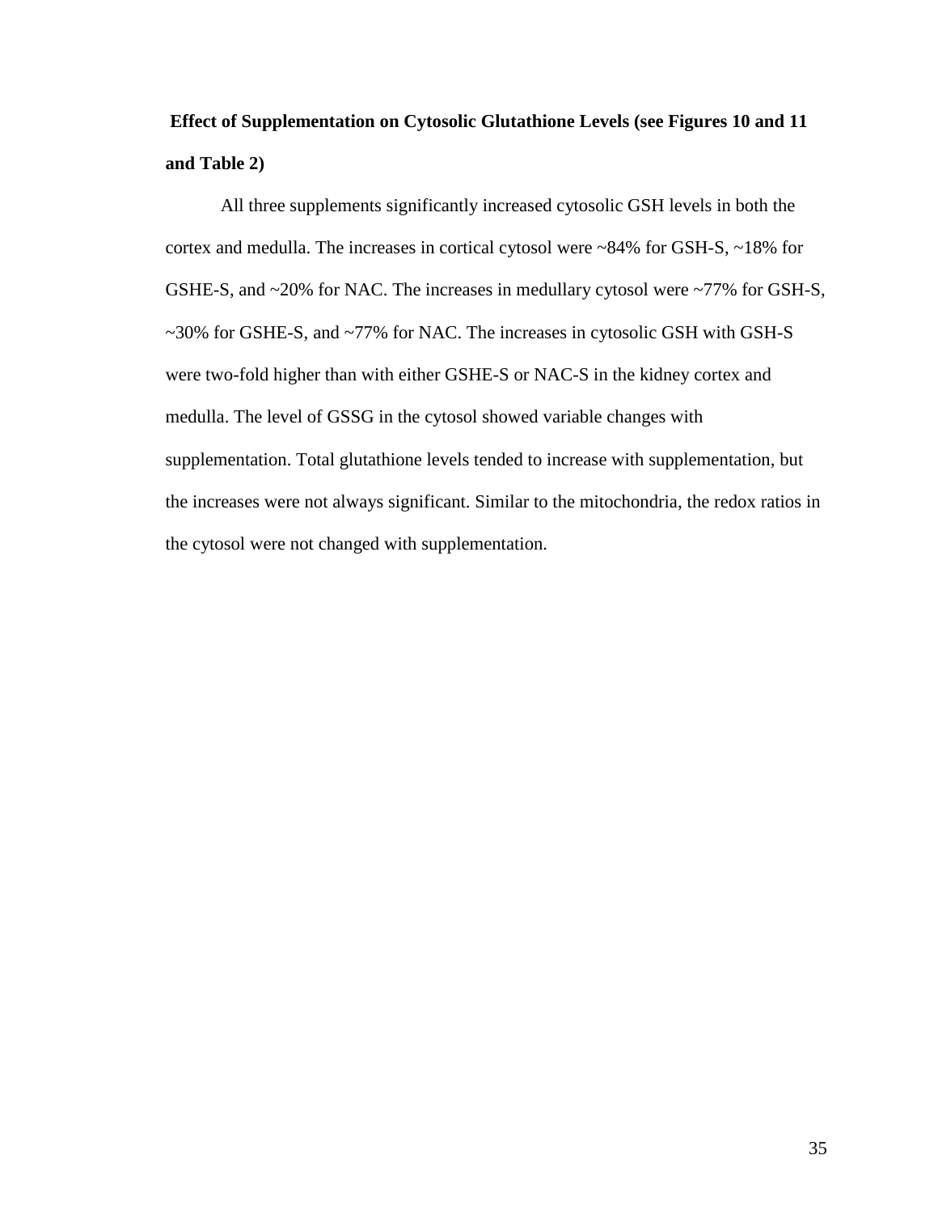### Effect of Supplementation on Cytosolic Glutathione Levels (see Figures 10 and 11 and Table 2)

All three supplements significantly increased cytosolic GSH levels in both the cortex and medulla. The increases in cortical cytosol were ~84% for GSH-S, ~18% for GSHE-S, and ~20% for NAC. The increases in medullary cytosol were ~77% for GSH-S, ~30% for GSHE-S, and ~77% for NAC. The increases in cytosolic GSH with GSH-S were two-fold higher than with either GSHE-S or NAC-S in the kidney cortex and medulla. The level of GSSG in the cytosol showed variable changes with supplementation. Total glutathione levels tended to increase with supplementation, but the increases were not always significant. Similar to the mitochondria, the redox ratios in the cytosol were not changed with supplementation.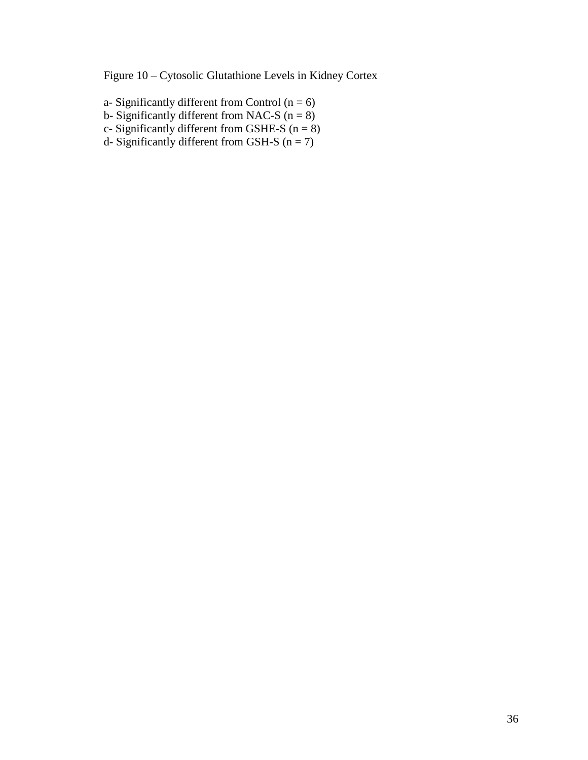Figure 10 – Cytosolic Glutathione Levels in Kidney Cortex

a- Significantly different from Control (n = 6)
b- Significantly different from NAC-S (n = 8)
c- Significantly different from GSHE-S (n = 8)
d- Significantly different from GSH-S (n = 7)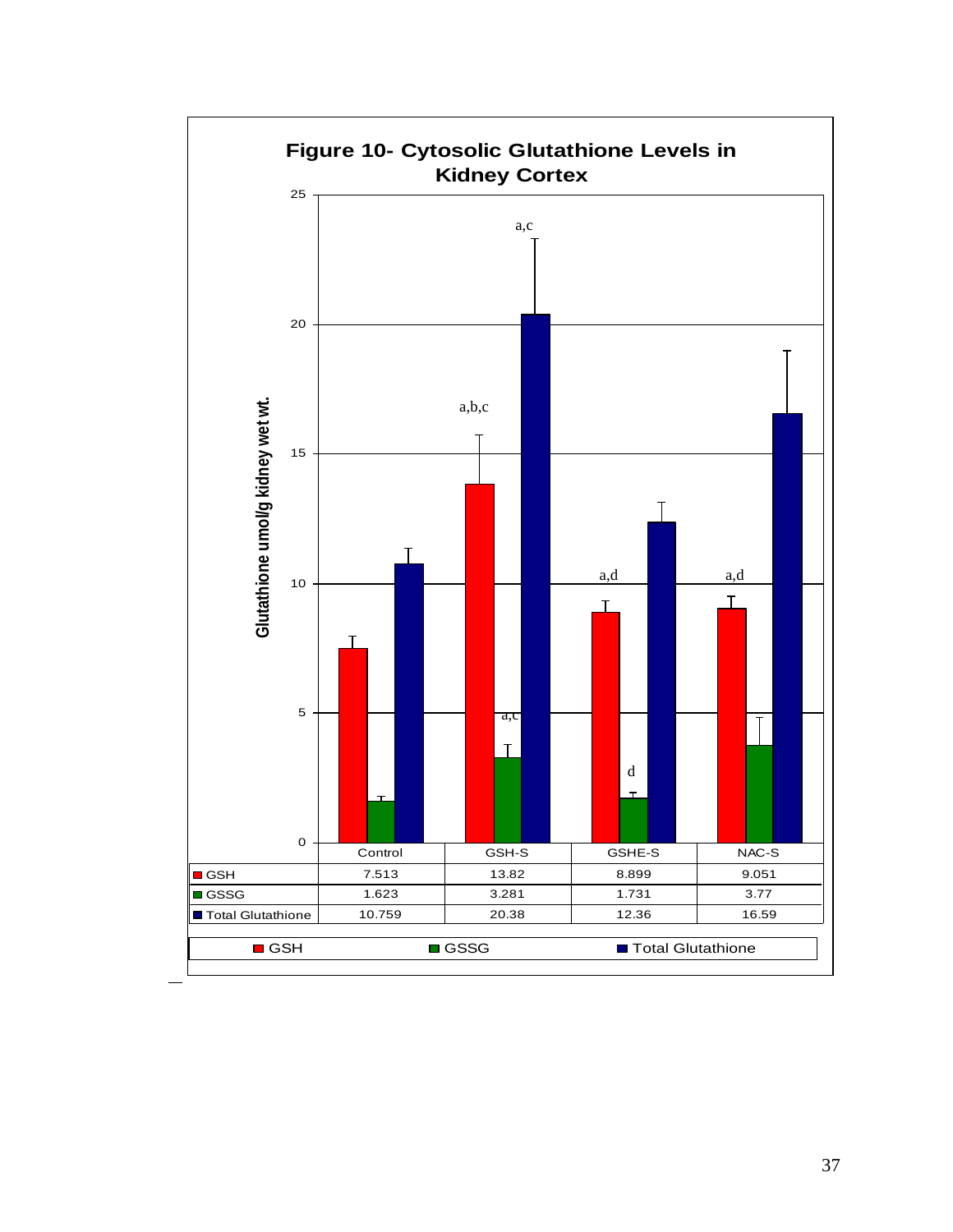**Figure 10- Cytosolic Glutathione Levels in Kidney Cortex**

| | Control | GSH-S | GSHE-S | NAC-S |
|---|---|---|---|---|
| GSH | 7.513 | 13.82 | 8.899 | 9.051 |
| GSSG | 1.623 | 3.281 | 1.731 | 3.77 |
| Total Glutathione | 10.759 | 20.38 | 12.36 | 16.59 |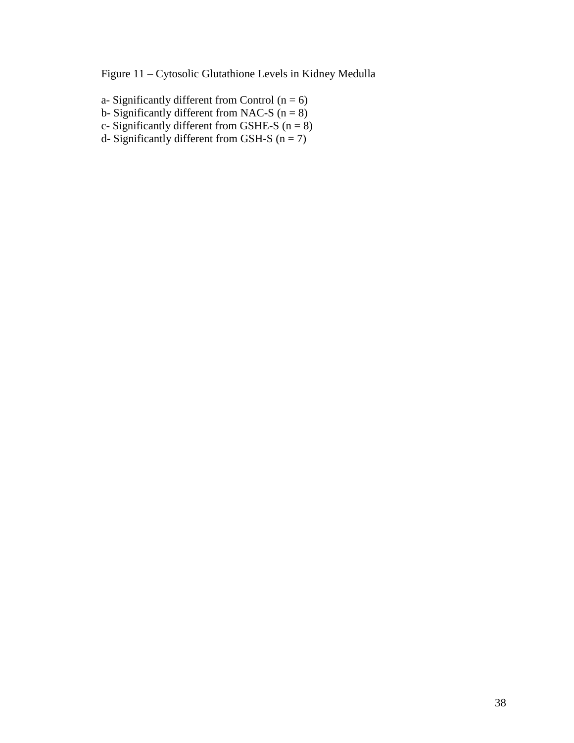Figure 11 – Cytosolic Glutathione Levels in Kidney Medulla

a- Significantly different from Control (n = 6)
b- Significantly different from NAC-S (n = 8)
c- Significantly different from GSHE-S (n = 8)
d- Significantly different from GSH-S (n = 7)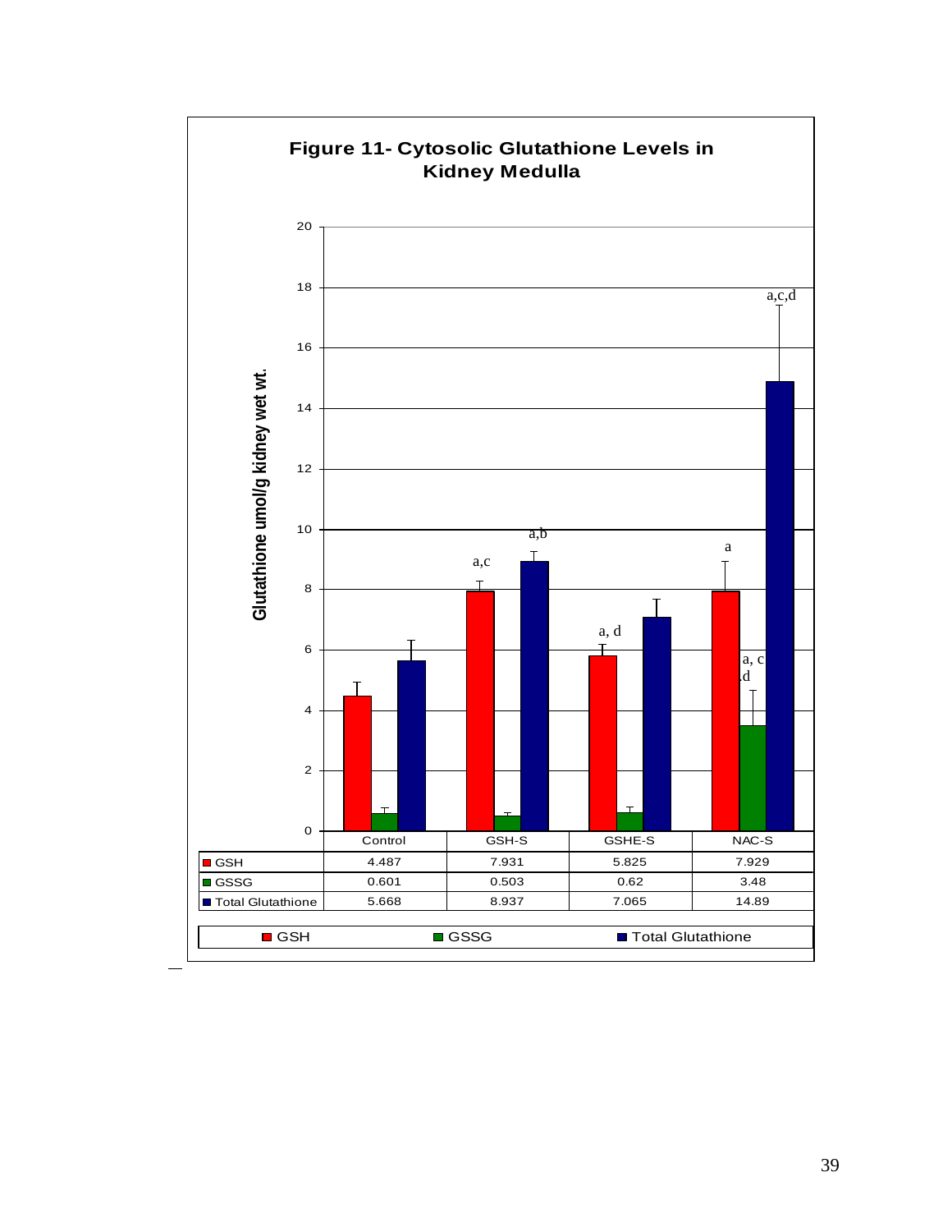**Figure 11- Cytosolic Glutathione Levels in Kidney Medulla**

|  | Control | GSH-S | GSHE-S | NAC-S |
|---|---|---|---|---|
| GSH | 4.487 | 7.931 | 5.825 | 7.929 |
| GSSG | 0.601 | 0.503 | 0.62 | 3.48 |
| Total Glutathione | 5.668 | 8.937 | 7.065 | 14.89 |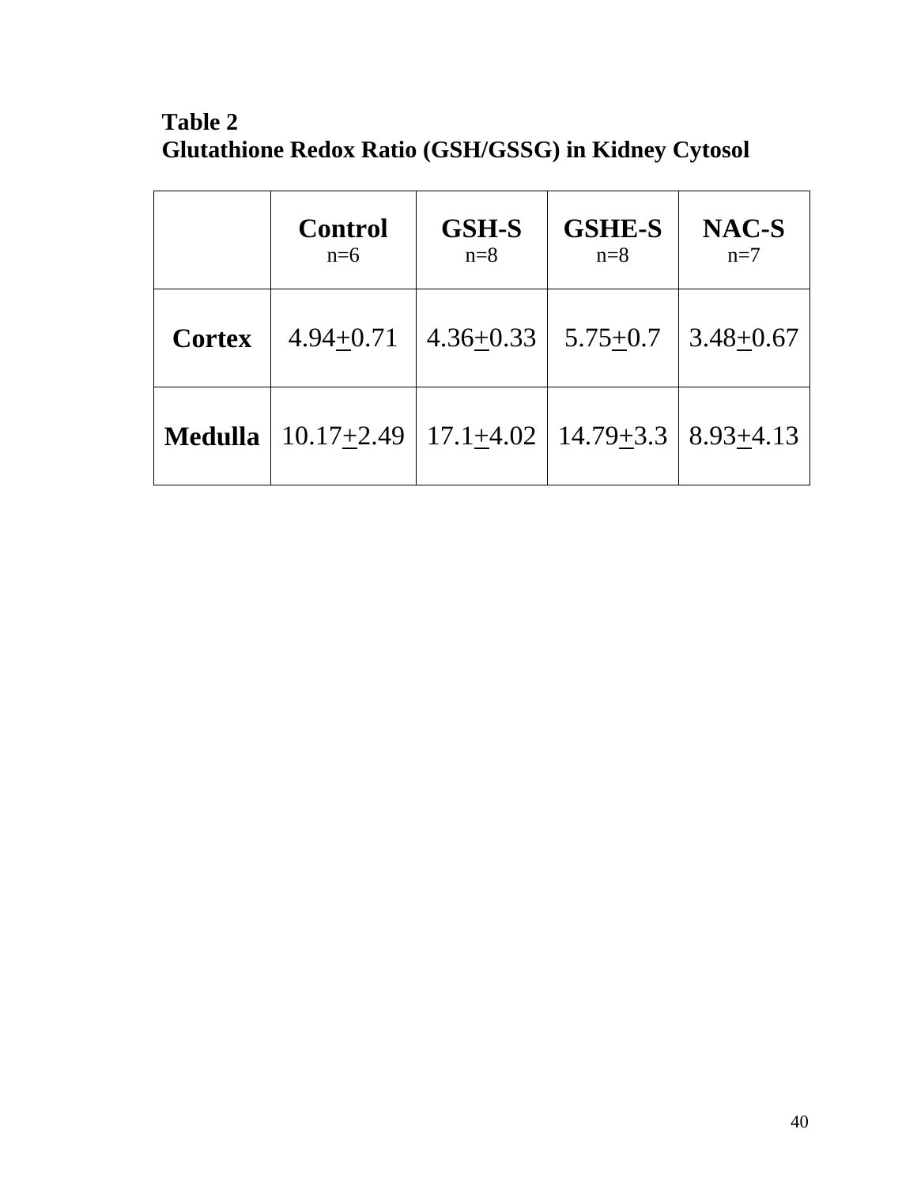**Table 2**
**Glutathione Redox Ratio (GSH/GSSG) in Kidney Cytosol**

| | **Control** n=6 | **GSH-S** n=8 | **GSHE-S** n=8 | **NAC-S** n=7 |
|---|---|---|---|---|
| **Cortex** | 4.94±0.71 | 4.36±0.33 | 5.75±0.7 | 3.48±0.67 |
| **Medulla** | 10.17±2.49 | 17.1±4.02 | 14.79±3.3 | 8.93±4.13 |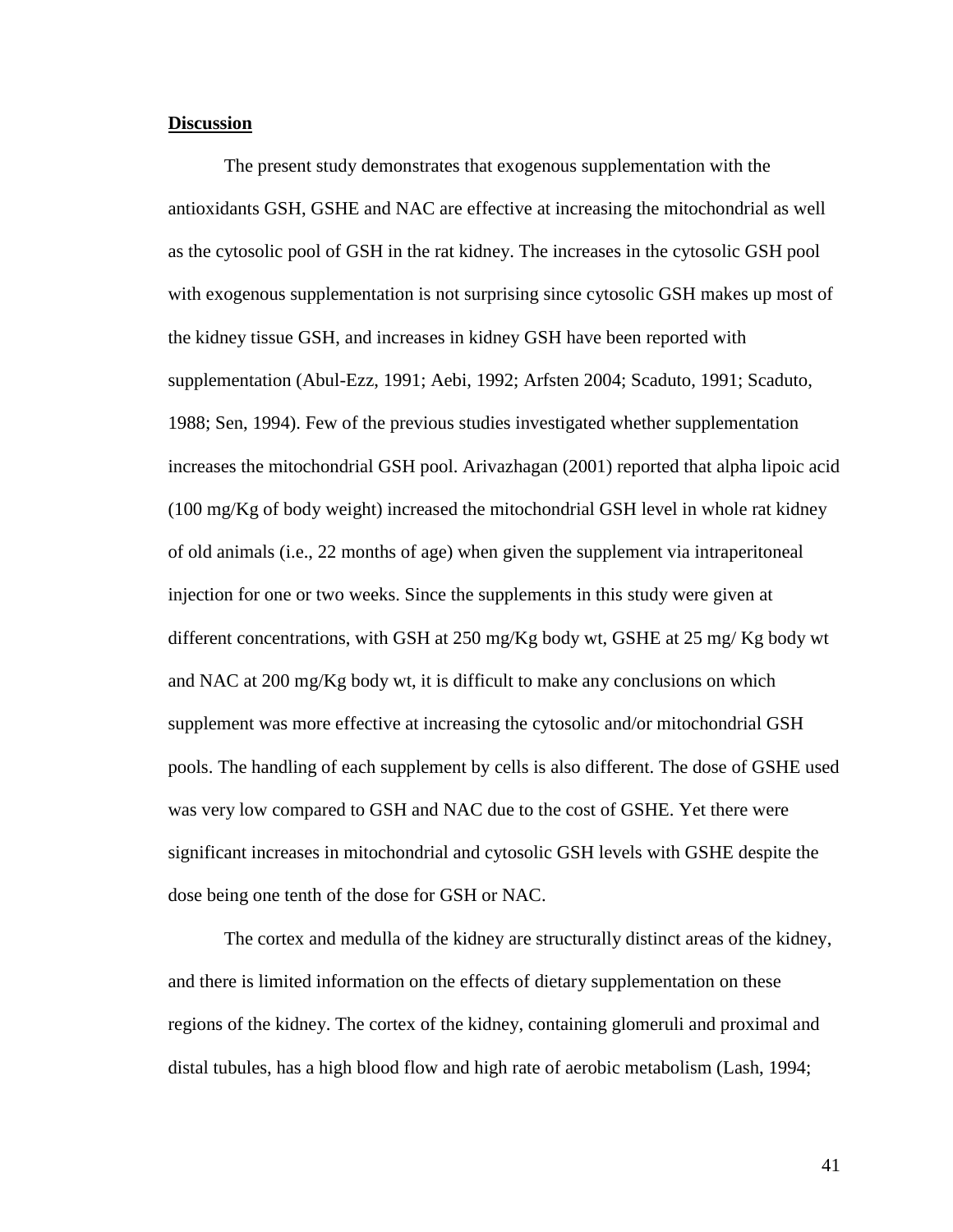## Discussion

The present study demonstrates that exogenous supplementation with the antioxidants GSH, GSHE and NAC are effective at increasing the mitochondrial as well as the cytosolic pool of GSH in the rat kidney. The increases in the cytosolic GSH pool with exogenous supplementation is not surprising since cytosolic GSH makes up most of the kidney tissue GSH, and increases in kidney GSH have been reported with supplementation (Abul-Ezz, 1991; Aebi, 1992; Arfsten 2004; Scaduto, 1991; Scaduto, 1988; Sen, 1994). Few of the previous studies investigated whether supplementation increases the mitochondrial GSH pool. Arivazhagan (2001) reported that alpha lipoic acid (100 mg/Kg of body weight) increased the mitochondrial GSH level in whole rat kidney of old animals (i.e., 22 months of age) when given the supplement via intraperitoneal injection for one or two weeks. Since the supplements in this study were given at different concentrations, with GSH at 250 mg/Kg body wt, GSHE at 25 mg/ Kg body wt and NAC at 200 mg/Kg body wt, it is difficult to make any conclusions on which supplement was more effective at increasing the cytosolic and/or mitochondrial GSH pools. The handling of each supplement by cells is also different. The dose of GSHE used was very low compared to GSH and NAC due to the cost of GSHE. Yet there were significant increases in mitochondrial and cytosolic GSH levels with GSHE despite the dose being one tenth of the dose for GSH or NAC.

The cortex and medulla of the kidney are structurally distinct areas of the kidney, and there is limited information on the effects of dietary supplementation on these regions of the kidney. The cortex of the kidney, containing glomeruli and proximal and distal tubules, has a high blood flow and high rate of aerobic metabolism (Lash, 1994;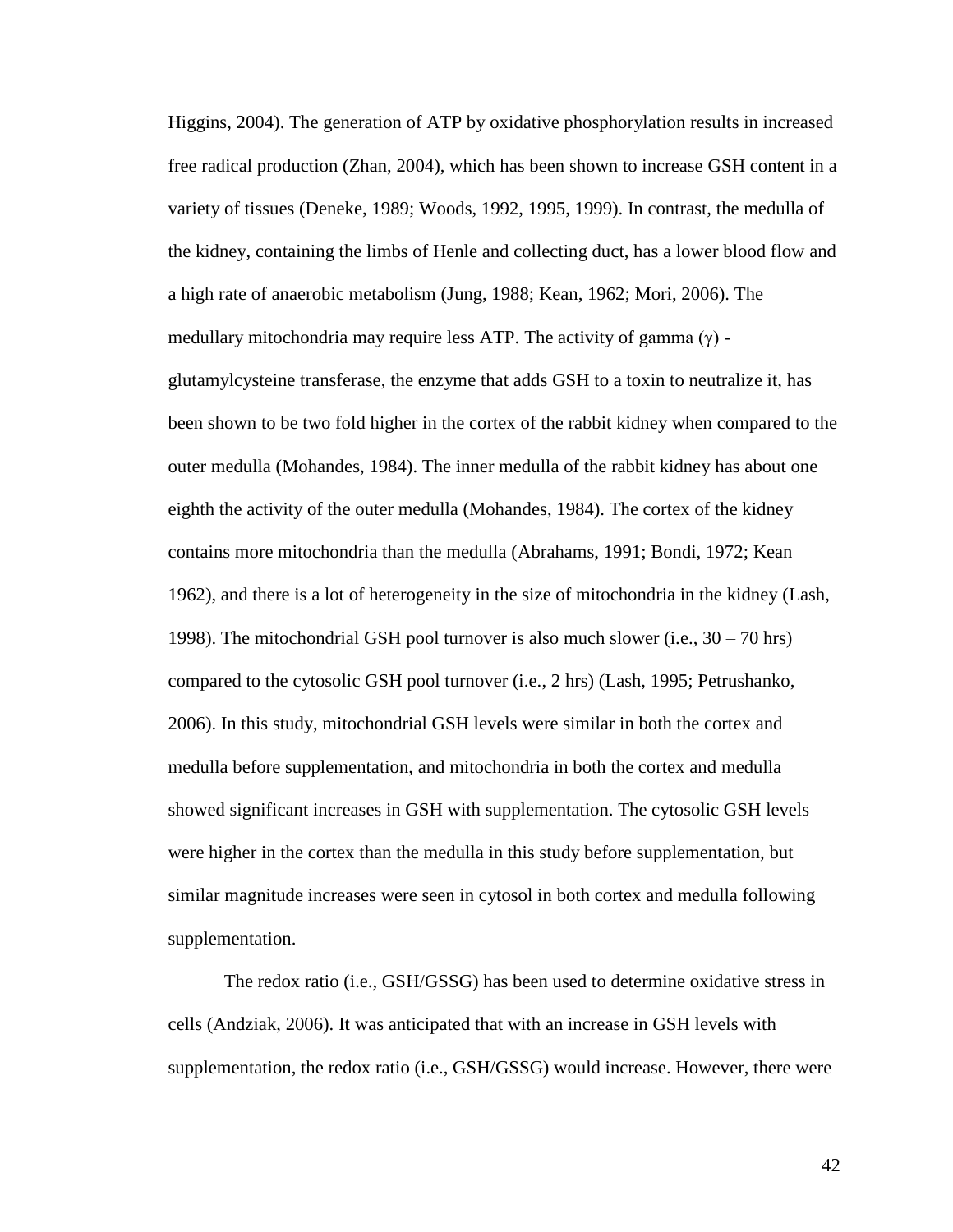Higgins, 2004). The generation of ATP by oxidative phosphorylation results in increased free radical production (Zhan, 2004), which has been shown to increase GSH content in a variety of tissues (Deneke, 1989; Woods, 1992, 1995, 1999). In contrast, the medulla of the kidney, containing the limbs of Henle and collecting duct, has a lower blood flow and a high rate of anaerobic metabolism (Jung, 1988; Kean, 1962; Mori, 2006). The medullary mitochondria may require less ATP. The activity of gamma ($\gamma$) - glutamylcysteine transferase, the enzyme that adds GSH to a toxin to neutralize it, has been shown to be two fold higher in the cortex of the rabbit kidney when compared to the outer medulla (Mohandes, 1984). The inner medulla of the rabbit kidney has about one eighth the activity of the outer medulla (Mohandes, 1984). The cortex of the kidney contains more mitochondria than the medulla (Abrahams, 1991; Bondi, 1972; Kean 1962), and there is a lot of heterogeneity in the size of mitochondria in the kidney (Lash, 1998). The mitochondrial GSH pool turnover is also much slower (i.e., 30 – 70 hrs) compared to the cytosolic GSH pool turnover (i.e., 2 hrs) (Lash, 1995; Petrushanko, 2006). In this study, mitochondrial GSH levels were similar in both the cortex and medulla before supplementation, and mitochondria in both the cortex and medulla showed significant increases in GSH with supplementation. The cytosolic GSH levels were higher in the cortex than the medulla in this study before supplementation, but similar magnitude increases were seen in cytosol in both cortex and medulla following supplementation.

The redox ratio (i.e., GSH/GSSG) has been used to determine oxidative stress in cells (Andziak, 2006). It was anticipated that with an increase in GSH levels with supplementation, the redox ratio (i.e., GSH/GSSG) would increase. However, there were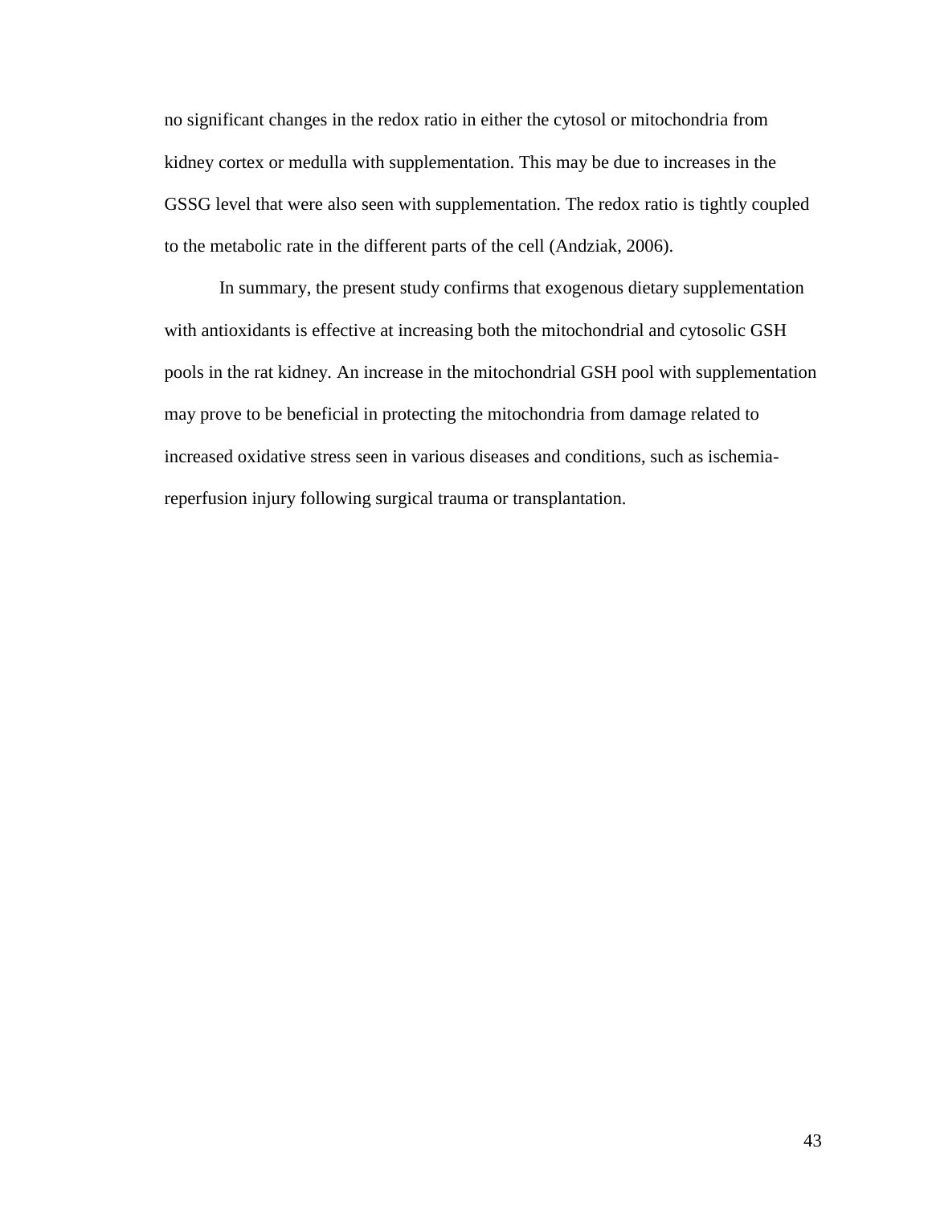no significant changes in the redox ratio in either the cytosol or mitochondria from kidney cortex or medulla with supplementation. This may be due to increases in the GSSG level that were also seen with supplementation. The redox ratio is tightly coupled to the metabolic rate in the different parts of the cell (Andziak, 2006).

In summary, the present study confirms that exogenous dietary supplementation with antioxidants is effective at increasing both the mitochondrial and cytosolic GSH pools in the rat kidney. An increase in the mitochondrial GSH pool with supplementation may prove to be beneficial in protecting the mitochondria from damage related to increased oxidative stress seen in various diseases and conditions, such as ischemia-reperfusion injury following surgical trauma or transplantation.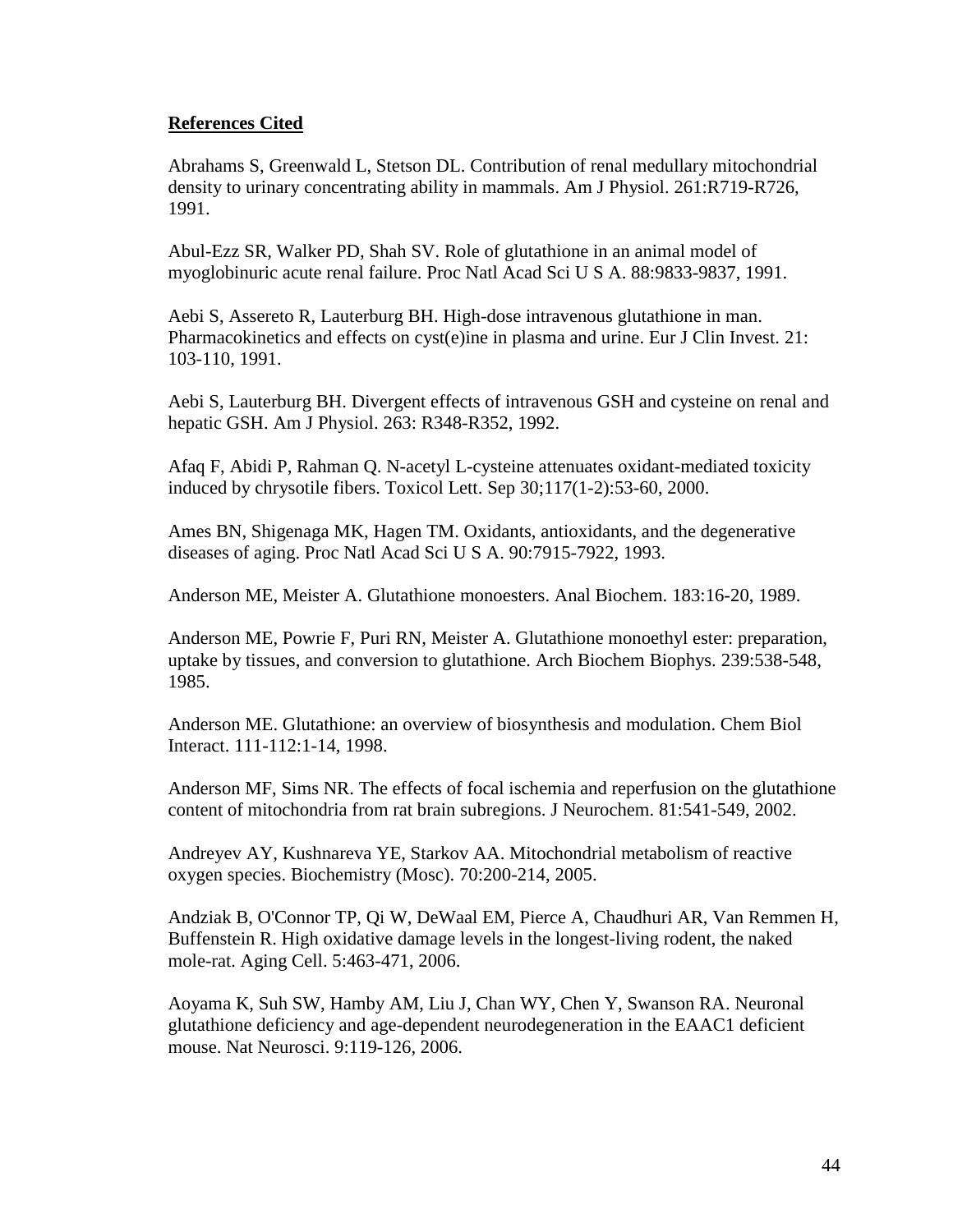**References Cited**

Abrahams S, Greenwald L, Stetson DL. Contribution of renal medullary mitochondrial density to urinary concentrating ability in mammals. Am J Physiol. 261:R719-R726, 1991.

Abul-Ezz SR, Walker PD, Shah SV. Role of glutathione in an animal model of myoglobinuric acute renal failure. Proc Natl Acad Sci U S A. 88:9833-9837, 1991.

Aebi S, Assereto R, Lauterburg BH. High-dose intravenous glutathione in man. Pharmacokinetics and effects on cyst(e)ine in plasma and urine. Eur J Clin Invest. 21: 103-110, 1991.

Aebi S, Lauterburg BH. Divergent effects of intravenous GSH and cysteine on renal and hepatic GSH. Am J Physiol. 263: R348-R352, 1992.

Afaq F, Abidi P, Rahman Q. N-acetyl L-cysteine attenuates oxidant-mediated toxicity induced by chrysotile fibers. Toxicol Lett. Sep 30;117(1-2):53-60, 2000.

Ames BN, Shigenaga MK, Hagen TM. Oxidants, antioxidants, and the degenerative diseases of aging. Proc Natl Acad Sci U S A. 90:7915-7922, 1993.

Anderson ME, Meister A. Glutathione monoesters. Anal Biochem. 183:16-20, 1989.

Anderson ME, Powrie F, Puri RN, Meister A. Glutathione monoethyl ester: preparation, uptake by tissues, and conversion to glutathione. Arch Biochem Biophys. 239:538-548, 1985.

Anderson ME. Glutathione: an overview of biosynthesis and modulation. Chem Biol Interact. 111-112:1-14, 1998.

Anderson MF, Sims NR. The effects of focal ischemia and reperfusion on the glutathione content of mitochondria from rat brain subregions. J Neurochem. 81:541-549, 2002.

Andreyev AY, Kushnareva YE, Starkov AA. Mitochondrial metabolism of reactive oxygen species. Biochemistry (Mosc). 70:200-214, 2005.

Andziak B, O'Connor TP, Qi W, DeWaal EM, Pierce A, Chaudhuri AR, Van Remmen H, Buffenstein R. High oxidative damage levels in the longest-living rodent, the naked mole-rat. Aging Cell. 5:463-471, 2006.

Aoyama K, Suh SW, Hamby AM, Liu J, Chan WY, Chen Y, Swanson RA. Neuronal glutathione deficiency and age-dependent neurodegeneration in the EAAC1 deficient mouse. Nat Neurosci. 9:119-126, 2006.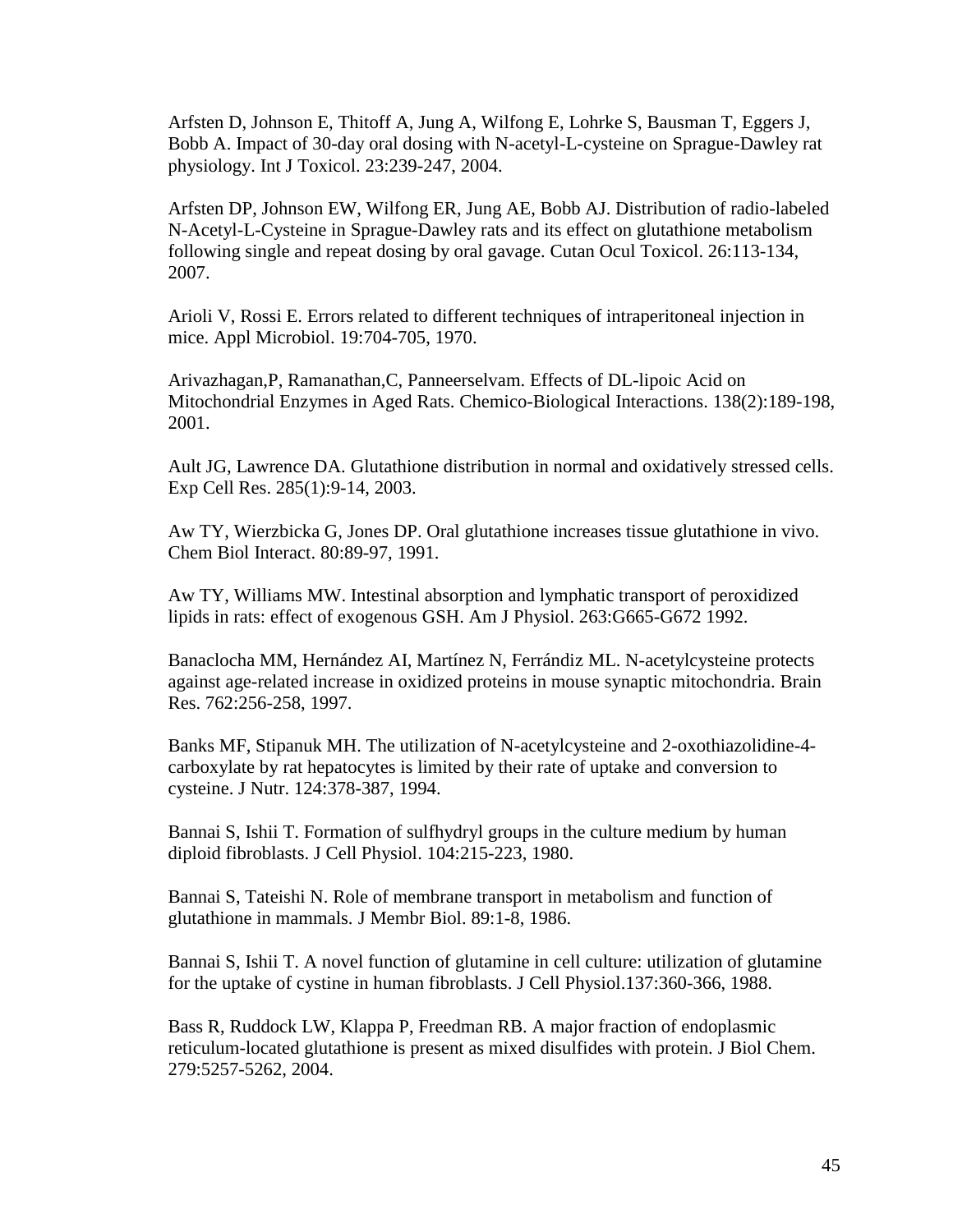Arfsten D, Johnson E, Thitoff A, Jung A, Wilfong E, Lohrke S, Bausman T, Eggers J, Bobb A. Impact of 30-day oral dosing with N-acetyl-L-cysteine on Sprague-Dawley rat physiology. Int J Toxicol. 23:239-247, 2004.

Arfsten DP, Johnson EW, Wilfong ER, Jung AE, Bobb AJ. Distribution of radio-labeled N-Acetyl-L-Cysteine in Sprague-Dawley rats and its effect on glutathione metabolism following single and repeat dosing by oral gavage. Cutan Ocul Toxicol. 26:113-134, 2007.

Arioli V, Rossi E. Errors related to different techniques of intraperitoneal injection in mice. Appl Microbiol. 19:704-705, 1970.

Arivazhagan,P, Ramanathan,C, Panneerselvam. Effects of DL-lipoic Acid on Mitochondrial Enzymes in Aged Rats. Chemico-Biological Interactions. 138(2):189-198, 2001.

Ault JG, Lawrence DA. Glutathione distribution in normal and oxidatively stressed cells. Exp Cell Res. 285(1):9-14, 2003.

Aw TY, Wierzbicka G, Jones DP. Oral glutathione increases tissue glutathione in vivo. Chem Biol Interact. 80:89-97, 1991.

Aw TY, Williams MW. Intestinal absorption and lymphatic transport of peroxidized lipids in rats: effect of exogenous GSH. Am J Physiol. 263:G665-G672 1992.

Banaclocha MM, Hernández AI, Martínez N, Ferrándiz ML. N-acetylcysteine protects against age-related increase in oxidized proteins in mouse synaptic mitochondria. Brain Res. 762:256-258, 1997.

Banks MF, Stipanuk MH. The utilization of N-acetylcysteine and 2-oxothiazolidine-4-carboxylate by rat hepatocytes is limited by their rate of uptake and conversion to cysteine. J Nutr. 124:378-387, 1994.

Bannai S, Ishii T. Formation of sulfhydryl groups in the culture medium by human diploid fibroblasts. J Cell Physiol. 104:215-223, 1980.

Bannai S, Tateishi N. Role of membrane transport in metabolism and function of glutathione in mammals. J Membr Biol. 89:1-8, 1986.

Bannai S, Ishii T. A novel function of glutamine in cell culture: utilization of glutamine for the uptake of cystine in human fibroblasts. J Cell Physiol.137:360-366, 1988.

Bass R, Ruddock LW, Klappa P, Freedman RB. A major fraction of endoplasmic reticulum-located glutathione is present as mixed disulfides with protein. J Biol Chem. 279:5257-5262, 2004.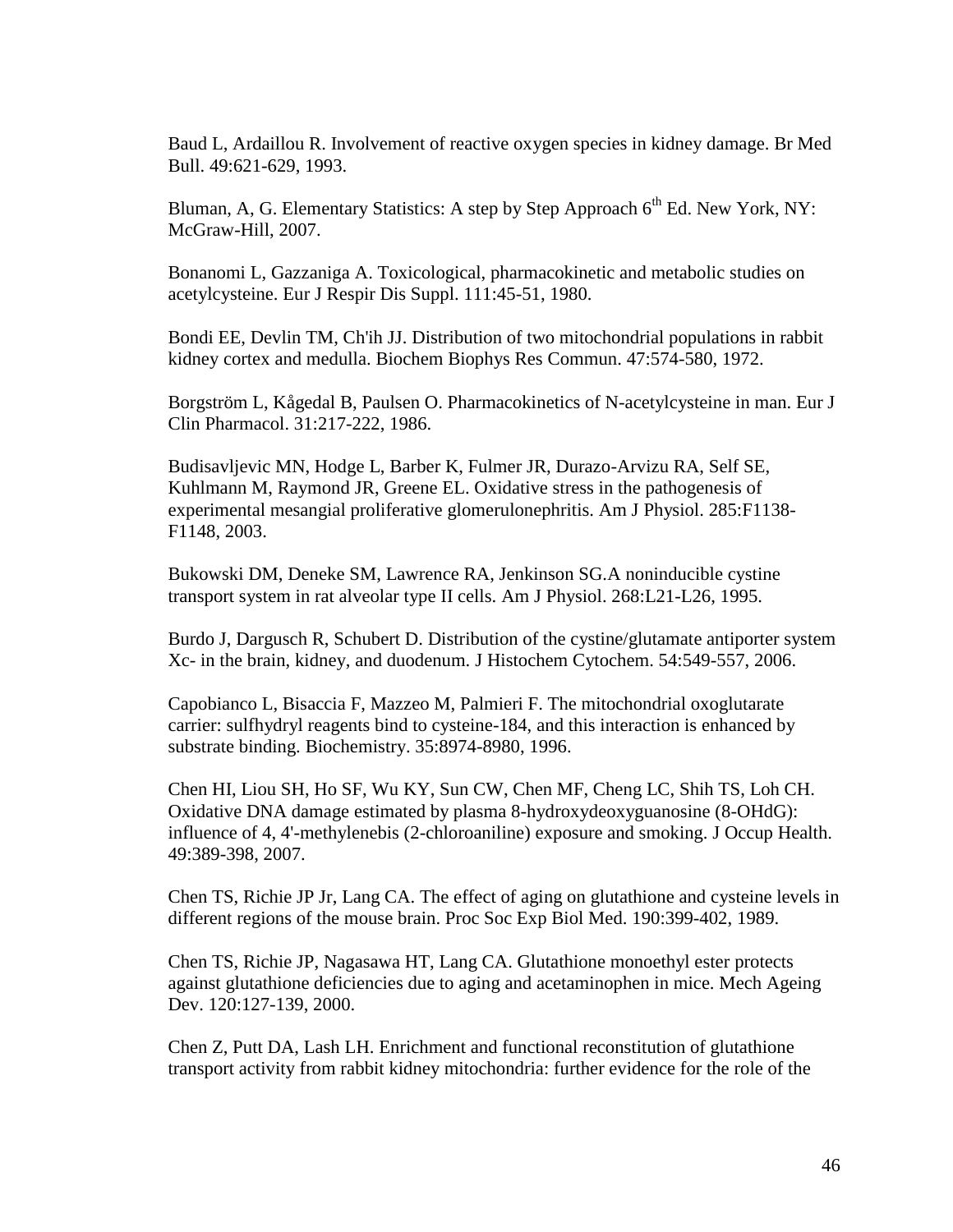Baud L, Ardaillou R. Involvement of reactive oxygen species in kidney damage. Br Med Bull. 49:621-629, 1993.

Bluman, A, G. Elementary Statistics: A step by Step Approach 6$^{th}$ Ed. New York, NY: McGraw-Hill, 2007.

Bonanomi L, Gazzaniga A. Toxicological, pharmacokinetic and metabolic studies on acetylcysteine. Eur J Respir Dis Suppl. 111:45-51, 1980.

Bondi EE, Devlin TM, Ch'ih JJ. Distribution of two mitochondrial populations in rabbit kidney cortex and medulla. Biochem Biophys Res Commun. 47:574-580, 1972.

Borgström L, Kågedal B, Paulsen O. Pharmacokinetics of N-acetylcysteine in man. Eur J Clin Pharmacol. 31:217-222, 1986.

Budisavljevic MN, Hodge L, Barber K, Fulmer JR, Durazo-Arvizu RA, Self SE, Kuhlmann M, Raymond JR, Greene EL. Oxidative stress in the pathogenesis of experimental mesangial proliferative glomerulonephritis. Am J Physiol. 285:F1138-F1148, 2003.

Bukowski DM, Deneke SM, Lawrence RA, Jenkinson SG.A noninducible cystine transport system in rat alveolar type II cells. Am J Physiol. 268:L21-L26, 1995.

Burdo J, Dargusch R, Schubert D. Distribution of the cystine/glutamate antiporter system Xc- in the brain, kidney, and duodenum. J Histochem Cytochem. 54:549-557, 2006.

Capobianco L, Bisaccia F, Mazzeo M, Palmieri F. The mitochondrial oxoglutarate carrier: sulfhydryl reagents bind to cysteine-184, and this interaction is enhanced by substrate binding. Biochemistry. 35:8974-8980, 1996.

Chen HI, Liou SH, Ho SF, Wu KY, Sun CW, Chen MF, Cheng LC, Shih TS, Loh CH. Oxidative DNA damage estimated by plasma 8-hydroxydeoxyguanosine (8-OHdG): influence of 4, 4'-methylenebis (2-chloroaniline) exposure and smoking. J Occup Health. 49:389-398, 2007.

Chen TS, Richie JP Jr, Lang CA. The effect of aging on glutathione and cysteine levels in different regions of the mouse brain. Proc Soc Exp Biol Med. 190:399-402, 1989.

Chen TS, Richie JP, Nagasawa HT, Lang CA. Glutathione monoethyl ester protects against glutathione deficiencies due to aging and acetaminophen in mice. Mech Ageing Dev. 120:127-139, 2000.

Chen Z, Putt DA, Lash LH. Enrichment and functional reconstitution of glutathione transport activity from rabbit kidney mitochondria: further evidence for the role of the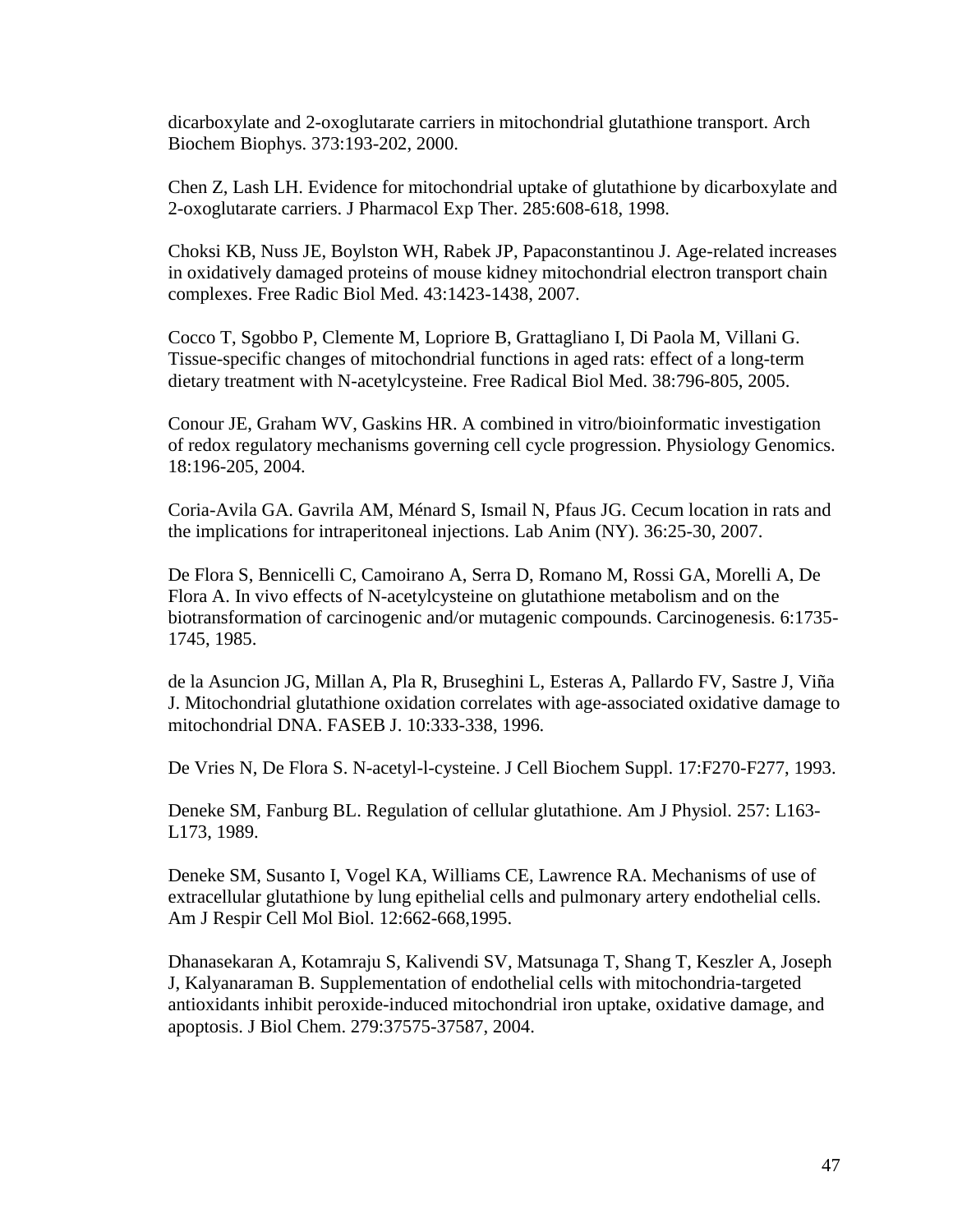dicarboxylate and 2-oxoglutarate carriers in mitochondrial glutathione transport. Arch Biochem Biophys. 373:193-202, 2000.

Chen Z, Lash LH. Evidence for mitochondrial uptake of glutathione by dicarboxylate and 2-oxoglutarate carriers. J Pharmacol Exp Ther. 285:608-618, 1998.

Choksi KB, Nuss JE, Boylston WH, Rabek JP, Papaconstantinou J. Age-related increases in oxidatively damaged proteins of mouse kidney mitochondrial electron transport chain complexes. Free Radic Biol Med. 43:1423-1438, 2007.

Cocco T, Sgobbo P, Clemente M, Lopriore B, Grattagliano I, Di Paola M, Villani G. Tissue-specific changes of mitochondrial functions in aged rats: effect of a long-term dietary treatment with N-acetylcysteine. Free Radical Biol Med. 38:796-805, 2005.

Conour JE, Graham WV, Gaskins HR. A combined in vitro/bioinformatic investigation of redox regulatory mechanisms governing cell cycle progression. Physiology Genomics. 18:196-205, 2004.

Coria-Avila GA. Gavrila AM, Ménard S, Ismail N, Pfaus JG. Cecum location in rats and the implications for intraperitoneal injections. Lab Anim (NY). 36:25-30, 2007.

De Flora S, Bennicelli C, Camoirano A, Serra D, Romano M, Rossi GA, Morelli A, De Flora A. In vivo effects of N-acetylcysteine on glutathione metabolism and on the biotransformation of carcinogenic and/or mutagenic compounds. Carcinogenesis. 6:1735-1745, 1985.

de la Asuncion JG, Millan A, Pla R, Bruseghini L, Esteras A, Pallardo FV, Sastre J, Viña J. Mitochondrial glutathione oxidation correlates with age-associated oxidative damage to mitochondrial DNA. FASEB J. 10:333-338, 1996.

De Vries N, De Flora S. N-acetyl-l-cysteine. J Cell Biochem Suppl. 17:F270-F277, 1993.

Deneke SM, Fanburg BL. Regulation of cellular glutathione. Am J Physiol. 257: L163-L173, 1989.

Deneke SM, Susanto I, Vogel KA, Williams CE, Lawrence RA. Mechanisms of use of extracellular glutathione by lung epithelial cells and pulmonary artery endothelial cells. Am J Respir Cell Mol Biol. 12:662-668,1995.

Dhanasekaran A, Kotamraju S, Kalivendi SV, Matsunaga T, Shang T, Keszler A, Joseph J, Kalyanaraman B. Supplementation of endothelial cells with mitochondria-targeted antioxidants inhibit peroxide-induced mitochondrial iron uptake, oxidative damage, and apoptosis. J Biol Chem. 279:37575-37587, 2004.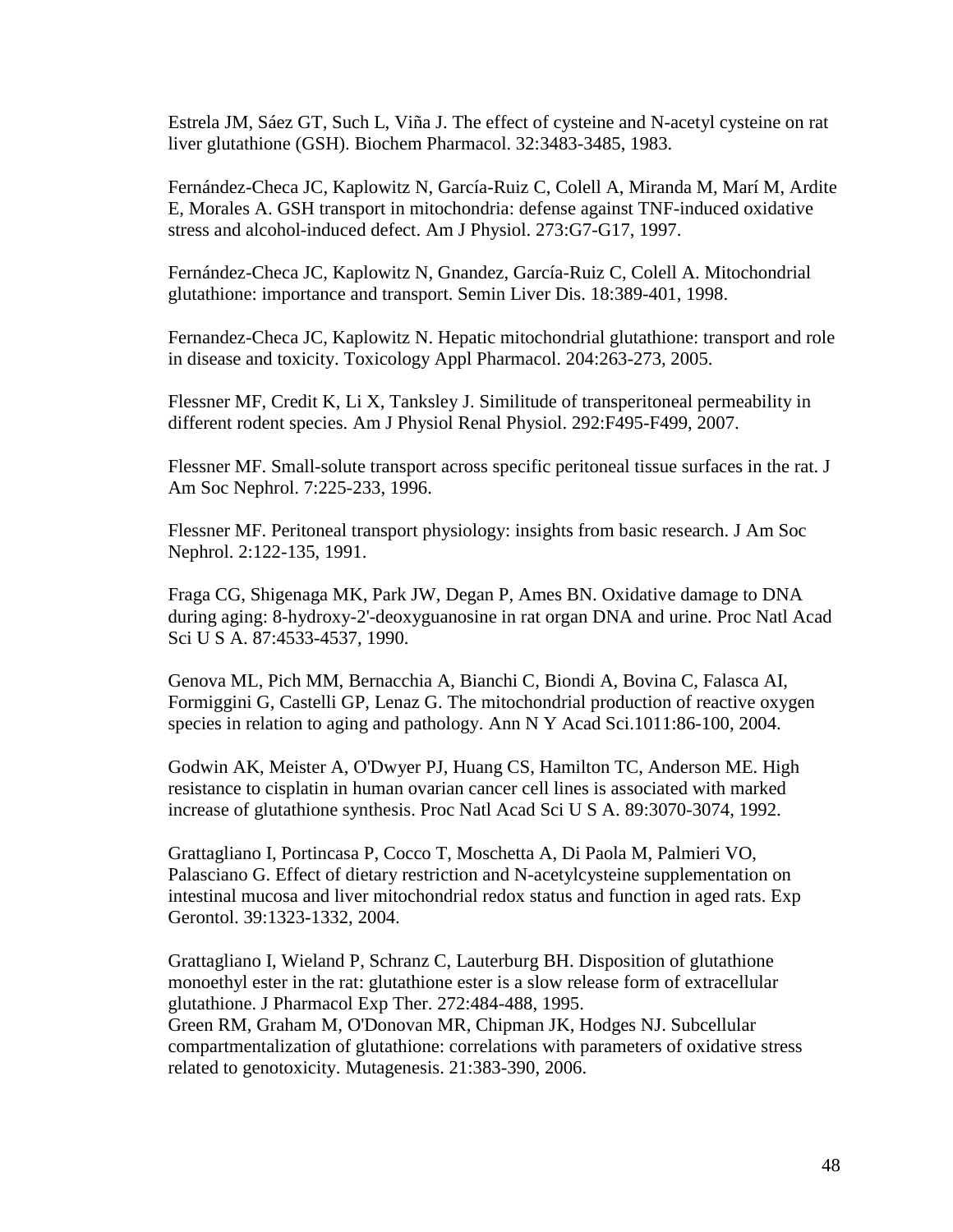Estrela JM, Sáez GT, Such L, Viña J. The effect of cysteine and N-acetyl cysteine on rat liver glutathione (GSH). Biochem Pharmacol. 32:3483-3485, 1983.

Fernández-Checa JC, Kaplowitz N, García-Ruiz C, Colell A, Miranda M, Marí M, Ardite E, Morales A. GSH transport in mitochondria: defense against TNF-induced oxidative stress and alcohol-induced defect. Am J Physiol. 273:G7-G17, 1997.

Fernández-Checa JC, Kaplowitz N, Gnandez, García-Ruiz C, Colell A. Mitochondrial glutathione: importance and transport. Semin Liver Dis. 18:389-401, 1998.

Fernandez-Checa JC, Kaplowitz N. Hepatic mitochondrial glutathione: transport and role in disease and toxicity. Toxicology Appl Pharmacol. 204:263-273, 2005.

Flessner MF, Credit K, Li X, Tanksley J. Similitude of transperitoneal permeability in different rodent species. Am J Physiol Renal Physiol. 292:F495-F499, 2007.

Flessner MF. Small-solute transport across specific peritoneal tissue surfaces in the rat. J Am Soc Nephrol. 7:225-233, 1996.

Flessner MF. Peritoneal transport physiology: insights from basic research. J Am Soc Nephrol. 2:122-135, 1991.

Fraga CG, Shigenaga MK, Park JW, Degan P, Ames BN. Oxidative damage to DNA during aging: 8-hydroxy-2'-deoxyguanosine in rat organ DNA and urine. Proc Natl Acad Sci U S A. 87:4533-4537, 1990.

Genova ML, Pich MM, Bernacchia A, Bianchi C, Biondi A, Bovina C, Falasca AI, Formiggini G, Castelli GP, Lenaz G. The mitochondrial production of reactive oxygen species in relation to aging and pathology. Ann N Y Acad Sci.1011:86-100, 2004.

Godwin AK, Meister A, O'Dwyer PJ, Huang CS, Hamilton TC, Anderson ME. High resistance to cisplatin in human ovarian cancer cell lines is associated with marked increase of glutathione synthesis. Proc Natl Acad Sci U S A. 89:3070-3074, 1992.

Grattagliano I, Portincasa P, Cocco T, Moschetta A, Di Paola M, Palmieri VO, Palasciano G. Effect of dietary restriction and N-acetylcysteine supplementation on intestinal mucosa and liver mitochondrial redox status and function in aged rats. Exp Gerontol. 39:1323-1332, 2004.

Grattagliano I, Wieland P, Schranz C, Lauterburg BH. Disposition of glutathione monoethyl ester in the rat: glutathione ester is a slow release form of extracellular glutathione. J Pharmacol Exp Ther. 272:484-488, 1995.

Green RM, Graham M, O'Donovan MR, Chipman JK, Hodges NJ. Subcellular compartmentalization of glutathione: correlations with parameters of oxidative stress related to genotoxicity. Mutagenesis. 21:383-390, 2006.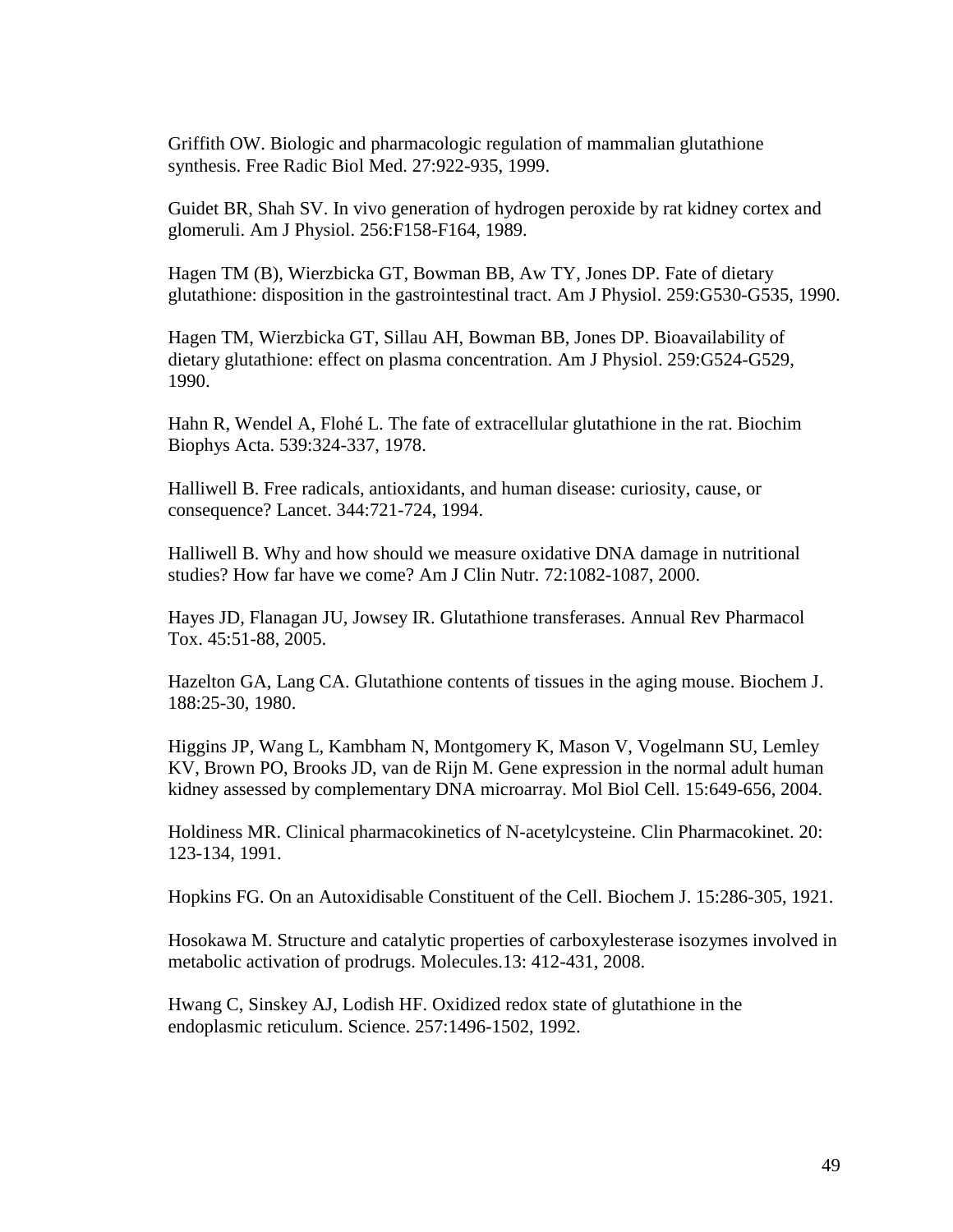Griffith OW. Biologic and pharmacologic regulation of mammalian glutathione synthesis. Free Radic Biol Med. 27:922-935, 1999.

Guidet BR, Shah SV. In vivo generation of hydrogen peroxide by rat kidney cortex and glomeruli. Am J Physiol. 256:F158-F164, 1989.

Hagen TM (B), Wierzbicka GT, Bowman BB, Aw TY, Jones DP. Fate of dietary glutathione: disposition in the gastrointestinal tract. Am J Physiol. 259:G530-G535, 1990.

Hagen TM, Wierzbicka GT, Sillau AH, Bowman BB, Jones DP. Bioavailability of dietary glutathione: effect on plasma concentration. Am J Physiol. 259:G524-G529, 1990.

Hahn R, Wendel A, Flohé L. The fate of extracellular glutathione in the rat. Biochim Biophys Acta. 539:324-337, 1978.

Halliwell B. Free radicals, antioxidants, and human disease: curiosity, cause, or consequence? Lancet. 344:721-724, 1994.

Halliwell B. Why and how should we measure oxidative DNA damage in nutritional studies? How far have we come? Am J Clin Nutr. 72:1082-1087, 2000.

Hayes JD, Flanagan JU, Jowsey IR. Glutathione transferases. Annual Rev Pharmacol Tox. 45:51-88, 2005.

Hazelton GA, Lang CA. Glutathione contents of tissues in the aging mouse. Biochem J. 188:25-30, 1980.

Higgins JP, Wang L, Kambham N, Montgomery K, Mason V, Vogelmann SU, Lemley KV, Brown PO, Brooks JD, van de Rijn M. Gene expression in the normal adult human kidney assessed by complementary DNA microarray. Mol Biol Cell. 15:649-656, 2004.

Holdiness MR. Clinical pharmacokinetics of N-acetylcysteine. Clin Pharmacokinet. 20: 123-134, 1991.

Hopkins FG. On an Autoxidisable Constituent of the Cell. Biochem J. 15:286-305, 1921.

Hosokawa M. Structure and catalytic properties of carboxylesterase isozymes involved in metabolic activation of prodrugs. Molecules.13: 412-431, 2008.

Hwang C, Sinskey AJ, Lodish HF. Oxidized redox state of glutathione in the endoplasmic reticulum. Science. 257:1496-1502, 1992.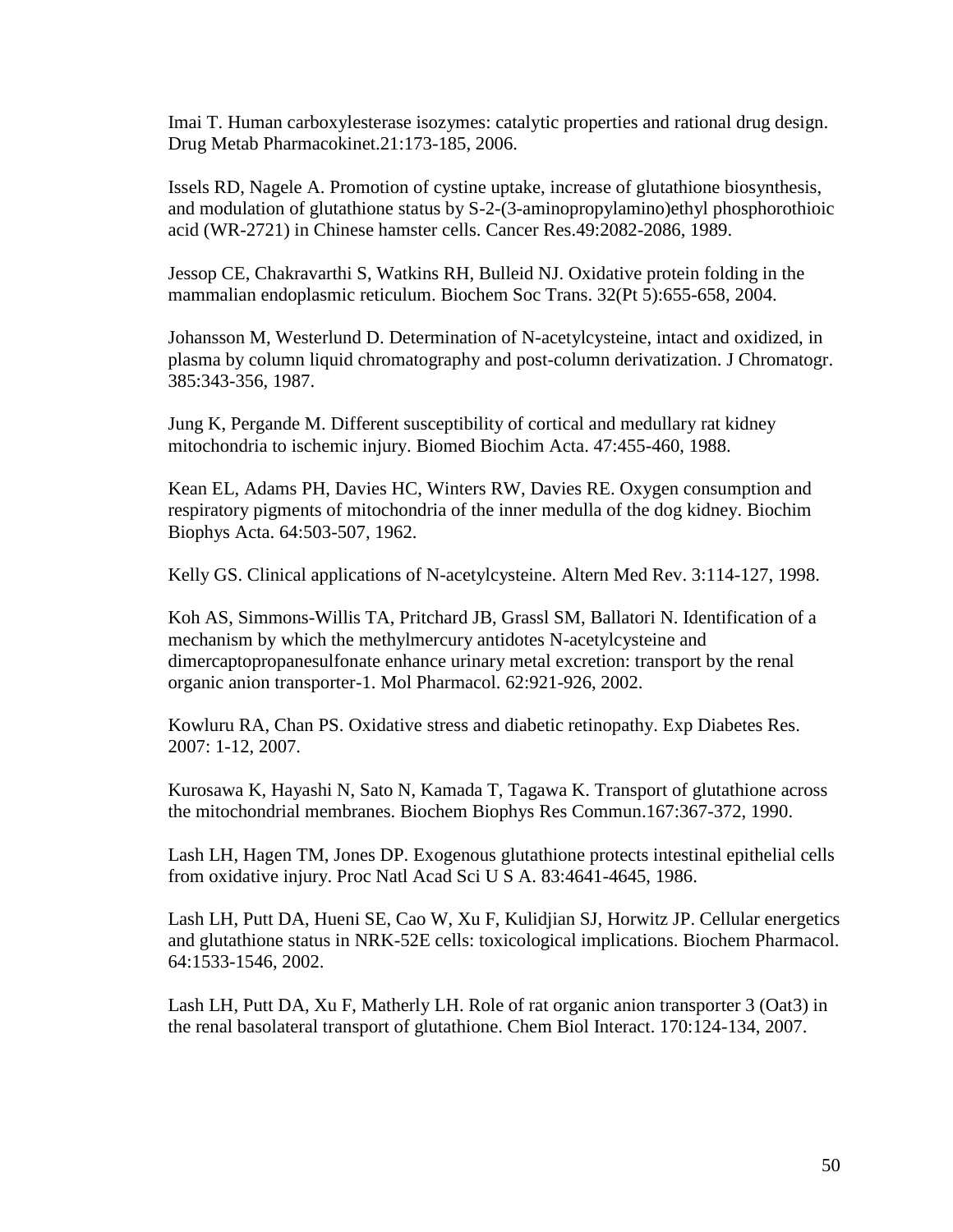Imai T. Human carboxylesterase isozymes: catalytic properties and rational drug design. Drug Metab Pharmacokinet.21:173-185, 2006.

Issels RD, Nagele A. Promotion of cystine uptake, increase of glutathione biosynthesis, and modulation of glutathione status by S-2-(3-aminopropylamino)ethyl phosphorothioic acid (WR-2721) in Chinese hamster cells. Cancer Res.49:2082-2086, 1989.

Jessop CE, Chakravarthi S, Watkins RH, Bulleid NJ. Oxidative protein folding in the mammalian endoplasmic reticulum. Biochem Soc Trans. 32(Pt 5):655-658, 2004.

Johansson M, Westerlund D. Determination of N-acetylcysteine, intact and oxidized, in plasma by column liquid chromatography and post-column derivatization. J Chromatogr. 385:343-356, 1987.

Jung K, Pergande M. Different susceptibility of cortical and medullary rat kidney mitochondria to ischemic injury. Biomed Biochim Acta. 47:455-460, 1988.

Kean EL, Adams PH, Davies HC, Winters RW, Davies RE. Oxygen consumption and respiratory pigments of mitochondria of the inner medulla of the dog kidney. Biochim Biophys Acta. 64:503-507, 1962.

Kelly GS. Clinical applications of N-acetylcysteine. Altern Med Rev. 3:114-127, 1998.

Koh AS, Simmons-Willis TA, Pritchard JB, Grassl SM, Ballatori N. Identification of a mechanism by which the methylmercury antidotes N-acetylcysteine and dimercaptopropanesulfonate enhance urinary metal excretion: transport by the renal organic anion transporter-1. Mol Pharmacol. 62:921-926, 2002.

Kowluru RA, Chan PS. Oxidative stress and diabetic retinopathy. Exp Diabetes Res. 2007: 1-12, 2007.

Kurosawa K, Hayashi N, Sato N, Kamada T, Tagawa K. Transport of glutathione across the mitochondrial membranes. Biochem Biophys Res Commun.167:367-372, 1990.

Lash LH, Hagen TM, Jones DP. Exogenous glutathione protects intestinal epithelial cells from oxidative injury. Proc Natl Acad Sci U S A. 83:4641-4645, 1986.

Lash LH, Putt DA, Hueni SE, Cao W, Xu F, Kulidjian SJ, Horwitz JP. Cellular energetics and glutathione status in NRK-52E cells: toxicological implications. Biochem Pharmacol. 64:1533-1546, 2002.

Lash LH, Putt DA, Xu F, Matherly LH. Role of rat organic anion transporter 3 (Oat3) in the renal basolateral transport of glutathione. Chem Biol Interact. 170:124-134, 2007.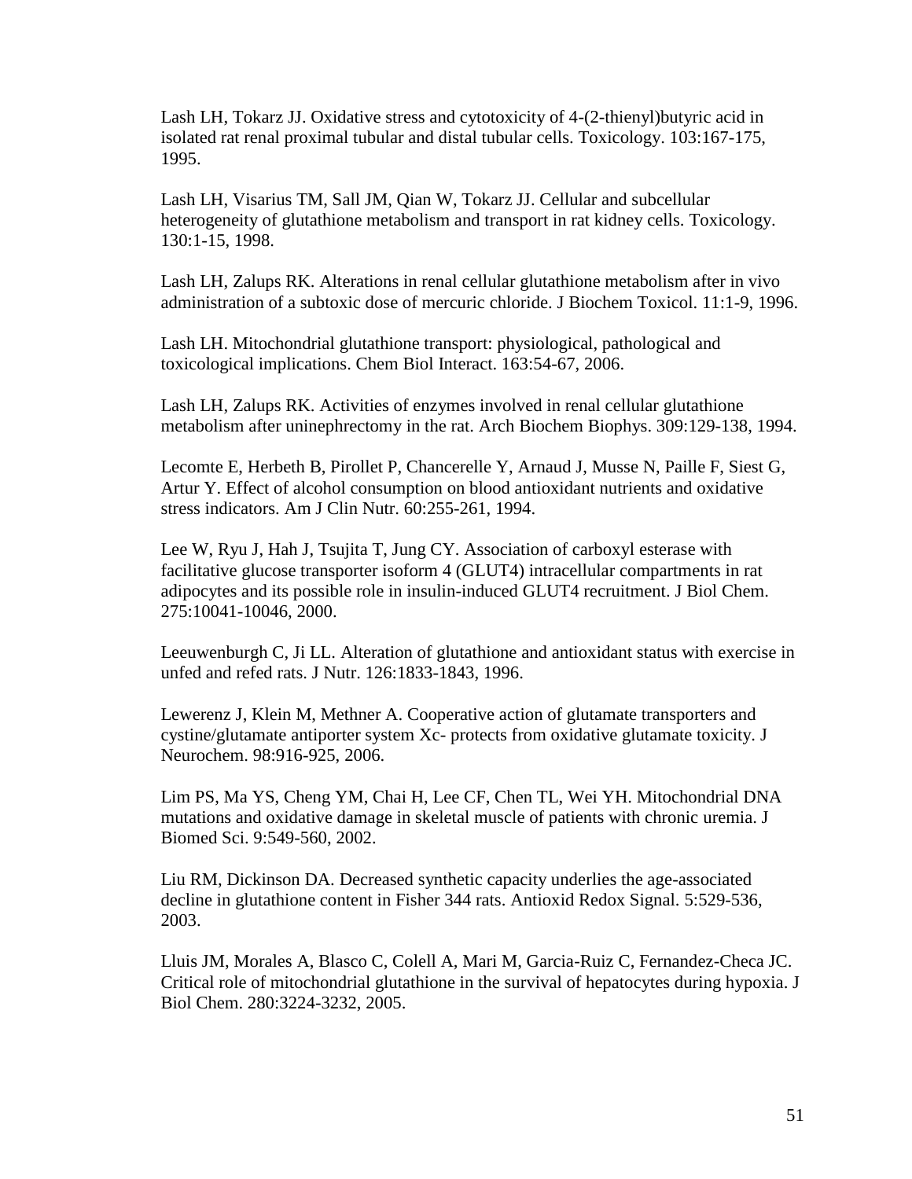Lash LH, Tokarz JJ. Oxidative stress and cytotoxicity of 4-(2-thienyl)butyric acid in isolated rat renal proximal tubular and distal tubular cells. Toxicology. 103:167-175, 1995.

Lash LH, Visarius TM, Sall JM, Qian W, Tokarz JJ. Cellular and subcellular heterogeneity of glutathione metabolism and transport in rat kidney cells. Toxicology. 130:1-15, 1998.

Lash LH, Zalups RK. Alterations in renal cellular glutathione metabolism after in vivo administration of a subtoxic dose of mercuric chloride. J Biochem Toxicol. 11:1-9, 1996.

Lash LH. Mitochondrial glutathione transport: physiological, pathological and toxicological implications. Chem Biol Interact. 163:54-67, 2006.

Lash LH, Zalups RK. Activities of enzymes involved in renal cellular glutathione metabolism after uninephrectomy in the rat. Arch Biochem Biophys. 309:129-138, 1994.

Lecomte E, Herbeth B, Pirollet P, Chancerelle Y, Arnaud J, Musse N, Paille F, Siest G, Artur Y. Effect of alcohol consumption on blood antioxidant nutrients and oxidative stress indicators. Am J Clin Nutr. 60:255-261, 1994.

Lee W, Ryu J, Hah J, Tsujita T, Jung CY. Association of carboxyl esterase with facilitative glucose transporter isoform 4 (GLUT4) intracellular compartments in rat adipocytes and its possible role in insulin-induced GLUT4 recruitment. J Biol Chem. 275:10041-10046, 2000.

Leeuwenburgh C, Ji LL. Alteration of glutathione and antioxidant status with exercise in unfed and refed rats. J Nutr. 126:1833-1843, 1996.

Lewerenz J, Klein M, Methner A. Cooperative action of glutamate transporters and cystine/glutamate antiporter system Xc- protects from oxidative glutamate toxicity. J Neurochem. 98:916-925, 2006.

Lim PS, Ma YS, Cheng YM, Chai H, Lee CF, Chen TL, Wei YH. Mitochondrial DNA mutations and oxidative damage in skeletal muscle of patients with chronic uremia. J Biomed Sci. 9:549-560, 2002.

Liu RM, Dickinson DA. Decreased synthetic capacity underlies the age-associated decline in glutathione content in Fisher 344 rats. Antioxid Redox Signal. 5:529-536, 2003.

Lluis JM, Morales A, Blasco C, Colell A, Mari M, Garcia-Ruiz C, Fernandez-Checa JC. Critical role of mitochondrial glutathione in the survival of hepatocytes during hypoxia. J Biol Chem. 280:3224-3232, 2005.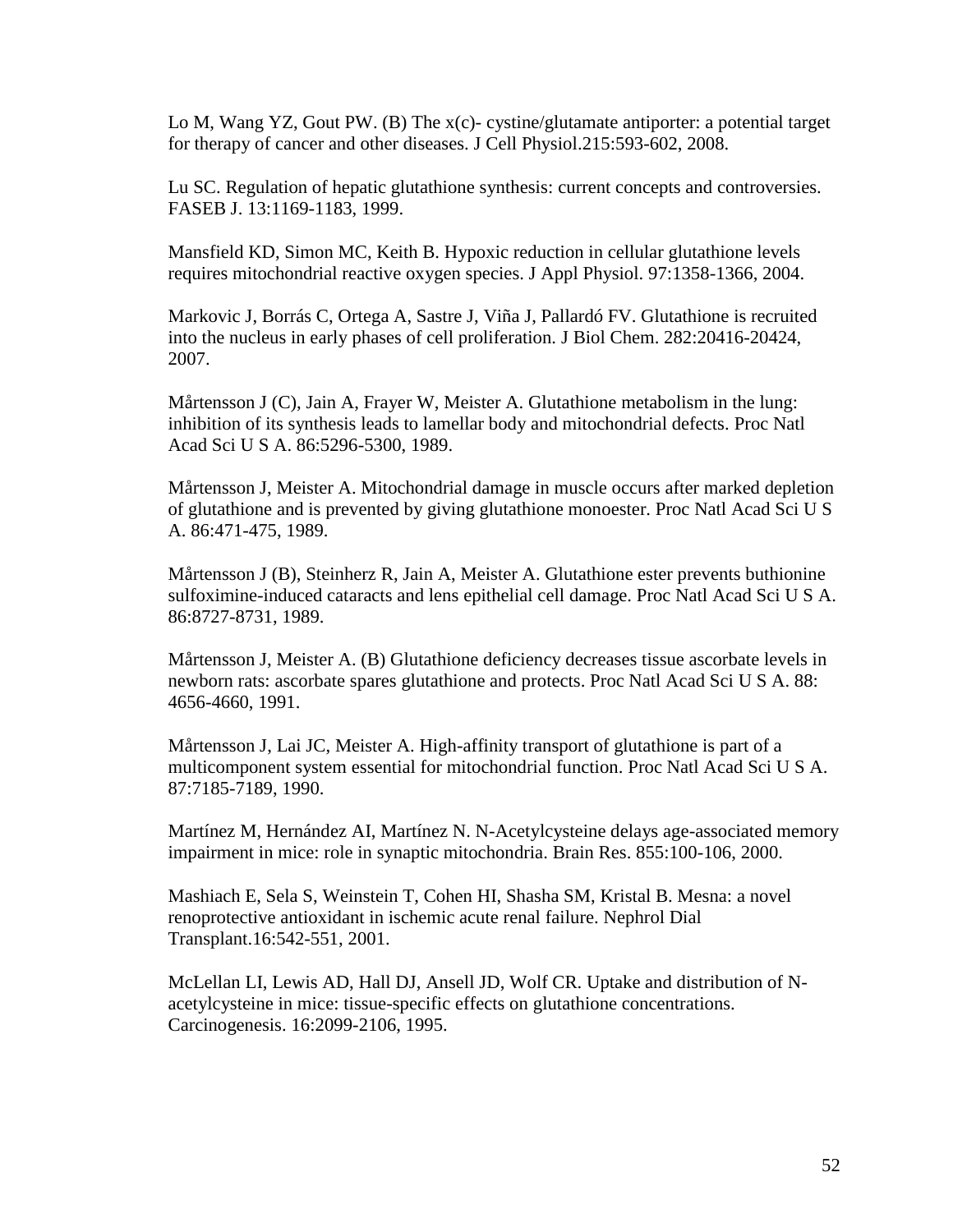Lo M, Wang YZ, Gout PW. (B) The x(c)- cystine/glutamate antiporter: a potential target for therapy of cancer and other diseases. J Cell Physiol.215:593-602, 2008.

Lu SC. Regulation of hepatic glutathione synthesis: current concepts and controversies. FASEB J. 13:1169-1183, 1999.

Mansfield KD, Simon MC, Keith B. Hypoxic reduction in cellular glutathione levels requires mitochondrial reactive oxygen species. J Appl Physiol. 97:1358-1366, 2004.

Markovic J, Borrás C, Ortega A, Sastre J, Viña J, Pallardó FV. Glutathione is recruited into the nucleus in early phases of cell proliferation. J Biol Chem. 282:20416-20424, 2007.

Mårtensson J (C), Jain A, Frayer W, Meister A. Glutathione metabolism in the lung: inhibition of its synthesis leads to lamellar body and mitochondrial defects. Proc Natl Acad Sci U S A. 86:5296-5300, 1989.

Mårtensson J, Meister A. Mitochondrial damage in muscle occurs after marked depletion of glutathione and is prevented by giving glutathione monoester. Proc Natl Acad Sci U S A. 86:471-475, 1989.

Mårtensson J (B), Steinherz R, Jain A, Meister A. Glutathione ester prevents buthionine sulfoximine-induced cataracts and lens epithelial cell damage. Proc Natl Acad Sci U S A. 86:8727-8731, 1989.

Mårtensson J, Meister A. (B) Glutathione deficiency decreases tissue ascorbate levels in newborn rats: ascorbate spares glutathione and protects. Proc Natl Acad Sci U S A. 88: 4656-4660, 1991.

Mårtensson J, Lai JC, Meister A. High-affinity transport of glutathione is part of a multicomponent system essential for mitochondrial function. Proc Natl Acad Sci U S A. 87:7185-7189, 1990.

Martínez M, Hernández AI, Martínez N. N-Acetylcysteine delays age-associated memory impairment in mice: role in synaptic mitochondria. Brain Res. 855:100-106, 2000.

Mashiach E, Sela S, Weinstein T, Cohen HI, Shasha SM, Kristal B. Mesna: a novel renoprotective antioxidant in ischemic acute renal failure. Nephrol Dial Transplant.16:542-551, 2001.

McLellan LI, Lewis AD, Hall DJ, Ansell JD, Wolf CR. Uptake and distribution of N-acetylcysteine in mice: tissue-specific effects on glutathione concentrations. Carcinogenesis. 16:2099-2106, 1995.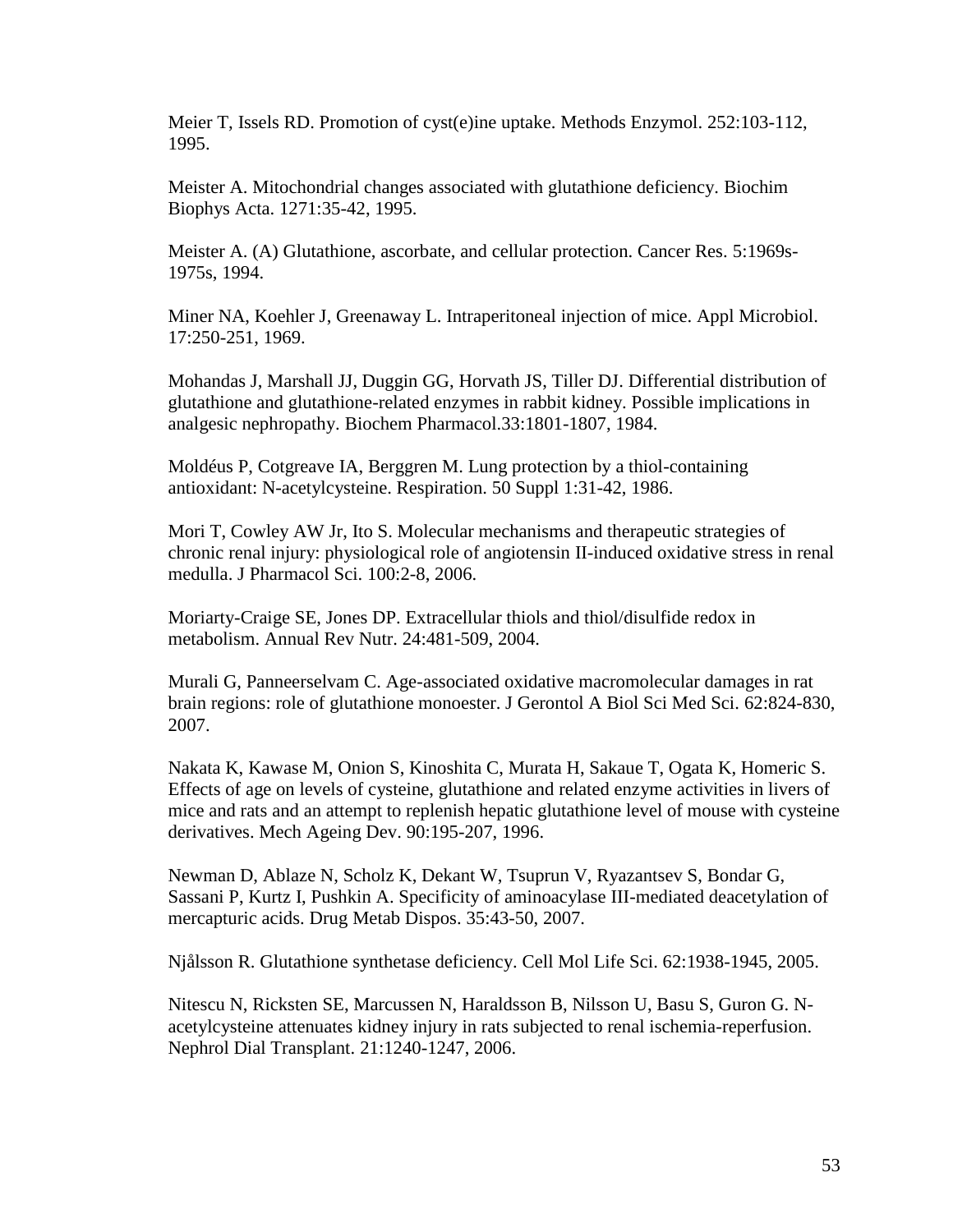Meier T, Issels RD. Promotion of cyst(e)ine uptake. Methods Enzymol. 252:103-112, 1995.

Meister A. Mitochondrial changes associated with glutathione deficiency. Biochim Biophys Acta. 1271:35-42, 1995.

Meister A. (A) Glutathione, ascorbate, and cellular protection. Cancer Res. 5:1969s-1975s, 1994.

Miner NA, Koehler J, Greenaway L. Intraperitoneal injection of mice. Appl Microbiol. 17:250-251, 1969.

Mohandas J, Marshall JJ, Duggin GG, Horvath JS, Tiller DJ. Differential distribution of glutathione and glutathione-related enzymes in rabbit kidney. Possible implications in analgesic nephropathy. Biochem Pharmacol.33:1801-1807, 1984.

Moldéus P, Cotgreave IA, Berggren M. Lung protection by a thiol-containing antioxidant: N-acetylcysteine. Respiration. 50 Suppl 1:31-42, 1986.

Mori T, Cowley AW Jr, Ito S. Molecular mechanisms and therapeutic strategies of chronic renal injury: physiological role of angiotensin II-induced oxidative stress in renal medulla. J Pharmacol Sci. 100:2-8, 2006.

Moriarty-Craige SE, Jones DP. Extracellular thiols and thiol/disulfide redox in metabolism. Annual Rev Nutr. 24:481-509, 2004.

Murali G, Panneerselvam C. Age-associated oxidative macromolecular damages in rat brain regions: role of glutathione monoester. J Gerontol A Biol Sci Med Sci. 62:824-830, 2007.

Nakata K, Kawase M, Onion S, Kinoshita C, Murata H, Sakaue T, Ogata K, Homeric S. Effects of age on levels of cysteine, glutathione and related enzyme activities in livers of mice and rats and an attempt to replenish hepatic glutathione level of mouse with cysteine derivatives. Mech Ageing Dev. 90:195-207, 1996.

Newman D, Ablaze N, Scholz K, Dekant W, Tsuprun V, Ryazantsev S, Bondar G, Sassani P, Kurtz I, Pushkin A. Specificity of aminoacylase III-mediated deacetylation of mercapturic acids. Drug Metab Dispos. 35:43-50, 2007.

Njålsson R. Glutathione synthetase deficiency. Cell Mol Life Sci. 62:1938-1945, 2005.

Nitescu N, Ricksten SE, Marcussen N, Haraldsson B, Nilsson U, Basu S, Guron G. N-acetylcysteine attenuates kidney injury in rats subjected to renal ischemia-reperfusion. Nephrol Dial Transplant. 21:1240-1247, 2006.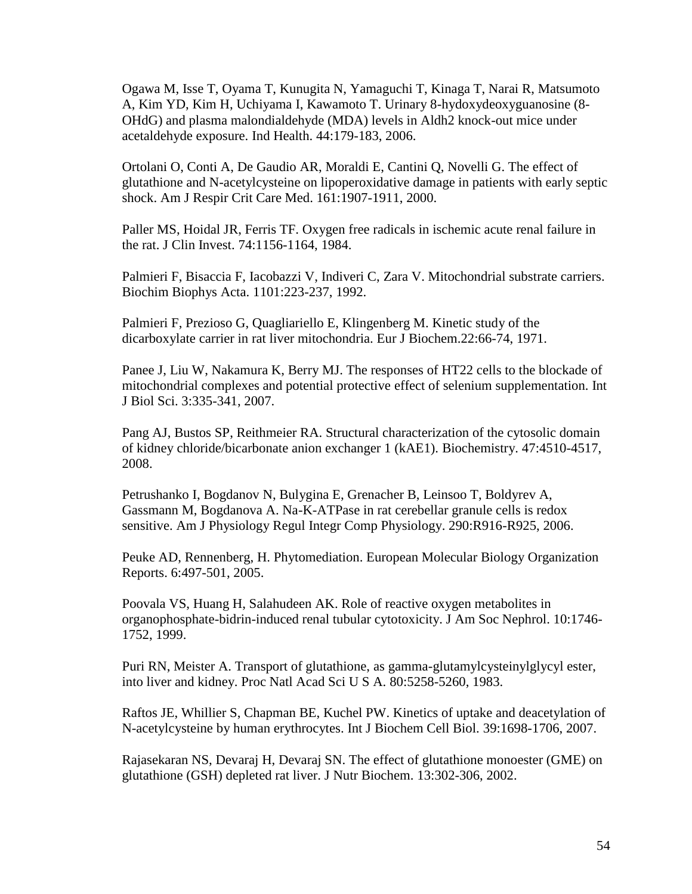Ogawa M, Isse T, Oyama T, Kunugita N, Yamaguchi T, Kinaga T, Narai R, Matsumoto A, Kim YD, Kim H, Uchiyama I, Kawamoto T. Urinary 8-hydoxydeoxyguanosine (8-OHdG) and plasma malondialdehyde (MDA) levels in Aldh2 knock-out mice under acetaldehyde exposure. Ind Health. 44:179-183, 2006.

Ortolani O, Conti A, De Gaudio AR, Moraldi E, Cantini Q, Novelli G. The effect of glutathione and N-acetylcysteine on lipoperoxidative damage in patients with early septic shock. Am J Respir Crit Care Med. 161:1907-1911, 2000.

Paller MS, Hoidal JR, Ferris TF. Oxygen free radicals in ischemic acute renal failure in the rat. J Clin Invest. 74:1156-1164, 1984.

Palmieri F, Bisaccia F, Iacobazzi V, Indiveri C, Zara V. Mitochondrial substrate carriers. Biochim Biophys Acta. 1101:223-237, 1992.

Palmieri F, Prezioso G, Quagliariello E, Klingenberg M. Kinetic study of the dicarboxylate carrier in rat liver mitochondria. Eur J Biochem.22:66-74, 1971.

Panee J, Liu W, Nakamura K, Berry MJ. The responses of HT22 cells to the blockade of mitochondrial complexes and potential protective effect of selenium supplementation. Int J Biol Sci. 3:335-341, 2007.

Pang AJ, Bustos SP, Reithmeier RA. Structural characterization of the cytosolic domain of kidney chloride/bicarbonate anion exchanger 1 (kAE1). Biochemistry. 47:4510-4517, 2008.

Petrushanko I, Bogdanov N, Bulygina E, Grenacher B, Leinsoo T, Boldyrev A, Gassmann M, Bogdanova A. Na-K-ATPase in rat cerebellar granule cells is redox sensitive. Am J Physiology Regul Integr Comp Physiology. 290:R916-R925, 2006.

Peuke AD, Rennenberg, H. Phytomediation. European Molecular Biology Organization Reports. 6:497-501, 2005.

Poovala VS, Huang H, Salahudeen AK. Role of reactive oxygen metabolites in organophosphate-bidrin-induced renal tubular cytotoxicity. J Am Soc Nephrol. 10:1746-1752, 1999.

Puri RN, Meister A. Transport of glutathione, as gamma-glutamylcysteinylglycyl ester, into liver and kidney. Proc Natl Acad Sci U S A. 80:5258-5260, 1983.

Raftos JE, Whillier S, Chapman BE, Kuchel PW. Kinetics of uptake and deacetylation of N-acetylcysteine by human erythrocytes. Int J Biochem Cell Biol. 39:1698-1706, 2007.

Rajasekaran NS, Devaraj H, Devaraj SN. The effect of glutathione monoester (GME) on glutathione (GSH) depleted rat liver. J Nutr Biochem. 13:302-306, 2002.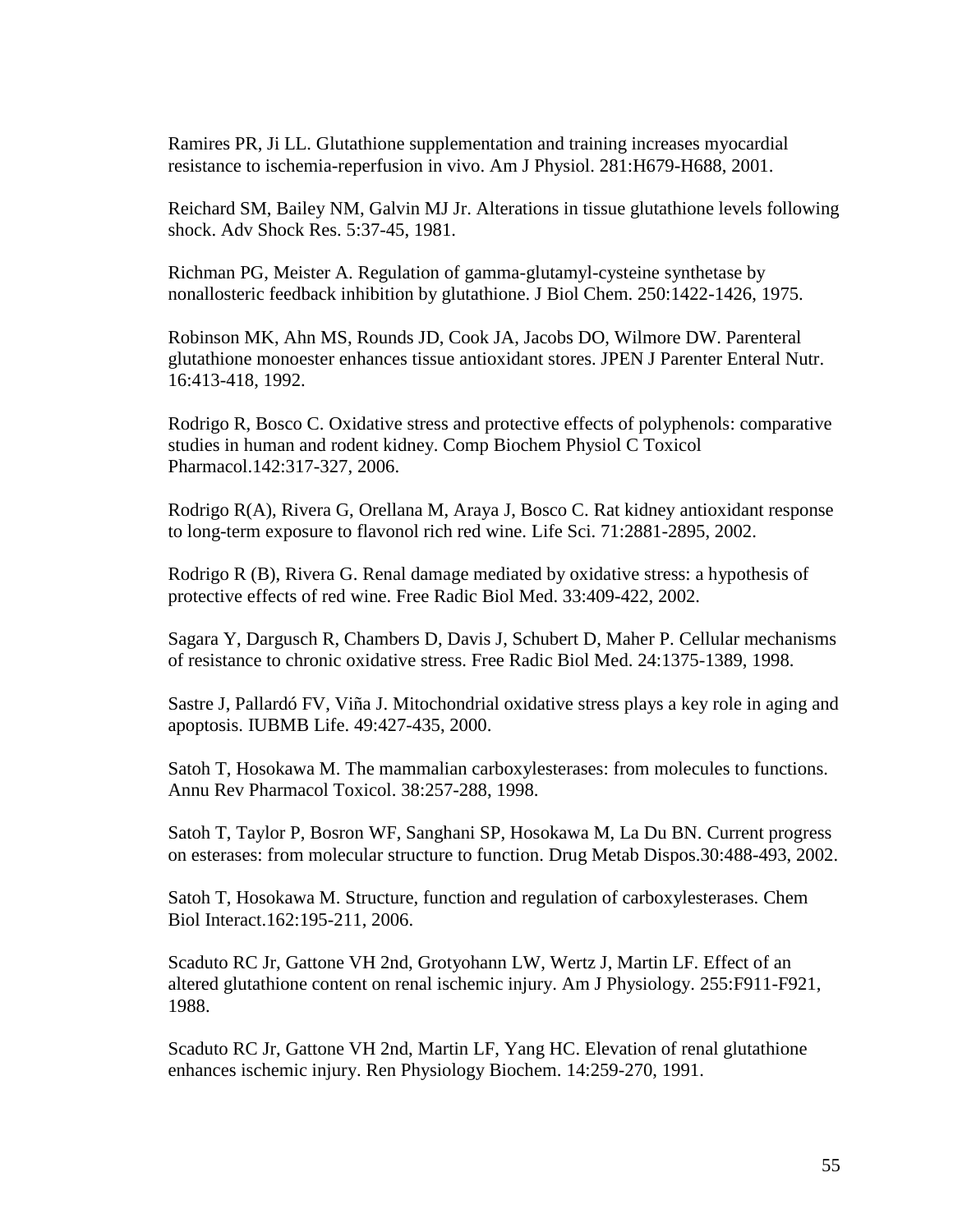Ramires PR, Ji LL. Glutathione supplementation and training increases myocardial resistance to ischemia-reperfusion in vivo. Am J Physiol. 281:H679-H688, 2001.

Reichard SM, Bailey NM, Galvin MJ Jr. Alterations in tissue glutathione levels following shock. Adv Shock Res. 5:37-45, 1981.

Richman PG, Meister A. Regulation of gamma-glutamyl-cysteine synthetase by nonallosteric feedback inhibition by glutathione. J Biol Chem. 250:1422-1426, 1975.

Robinson MK, Ahn MS, Rounds JD, Cook JA, Jacobs DO, Wilmore DW. Parenteral glutathione monoester enhances tissue antioxidant stores. JPEN J Parenter Enteral Nutr. 16:413-418, 1992.

Rodrigo R, Bosco C. Oxidative stress and protective effects of polyphenols: comparative studies in human and rodent kidney. Comp Biochem Physiol C Toxicol Pharmacol.142:317-327, 2006.

Rodrigo R(A), Rivera G, Orellana M, Araya J, Bosco C. Rat kidney antioxidant response to long-term exposure to flavonol rich red wine. Life Sci. 71:2881-2895, 2002.

Rodrigo R (B), Rivera G. Renal damage mediated by oxidative stress: a hypothesis of protective effects of red wine. Free Radic Biol Med. 33:409-422, 2002.

Sagara Y, Dargusch R, Chambers D, Davis J, Schubert D, Maher P. Cellular mechanisms of resistance to chronic oxidative stress. Free Radic Biol Med. 24:1375-1389, 1998.

Sastre J, Pallardó FV, Viña J. Mitochondrial oxidative stress plays a key role in aging and apoptosis. IUBMB Life. 49:427-435, 2000.

Satoh T, Hosokawa M. The mammalian carboxylesterases: from molecules to functions. Annu Rev Pharmacol Toxicol. 38:257-288, 1998.

Satoh T, Taylor P, Bosron WF, Sanghani SP, Hosokawa M, La Du BN. Current progress on esterases: from molecular structure to function. Drug Metab Dispos.30:488-493, 2002.

Satoh T, Hosokawa M. Structure, function and regulation of carboxylesterases. Chem Biol Interact.162:195-211, 2006.

Scaduto RC Jr, Gattone VH 2nd, Grotyohann LW, Wertz J, Martin LF. Effect of an altered glutathione content on renal ischemic injury. Am J Physiology. 255:F911-F921, 1988.

Scaduto RC Jr, Gattone VH 2nd, Martin LF, Yang HC. Elevation of renal glutathione enhances ischemic injury. Ren Physiology Biochem. 14:259-270, 1991.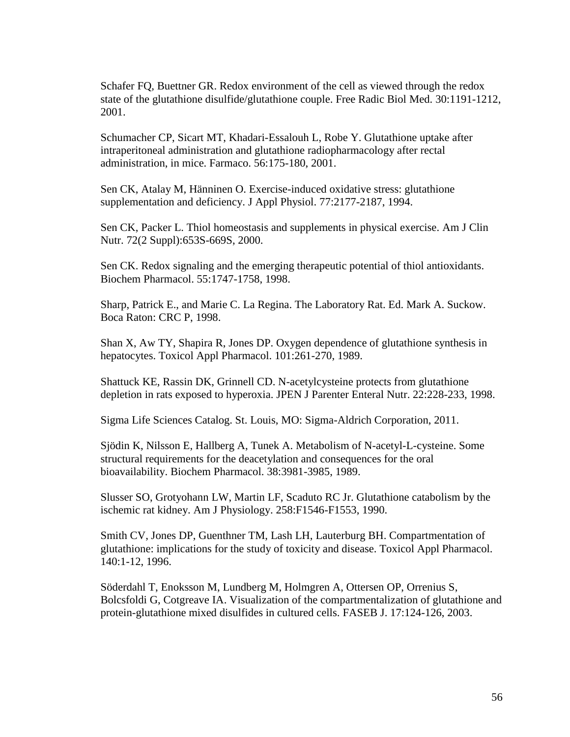Schafer FQ, Buettner GR. Redox environment of the cell as viewed through the redox state of the glutathione disulfide/glutathione couple. Free Radic Biol Med. 30:1191-1212, 2001.

Schumacher CP, Sicart MT, Khadari-Essalouh L, Robe Y. Glutathione uptake after intraperitoneal administration and glutathione radiopharmacology after rectal administration, in mice. Farmaco. 56:175-180, 2001.

Sen CK, Atalay M, Hänninen O. Exercise-induced oxidative stress: glutathione supplementation and deficiency. J Appl Physiol. 77:2177-2187, 1994.

Sen CK, Packer L. Thiol homeostasis and supplements in physical exercise. Am J Clin Nutr. 72(2 Suppl):653S-669S, 2000.

Sen CK. Redox signaling and the emerging therapeutic potential of thiol antioxidants. Biochem Pharmacol. 55:1747-1758, 1998.

Sharp, Patrick E., and Marie C. La Regina. The Laboratory Rat. Ed. Mark A. Suckow. Boca Raton: CRC P, 1998.

Shan X, Aw TY, Shapira R, Jones DP. Oxygen dependence of glutathione synthesis in hepatocytes. Toxicol Appl Pharmacol. 101:261-270, 1989.

Shattuck KE, Rassin DK, Grinnell CD. N-acetylcysteine protects from glutathione depletion in rats exposed to hyperoxia. JPEN J Parenter Enteral Nutr. 22:228-233, 1998.

Sigma Life Sciences Catalog. St. Louis, MO: Sigma-Aldrich Corporation, 2011.

Sjödin K, Nilsson E, Hallberg A, Tunek A. Metabolism of N-acetyl-L-cysteine. Some structural requirements for the deacetylation and consequences for the oral bioavailability. Biochem Pharmacol. 38:3981-3985, 1989.

Slusser SO, Grotyohann LW, Martin LF, Scaduto RC Jr. Glutathione catabolism by the ischemic rat kidney. Am J Physiology. 258:F1546-F1553, 1990.

Smith CV, Jones DP, Guenthner TM, Lash LH, Lauterburg BH. Compartmentation of glutathione: implications for the study of toxicity and disease. Toxicol Appl Pharmacol. 140:1-12, 1996.

Söderdahl T, Enoksson M, Lundberg M, Holmgren A, Ottersen OP, Orrenius S, Bolcsfoldi G, Cotgreave IA. Visualization of the compartmentalization of glutathione and protein-glutathione mixed disulfides in cultured cells. FASEB J. 17:124-126, 2003.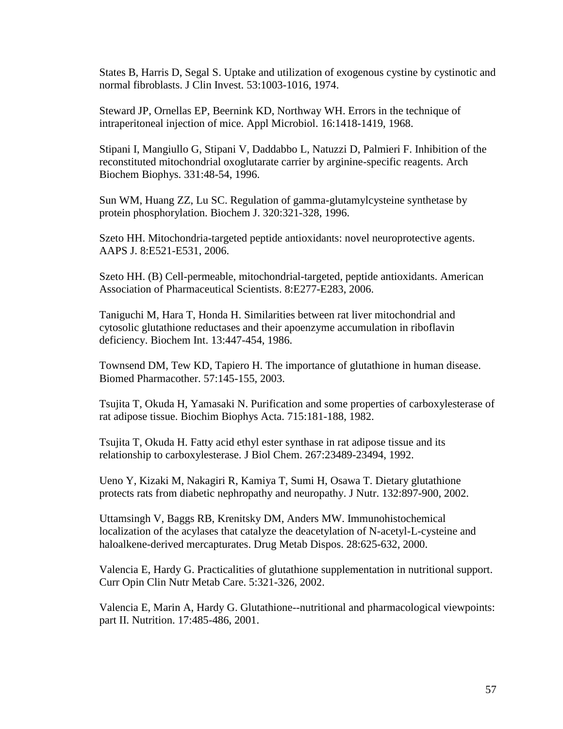States B, Harris D, Segal S. Uptake and utilization of exogenous cystine by cystinotic and normal fibroblasts. J Clin Invest. 53:1003-1016, 1974.

Steward JP, Ornellas EP, Beernink KD, Northway WH. Errors in the technique of intraperitoneal injection of mice. Appl Microbiol. 16:1418-1419, 1968.

Stipani I, Mangiullo G, Stipani V, Daddabbo L, Natuzzi D, Palmieri F. Inhibition of the reconstituted mitochondrial oxoglutarate carrier by arginine-specific reagents. Arch Biochem Biophys. 331:48-54, 1996.

Sun WM, Huang ZZ, Lu SC. Regulation of gamma-glutamylcysteine synthetase by protein phosphorylation. Biochem J. 320:321-328, 1996.

Szeto HH. Mitochondria-targeted peptide antioxidants: novel neuroprotective agents. AAPS J. 8:E521-E531, 2006.

Szeto HH. (B) Cell-permeable, mitochondrial-targeted, peptide antioxidants. American Association of Pharmaceutical Scientists. 8:E277-E283, 2006.

Taniguchi M, Hara T, Honda H. Similarities between rat liver mitochondrial and cytosolic glutathione reductases and their apoenzyme accumulation in riboflavin deficiency. Biochem Int. 13:447-454, 1986.

Townsend DM, Tew KD, Tapiero H. The importance of glutathione in human disease. Biomed Pharmacother. 57:145-155, 2003.

Tsujita T, Okuda H, Yamasaki N. Purification and some properties of carboxylesterase of rat adipose tissue. Biochim Biophys Acta. 715:181-188, 1982.

Tsujita T, Okuda H. Fatty acid ethyl ester synthase in rat adipose tissue and its relationship to carboxylesterase. J Biol Chem. 267:23489-23494, 1992.

Ueno Y, Kizaki M, Nakagiri R, Kamiya T, Sumi H, Osawa T. Dietary glutathione protects rats from diabetic nephropathy and neuropathy. J Nutr. 132:897-900, 2002.

Uttamsingh V, Baggs RB, Krenitsky DM, Anders MW. Immunohistochemical localization of the acylases that catalyze the deacetylation of N-acetyl-L-cysteine and haloalkene-derived mercapturates. Drug Metab Dispos. 28:625-632, 2000.

Valencia E, Hardy G. Practicalities of glutathione supplementation in nutritional support. Curr Opin Clin Nutr Metab Care. 5:321-326, 2002.

Valencia E, Marin A, Hardy G. Glutathione--nutritional and pharmacological viewpoints: part II. Nutrition. 17:485-486, 2001.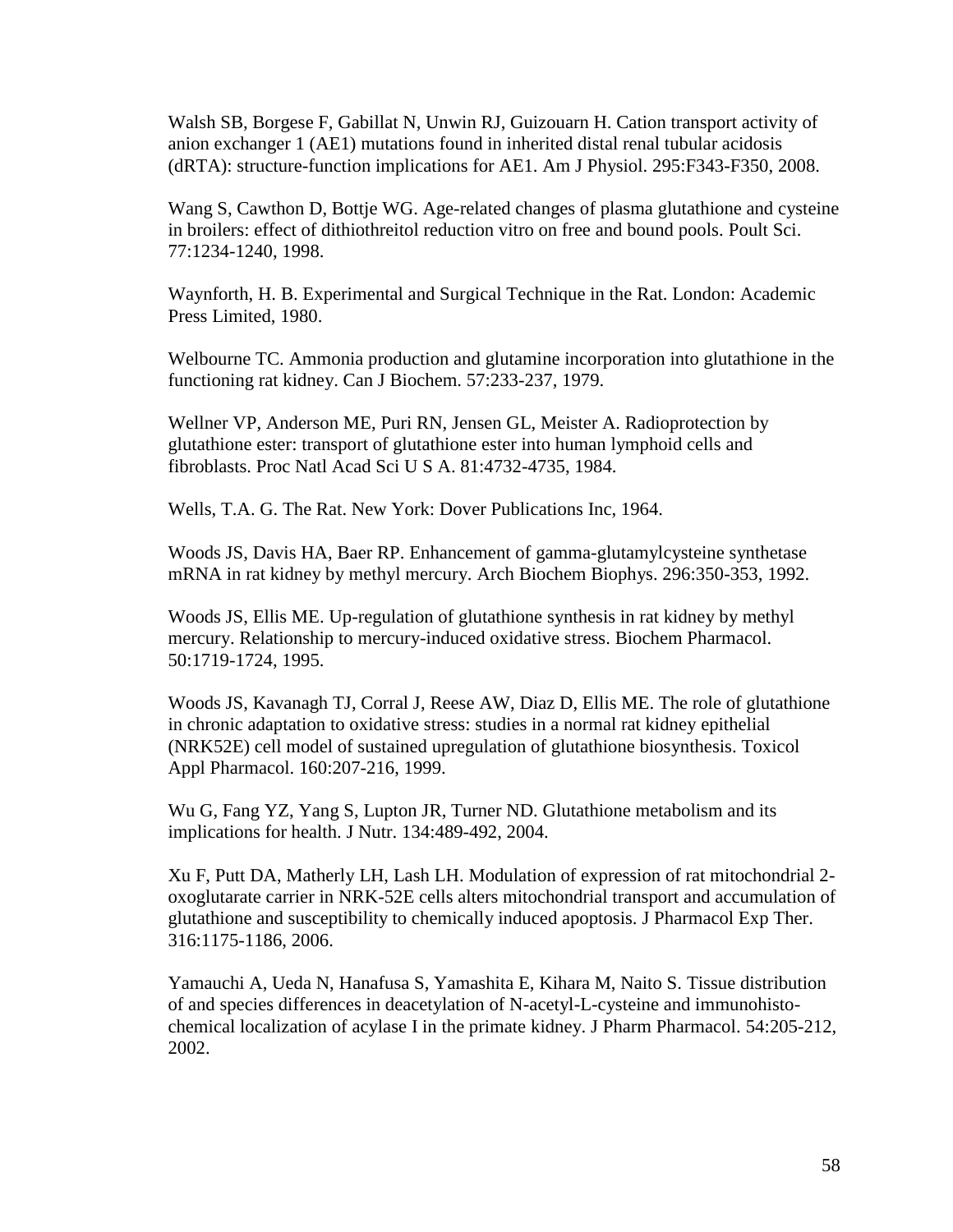Walsh SB, Borgese F, Gabillat N, Unwin RJ, Guizouarn H. Cation transport activity of anion exchanger 1 (AE1) mutations found in inherited distal renal tubular acidosis (dRTA): structure-function implications for AE1. Am J Physiol. 295:F343-F350, 2008.

Wang S, Cawthon D, Bottje WG. Age-related changes of plasma glutathione and cysteine in broilers: effect of dithiothreitol reduction vitro on free and bound pools. Poult Sci. 77:1234-1240, 1998.

Waynforth, H. B. Experimental and Surgical Technique in the Rat. London: Academic Press Limited, 1980.

Welbourne TC. Ammonia production and glutamine incorporation into glutathione in the functioning rat kidney. Can J Biochem. 57:233-237, 1979.

Wellner VP, Anderson ME, Puri RN, Jensen GL, Meister A. Radioprotection by glutathione ester: transport of glutathione ester into human lymphoid cells and fibroblasts. Proc Natl Acad Sci U S A. 81:4732-4735, 1984.

Wells, T.A. G. The Rat. New York: Dover Publications Inc, 1964.

Woods JS, Davis HA, Baer RP. Enhancement of gamma-glutamylcysteine synthetase mRNA in rat kidney by methyl mercury. Arch Biochem Biophys. 296:350-353, 1992.

Woods JS, Ellis ME. Up-regulation of glutathione synthesis in rat kidney by methyl mercury. Relationship to mercury-induced oxidative stress. Biochem Pharmacol. 50:1719-1724, 1995.

Woods JS, Kavanagh TJ, Corral J, Reese AW, Diaz D, Ellis ME. The role of glutathione in chronic adaptation to oxidative stress: studies in a normal rat kidney epithelial (NRK52E) cell model of sustained upregulation of glutathione biosynthesis. Toxicol Appl Pharmacol. 160:207-216, 1999.

Wu G, Fang YZ, Yang S, Lupton JR, Turner ND. Glutathione metabolism and its implications for health. J Nutr. 134:489-492, 2004.

Xu F, Putt DA, Matherly LH, Lash LH. Modulation of expression of rat mitochondrial 2-oxoglutarate carrier in NRK-52E cells alters mitochondrial transport and accumulation of glutathione and susceptibility to chemically induced apoptosis. J Pharmacol Exp Ther. 316:1175-1186, 2006.

Yamauchi A, Ueda N, Hanafusa S, Yamashita E, Kihara M, Naito S. Tissue distribution of and species differences in deacetylation of N-acetyl-L-cysteine and immunohisto-chemical localization of acylase I in the primate kidney. J Pharm Pharmacol. 54:205-212, 2002.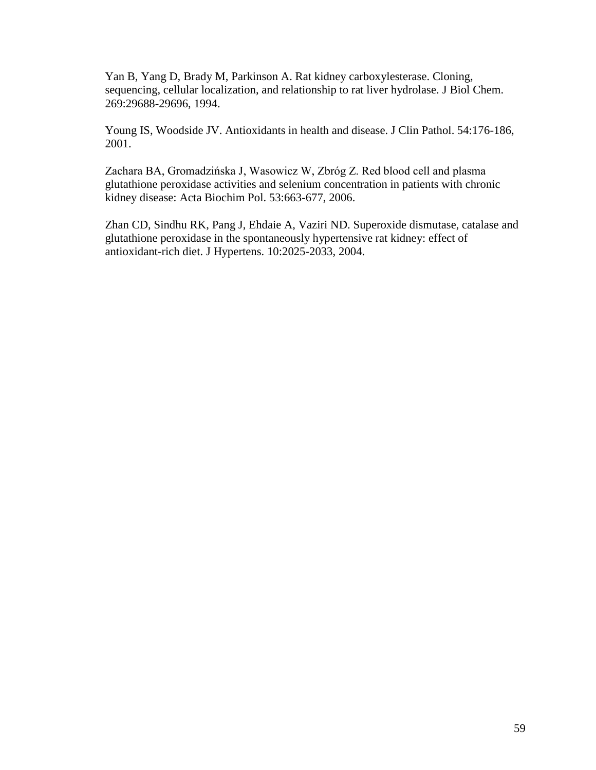Yan B, Yang D, Brady M, Parkinson A. Rat kidney carboxylesterase. Cloning, sequencing, cellular localization, and relationship to rat liver hydrolase. J Biol Chem. 269:29688-29696, 1994.

Young IS, Woodside JV. Antioxidants in health and disease. J Clin Pathol. 54:176-186, 2001.

Zachara BA, Gromadzińska J, Wasowicz W, Zbróg Z. Red blood cell and plasma glutathione peroxidase activities and selenium concentration in patients with chronic kidney disease: Acta Biochim Pol. 53:663-677, 2006.

Zhan CD, Sindhu RK, Pang J, Ehdaie A, Vaziri ND. Superoxide dismutase, catalase and glutathione peroxidase in the spontaneously hypertensive rat kidney: effect of antioxidant-rich diet. J Hypertens. 10:2025-2033, 2004.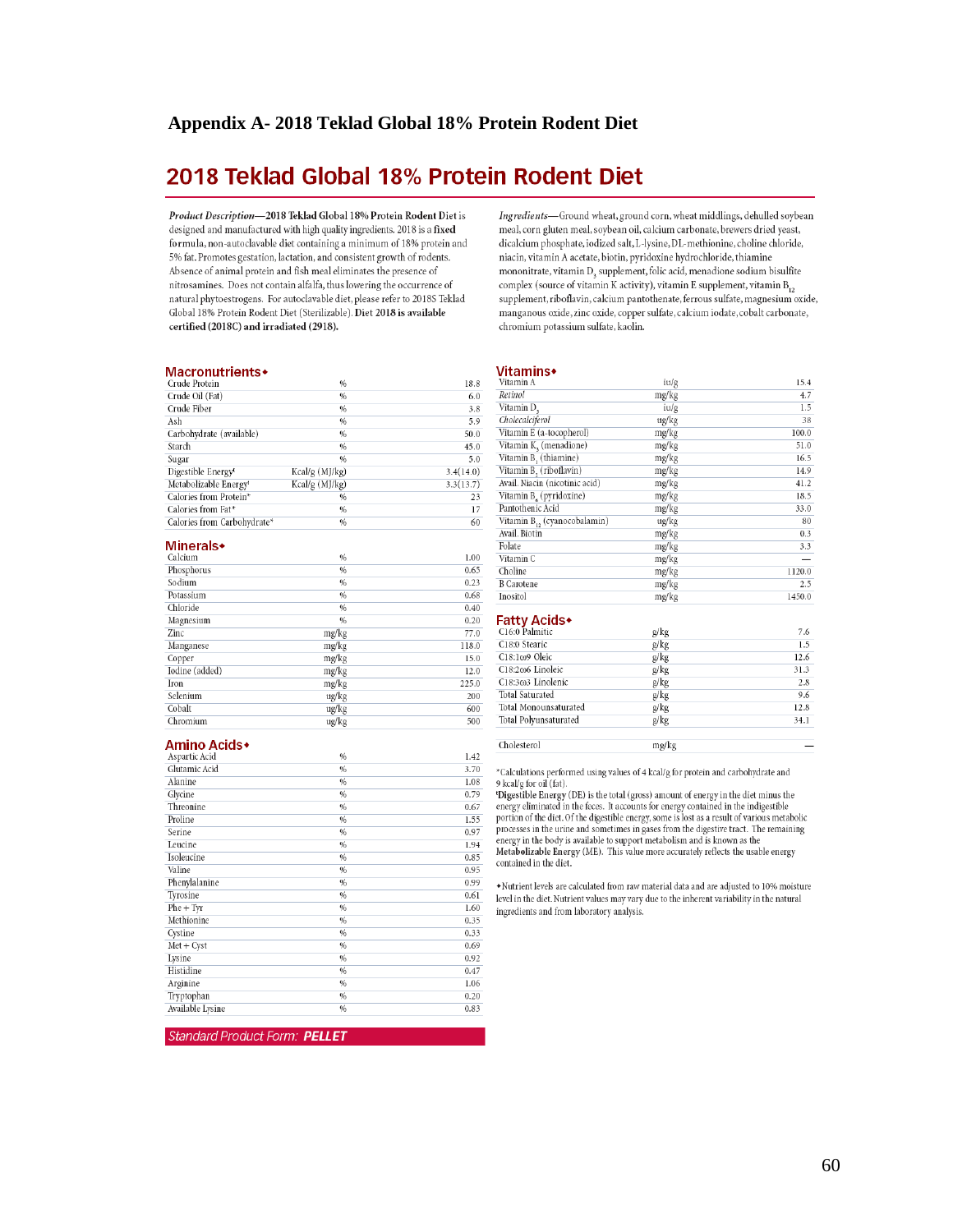## Appendix A- 2018 Teklad Global 18% Protein Rodent Diet

# 2018 Teklad Global 18% Protein Rodent Diet

***Product Description*—2018 Teklad Global 18% Protein Rodent Diet** is designed and manufactured with high quality ingredients. 2018 is a **fixed formula**, non-autoclavable diet containing a minimum of 18% protein and 5% fat. Promotes gestation, lactation, and consistent growth of rodents. Absence of animal protein and fish meal eliminates the presence of nitrosamines. Does not contain alfalfa, thus lowering the occurrence of natural phytoestrogens. For autoclavable diet, please refer to 2018S Teklad Global 18% Protein Rodent Diet (Sterilizable). **Diet 2018 is available certified (2018C) and irradiated (2918).**

***Ingredients***—Ground wheat, ground corn, wheat middlings, dehulled soybean meal, corn gluten meal, soybean oil, calcium carbonate, brewers dried yeast, dicalcium phosphate, iodized salt, L-lysine, DL-methionine, choline chloride, niacin, vitamin A acetate, biotin, pyridoxine hydrochloride, thiamine mononitrate, vitamin $D_3$ supplement, folic acid, menadione sodium bisulfite complex (source of vitamin K activity), vitamin E supplement, vitamin $B_{12}$ supplement, riboflavin, calcium pantothenate, ferrous sulfate, magnesium oxide, manganous oxide, zinc oxide, copper sulfate, calcium iodate, cobalt carbonate, chromium potassium sulfate, kaolin.

### Macronutrients◆

| | | |
|---|---|---|
| Crude Protein | % | 18.8 |
| Crude Oil (Fat) | % | 6.0 |
| Crude Fiber | % | 3.8 |
| Ash | % | 5.9 |
| Carbohydrate (available) | % | 50.0 |
| Starch | % | 45.0 |
| Sugar | % | 5.0 |
| Digestible Energy[ǂ] | Kcal/g (MJ/kg) | 3.4(14.0) |
| Metabolizable Energy[ǂ] | Kcal/g (MJ/kg) | 3.3(13.7) |
| Calories from Protein* | % | 23 |
| Calories from Fat* | % | 17 |
| Calories from Carbohydrate* | % | 60 |

### Minerals◆

| | | |
|---|---|---|
| Calcium | % | 1.00 |
| Phosphorus | % | 0.65 |
| Sodium | % | 0.23 |
| Potassium | % | 0.68 |
| Chloride | % | 0.40 |
| Magnesium | % | 0.20 |
| Zinc | mg/kg | 77.0 |
| Manganese | mg/kg | 118.0 |
| Copper | mg/kg | 15.0 |
| Iodine (added) | mg/kg | 12.0 |
| Iron | mg/kg | 225.0 |
| Selenium | ug/kg | 200 |
| Cobalt | ug/kg | 600 |
| Chromium | ug/kg | 500 |

### Amino Acids◆

| | | |
|---|---|---|
| Aspartic Acid | % | 1.42 |
| Glutamic Acid | % | 3.70 |
| Alanine | % | 1.08 |
| Glycine | % | 0.79 |
| Threonine | % | 0.67 |
| Proline | % | 1.55 |
| Serine | % | 0.97 |
| Leucine | % | 1.94 |
| Isoleucine | % | 0.85 |
| Valine | % | 0.95 |
| Phenylalanine | % | 0.99 |
| Tyrosine | % | 0.61 |
| Phe + Tyr | % | 1.60 |
| Methionine | % | 0.35 |
| Cystine | % | 0.33 |
| Met + Cyst | % | 0.69 |
| Lysine | % | 0.92 |
| Histidine | % | 0.47 |
| Arginine | % | 1.06 |
| Tryptophan | % | 0.20 |
| Available Lysine | % | 0.83 |

*Standard Product Form:* ***PELLET***

### Vitamins◆

| | | |
|---|---|---|
| Vitamin A | iu/g | 15.4 |
| *Retinol* | mg/kg | 4.7 |
| Vitamin $D_3$ | iu/g | 1.5 |
| *Cholecalciferol* | ug/kg | 38 |
| Vitamin E (a-tocopherol) | mg/kg | 100.0 |
| Vitamin $K_3$ (menadione) | mg/kg | 51.0 |
| Vitamin $B_1$ (thiamine) | mg/kg | 16.5 |
| Vitamin $B_2$ (riboflavin) | mg/kg | 14.9 |
| Avail. Niacin (nicotinic acid) | mg/kg | 41.2 |
| Vitamin $B_6$ (pyridoxine) | mg/kg | 18.5 |
| Pantothenic Acid | mg/kg | 33.0 |
| Vitamin $B_{12}$ (cyanocobalamin) | ug/kg | 80 |
| Avail. Biotin | mg/kg | 0.3 |
| Folate | mg/kg | 3.3 |
| Vitamin C | mg/kg | — |
| Choline | mg/kg | 1120.0 |
| B Carotene | mg/kg | 2.5 |
| Inositol | mg/kg | 1450.0 |

### Fatty Acids◆

| | | |
|---|---|---|
| C16:0 Palmitic | g/kg | 7.6 |
| C18:0 Stearic | g/kg | 1.5 |
| C18:1ω9 Oleic | g/kg | 12.6 |
| C18:2ω6 Linoleic | g/kg | 31.3 |
| C18:3ω3 Linolenic | g/kg | 2.8 |
| Total Saturated | g/kg | 9.6 |
| Total Monounsaturated | g/kg | 12.8 |
| Total Polyunsaturated | g/kg | 34.1 |
| | | |
| Cholesterol | mg/kg | — |

*Calculations performed using values of 4 kcal/g for protein and carbohydrate and 9 kcal/g for oil (fat).

ǂ**Digestible Energy** (DE) is the total (gross) amount of energy in the diet minus the energy eliminated in the feces. It accounts for energy contained in the indigestible portion of the diet. Of the digestible energy, some is lost as a result of various metabolic processes in the urine and sometimes in gases from the digestive tract. The remaining energy in the body is available to support metabolism and is known as the **Metabolizable Energy** (ME). This value more accurately reflects the usable energy contained in the diet.

◆Nutrient levels are calculated from raw material data and are adjusted to 10% moisture level in the diet. Nutrient values may vary due to the inherent variability in the natural ingredients and from laboratory analysis.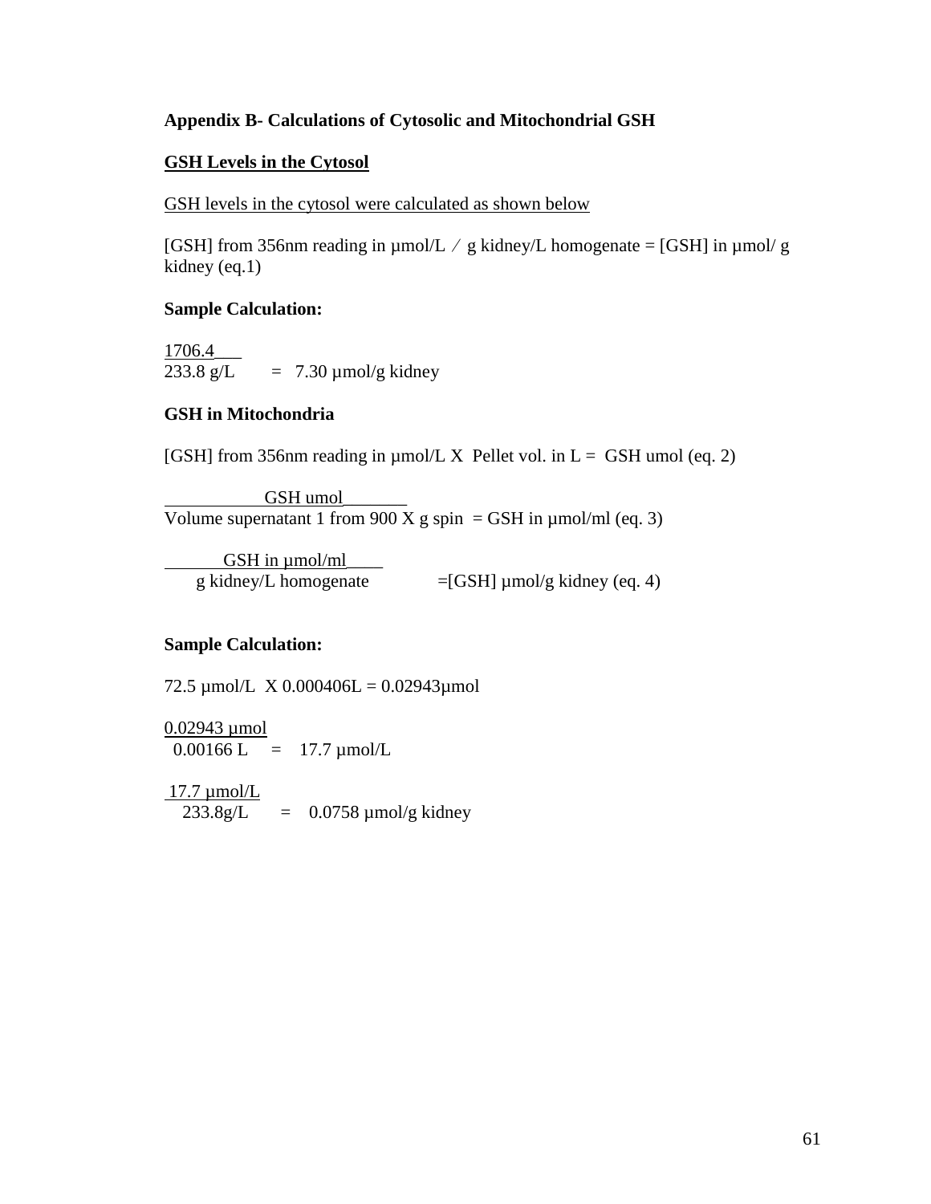**Appendix B- Calculations of Cytosolic and Mitochondrial GSH**

**GSH Levels in the Cytosol**

GSH levels in the cytosol were calculated as shown below

[GSH] from 356nm reading in µmol/L ⁄ g kidney/L homogenate = [GSH] in µmol/ g kidney (eq.1)

**Sample Calculation:**

$$\frac{1706.4}{233.8 \text{ g/L}} = 7.30 \text{ µmol/g kidney}$$

**GSH in Mitochondria**

[GSH] from 356nm reading in µmol/L X Pellet vol. in L = GSH umol (eq. 2)

$$\frac{\text{GSH umol}}{\text{Volume supernatant 1 from 900 X g spin}} = \text{GSH in µmol/ml (eq. 3)}$$

$$\frac{\text{GSH in µmol/ml}}{\text{g kidney/L homogenate}} = \text{[GSH] µmol/g kidney (eq. 4)}$$

**Sample Calculation:**

72.5 µmol/L X 0.000406L = 0.02943µmol

$$\frac{0.02943 \text{ µmol}}{0.00166 \text{ L}} = 17.7 \text{ µmol/L}$$

$$\frac{17.7 \text{ µmol/L}}{233.8\text{g/L}} = 0.0758 \text{ µmol/g kidney}$$